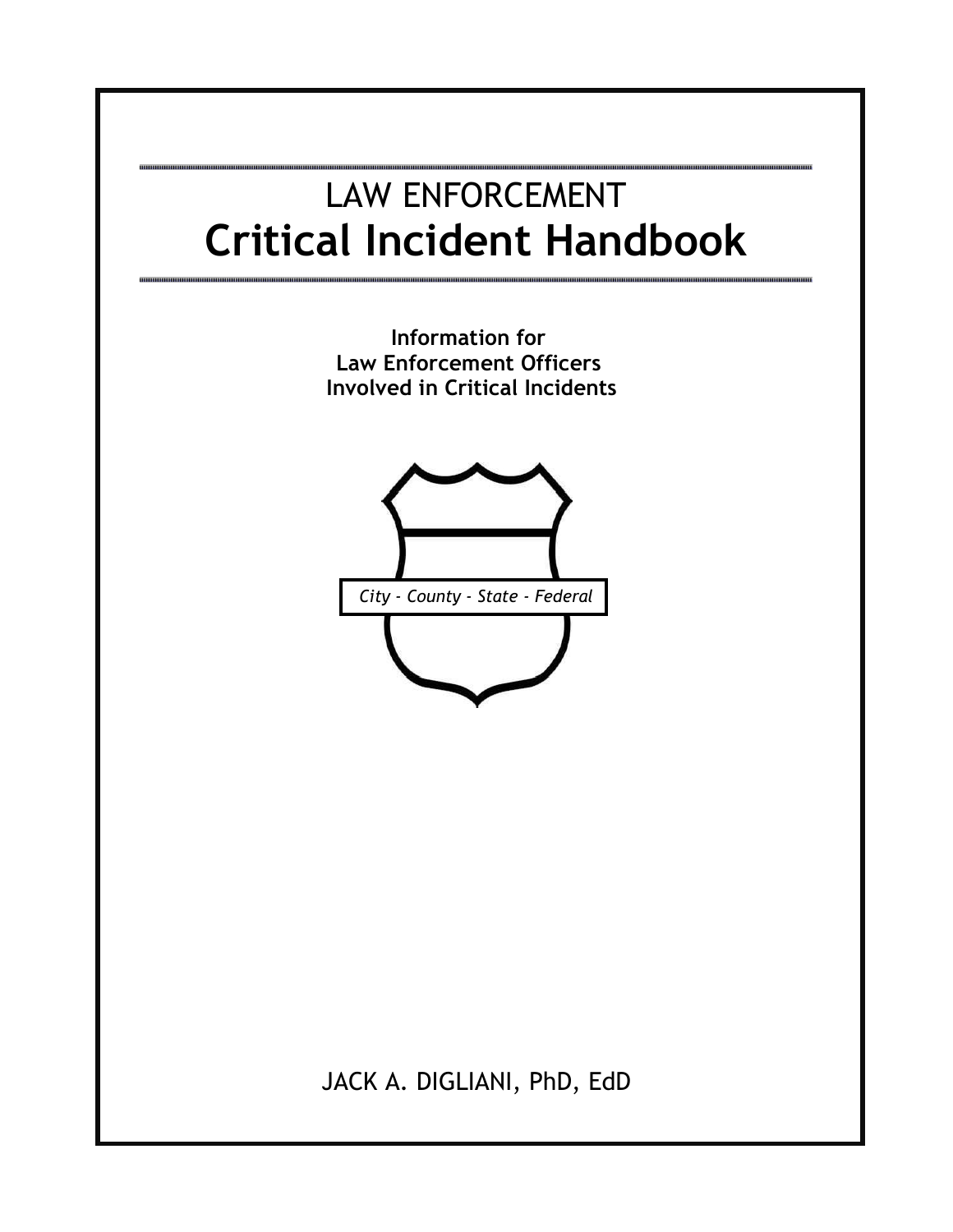# LAW ENFORCEMENT
# Critical Incident Handbook

**Information for**
**Law Enforcement Officers**
**Involved in Critical Incidents**

*City - County - State - Federal*

JACK A. DIGLIANI, PhD, EdD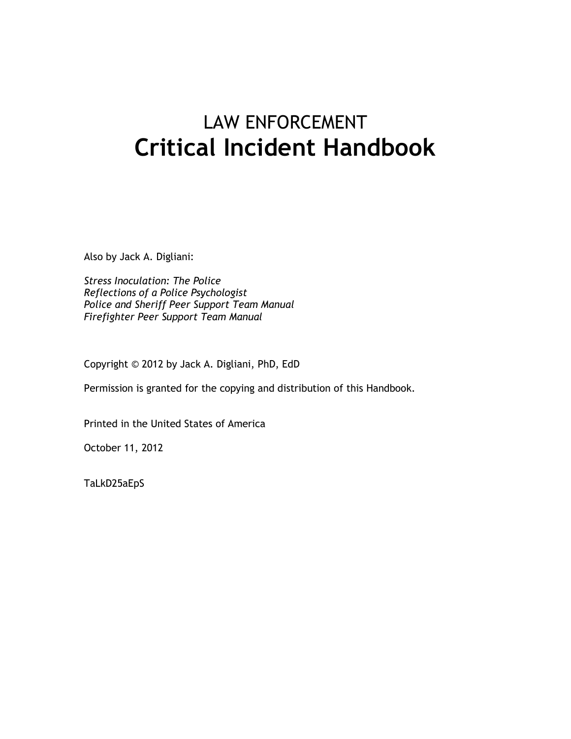# LAW ENFORCEMENT
# **Critical Incident Handbook**

Also by Jack A. Digliani:

*Stress Inoculation: The Police*
*Reflections of a Police Psychologist*
*Police and Sheriff Peer Support Team Manual*
*Firefighter Peer Support Team Manual*

Copyright © 2012 by Jack A. Digliani, PhD, EdD

Permission is granted for the copying and distribution of this Handbook.

Printed in the United States of America

October 11, 2012

TaLkD25aEpS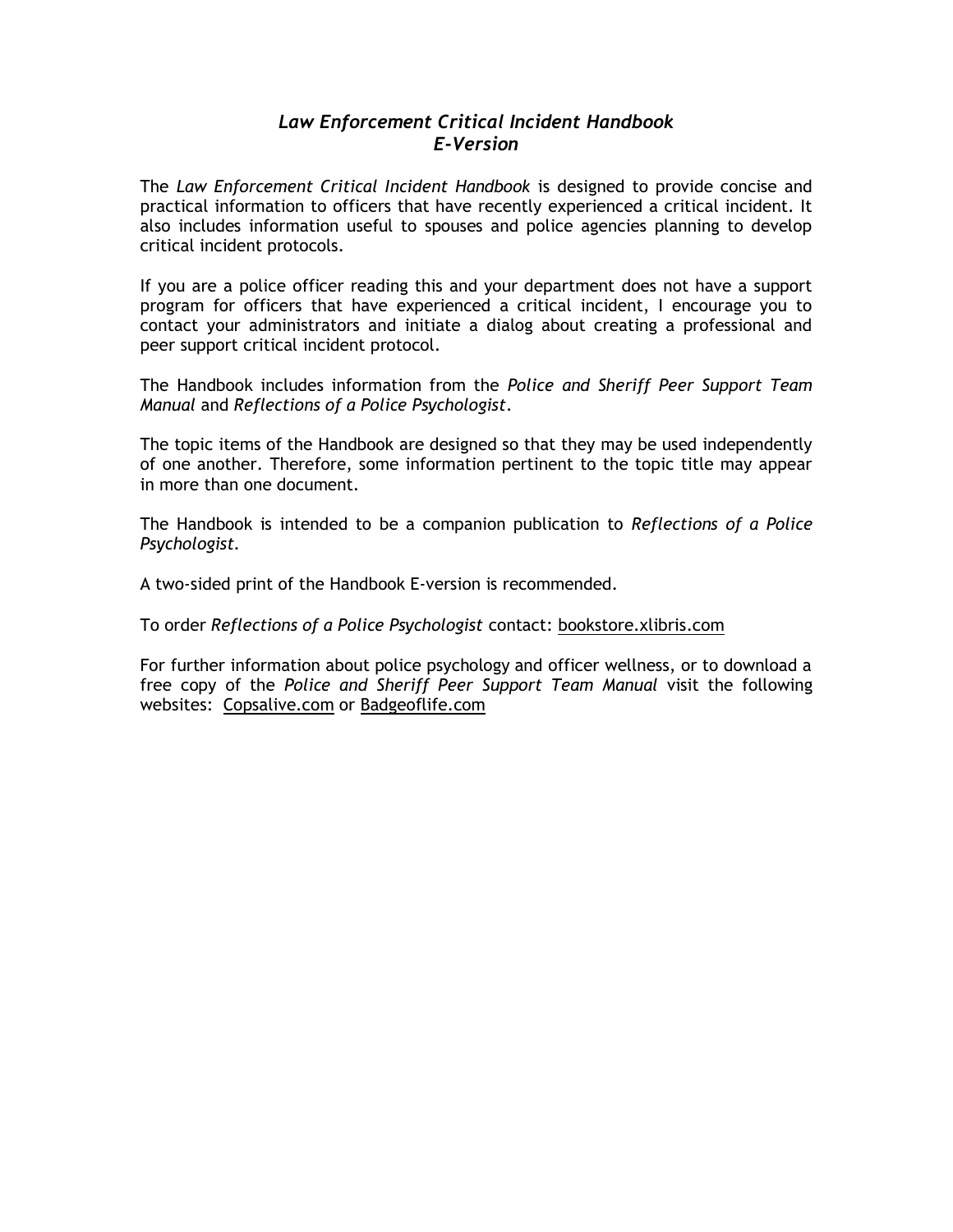# *Law Enforcement Critical Incident Handbook*
## *E-Version*

The *Law Enforcement Critical Incident Handbook* is designed to provide concise and practical information to officers that have recently experienced a critical incident. It also includes information useful to spouses and police agencies planning to develop critical incident protocols.

If you are a police officer reading this and your department does not have a support program for officers that have experienced a critical incident, I encourage you to contact your administrators and initiate a dialog about creating a professional and peer support critical incident protocol.

The Handbook includes information from the *Police and Sheriff Peer Support Team Manual* and *Reflections of a Police Psychologist*.

The topic items of the Handbook are designed so that they may be used independently of one another. Therefore, some information pertinent to the topic title may appear in more than one document.

The Handbook is intended to be a companion publication to *Reflections of a Police Psychologist*.

A two-sided print of the Handbook E-version is recommended.

To order *Reflections of a Police Psychologist* contact: bookstore.xlibris.com

For further information about police psychology and officer wellness, or to download a free copy of the *Police and Sheriff Peer Support Team Manual* visit the following websites: Copsalive.com or Badgeoflife.com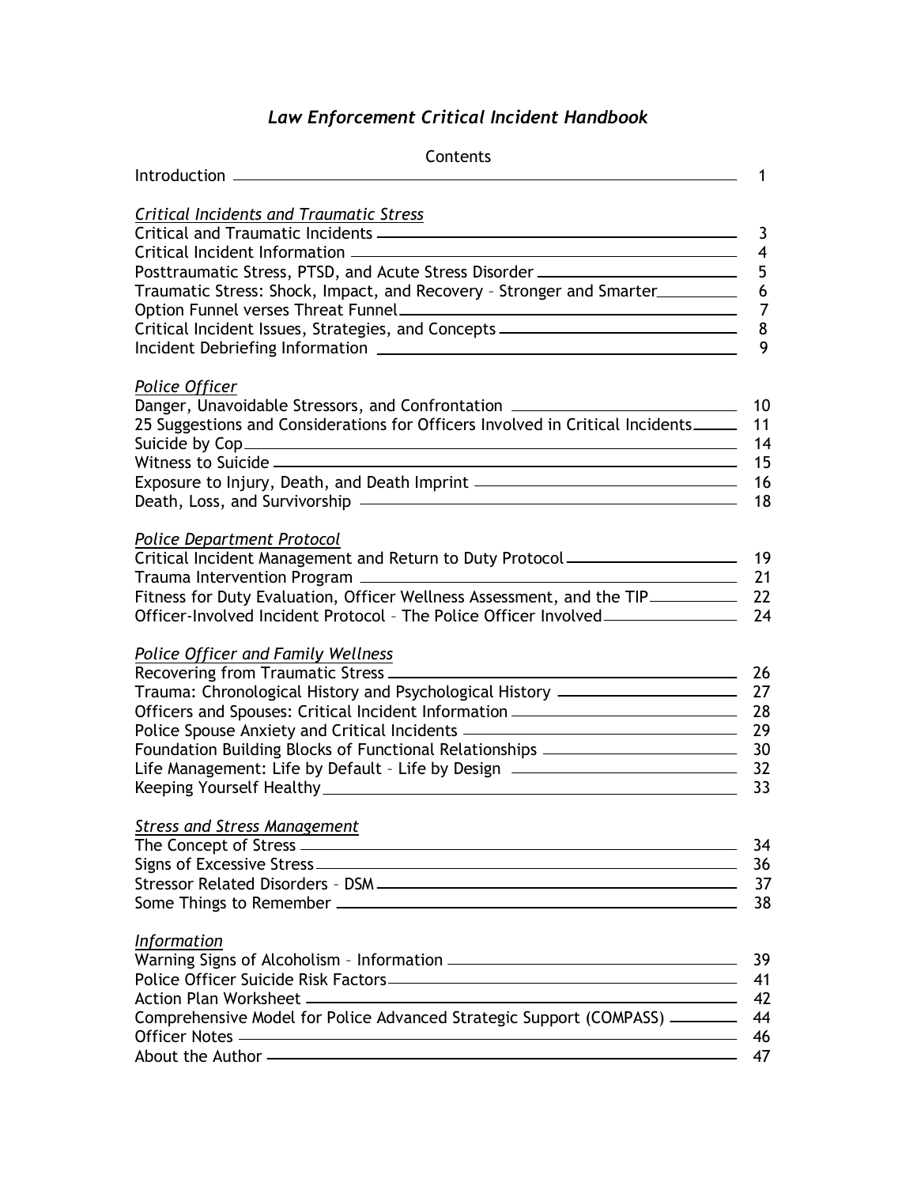# *Law Enforcement Critical Incident Handbook*

Contents

| | |
|---|---|
| Introduction | 1 |
| ***Critical Incidents and Traumatic Stress*** | |
| Critical and Traumatic Incidents | 3 |
| Critical Incident Information | 4 |
| Posttraumatic Stress, PTSD, and Acute Stress Disorder | 5 |
| Traumatic Stress: Shock, Impact, and Recovery – Stronger and Smarter | 6 |
| Option Funnel verses Threat Funnel | 7 |
| Critical Incident Issues, Strategies, and Concepts | 8 |
| Incident Debriefing Information | 9 |
| ***Police Officer*** | |
| Danger, Unavoidable Stressors, and Confrontation | 10 |
| 25 Suggestions and Considerations for Officers Involved in Critical Incidents | 11 |
| Suicide by Cop | 14 |
| Witness to Suicide | 15 |
| Exposure to Injury, Death, and Death Imprint | 16 |
| Death, Loss, and Survivorship | 18 |
| ***Police Department Protocol*** | |
| Critical Incident Management and Return to Duty Protocol | 19 |
| Trauma Intervention Program | 21 |
| Fitness for Duty Evaluation, Officer Wellness Assessment, and the TIP | 22 |
| Officer-Involved Incident Protocol – The Police Officer Involved | 24 |
| ***Police Officer and Family Wellness*** | |
| Recovering from Traumatic Stress | 26 |
| Trauma: Chronological History and Psychological History | 27 |
| Officers and Spouses: Critical Incident Information | 28 |
| Police Spouse Anxiety and Critical Incidents | 29 |
| Foundation Building Blocks of Functional Relationships | 30 |
| Life Management: Life by Default – Life by Design | 32 |
| Keeping Yourself Healthy | 33 |
| ***Stress and Stress Management*** | |
| The Concept of Stress | 34 |
| Signs of Excessive Stress | 36 |
| Stressor Related Disorders – DSM | 37 |
| Some Things to Remember | 38 |
| ***Information*** | |
| Warning Signs of Alcoholism – Information | 39 |
| Police Officer Suicide Risk Factors | 41 |
| Action Plan Worksheet | 42 |
| Comprehensive Model for Police Advanced Strategic Support (COMPASS) | 44 |
| Officer Notes | 46 |
| About the Author | 47 |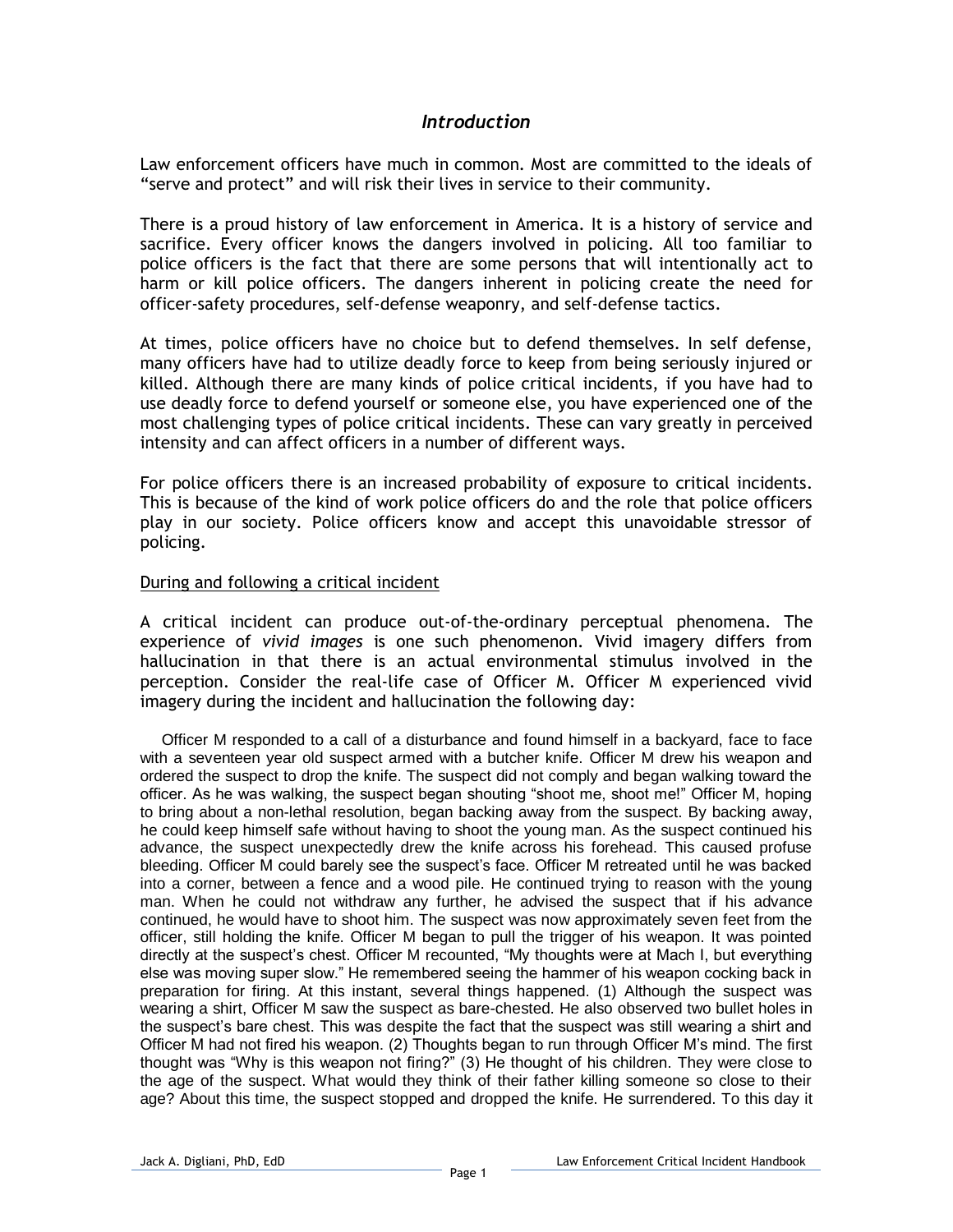## *Introduction*

Law enforcement officers have much in common. Most are committed to the ideals of "serve and protect" and will risk their lives in service to their community.

There is a proud history of law enforcement in America. It is a history of service and sacrifice. Every officer knows the dangers involved in policing. All too familiar to police officers is the fact that there are some persons that will intentionally act to harm or kill police officers. The dangers inherent in policing create the need for officer-safety procedures, self-defense weaponry, and self-defense tactics.

At times, police officers have no choice but to defend themselves. In self defense, many officers have had to utilize deadly force to keep from being seriously injured or killed. Although there are many kinds of police critical incidents, if you have had to use deadly force to defend yourself or someone else, you have experienced one of the most challenging types of police critical incidents. These can vary greatly in perceived intensity and can affect officers in a number of different ways.

For police officers there is an increased probability of exposure to critical incidents. This is because of the kind of work police officers do and the role that police officers play in our society. Police officers know and accept this unavoidable stressor of policing.

<u>During and following a critical incident</u>

A critical incident can produce out-of-the-ordinary perceptual phenomena. The experience of *vivid images* is one such phenomenon. Vivid imagery differs from hallucination in that there is an actual environmental stimulus involved in the perception. Consider the real-life case of Officer M. Officer M experienced vivid imagery during the incident and hallucination the following day:

> Officer M responded to a call of a disturbance and found himself in a backyard, face to face with a seventeen year old suspect armed with a butcher knife. Officer M drew his weapon and ordered the suspect to drop the knife. The suspect did not comply and began walking toward the officer. As he was walking, the suspect began shouting "shoot me, shoot me!" Officer M, hoping to bring about a non-lethal resolution, began backing away from the suspect. By backing away, he could keep himself safe without having to shoot the young man. As the suspect continued his advance, the suspect unexpectedly drew the knife across his forehead. This caused profuse bleeding. Officer M could barely see the suspect's face. Officer M retreated until he was backed into a corner, between a fence and a wood pile. He continued trying to reason with the young man. When he could not withdraw any further, he advised the suspect that if his advance continued, he would have to shoot him. The suspect was now approximately seven feet from the officer, still holding the knife. Officer M began to pull the trigger of his weapon. It was pointed directly at the suspect's chest. Officer M recounted, "My thoughts were at Mach I, but everything else was moving super slow." He remembered seeing the hammer of his weapon cocking back in preparation for firing. At this instant, several things happened. (1) Although the suspect was wearing a shirt, Officer M saw the suspect as bare-chested. He also observed two bullet holes in the suspect's bare chest. This was despite the fact that the suspect was still wearing a shirt and Officer M had not fired his weapon. (2) Thoughts began to run through Officer M's mind. The first thought was "Why is this weapon not firing?" (3) He thought of his children. They were close to the age of the suspect. What would they think of their father killing someone so close to their age? About this time, the suspect stopped and dropped the knife. He surrendered. To this day it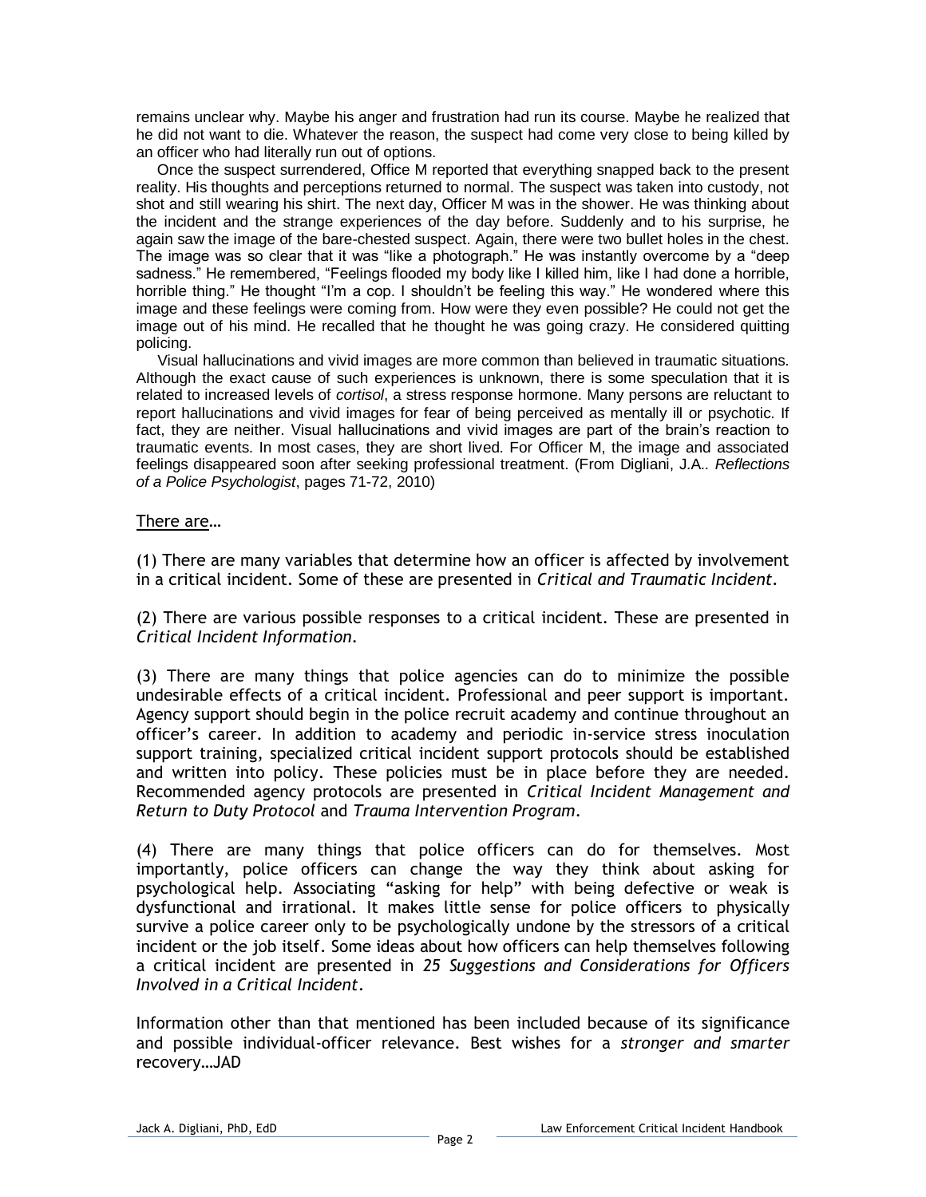remains unclear why. Maybe his anger and frustration had run its course. Maybe he realized that he did not want to die. Whatever the reason, the suspect had come very close to being killed by an officer who had literally run out of options.

Once the suspect surrendered, Office M reported that everything snapped back to the present reality. His thoughts and perceptions returned to normal. The suspect was taken into custody, not shot and still wearing his shirt. The next day, Officer M was in the shower. He was thinking about the incident and the strange experiences of the day before. Suddenly and to his surprise, he again saw the image of the bare-chested suspect. Again, there were two bullet holes in the chest. The image was so clear that it was "like a photograph." He was instantly overcome by a "deep sadness." He remembered, "Feelings flooded my body like I killed him, like I had done a horrible, horrible thing." He thought "I'm a cop. I shouldn't be feeling this way." He wondered where this image and these feelings were coming from. How were they even possible? He could not get the image out of his mind. He recalled that he thought he was going crazy. He considered quitting policing.

Visual hallucinations and vivid images are more common than believed in traumatic situations. Although the exact cause of such experiences is unknown, there is some speculation that it is related to increased levels of *cortisol*, a stress response hormone. Many persons are reluctant to report hallucinations and vivid images for fear of being perceived as mentally ill or psychotic. If fact, they are neither. Visual hallucinations and vivid images are part of the brain's reaction to traumatic events. In most cases, they are short lived. For Officer M, the image and associated feelings disappeared soon after seeking professional treatment. (From Digliani, J.A.. *Reflections of a Police Psychologist*, pages 71-72, 2010)

<u>There are</u>…

(1) There are many variables that determine how an officer is affected by involvement in a critical incident. Some of these are presented in *Critical and Traumatic Incident*.

(2) There are various possible responses to a critical incident. These are presented in *Critical Incident Information*.

(3) There are many things that police agencies can do to minimize the possible undesirable effects of a critical incident. Professional and peer support is important. Agency support should begin in the police recruit academy and continue throughout an officer's career. In addition to academy and periodic in-service stress inoculation support training, specialized critical incident support protocols should be established and written into policy. These policies must be in place before they are needed. Recommended agency protocols are presented in *Critical Incident Management and Return to Duty Protocol* and *Trauma Intervention Program*.

(4) There are many things that police officers can do for themselves. Most importantly, police officers can change the way they think about asking for psychological help. Associating "asking for help" with being defective or weak is dysfunctional and irrational. It makes little sense for police officers to physically survive a police career only to be psychologically undone by the stressors of a critical incident or the job itself. Some ideas about how officers can help themselves following a critical incident are presented in *25 Suggestions and Considerations for Officers Involved in a Critical Incident*.

Information other than that mentioned has been included because of its significance and possible individual-officer relevance. Best wishes for a *stronger and smarter* recovery…JAD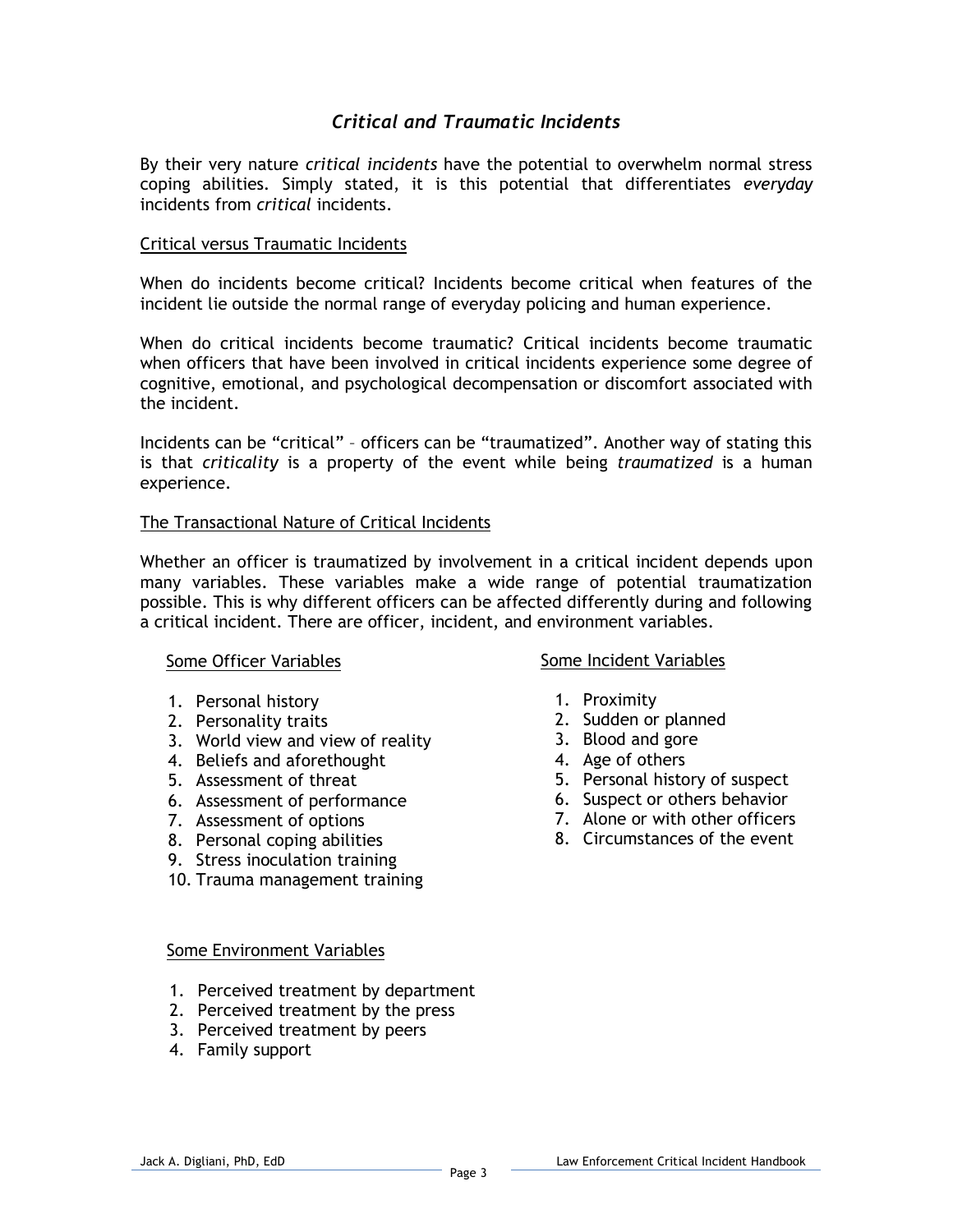## *Critical and Traumatic Incidents*

By their very nature *critical incidents* have the potential to overwhelm normal stress coping abilities. Simply stated, it is this potential that differentiates *everyday* incidents from *critical* incidents.

### Critical versus Traumatic Incidents

When do incidents become critical? Incidents become critical when features of the incident lie outside the normal range of everyday policing and human experience.

When do critical incidents become traumatic? Critical incidents become traumatic when officers that have been involved in critical incidents experience some degree of cognitive, emotional, and psychological decompensation or discomfort associated with the incident.

Incidents can be "critical" – officers can be "traumatized". Another way of stating this is that *criticality* is a property of the event while being *traumatized* is a human experience.

### The Transactional Nature of Critical Incidents

Whether an officer is traumatized by involvement in a critical incident depends upon many variables. These variables make a wide range of potential traumatization possible. This is why different officers can be affected differently during and following a critical incident. There are officer, incident, and environment variables.

#### Some Officer Variables

1. Personal history
2. Personality traits
3. World view and view of reality
4. Beliefs and aforethought
5. Assessment of threat
6. Assessment of performance
7. Assessment of options
8. Personal coping abilities
9. Stress inoculation training
10. Trauma management training

#### Some Incident Variables

1. Proximity
2. Sudden or planned
3. Blood and gore
4. Age of others
5. Personal history of suspect
6. Suspect or others behavior
7. Alone or with other officers
8. Circumstances of the event

#### Some Environment Variables

1. Perceived treatment by department
2. Perceived treatment by the press
3. Perceived treatment by peers
4. Family support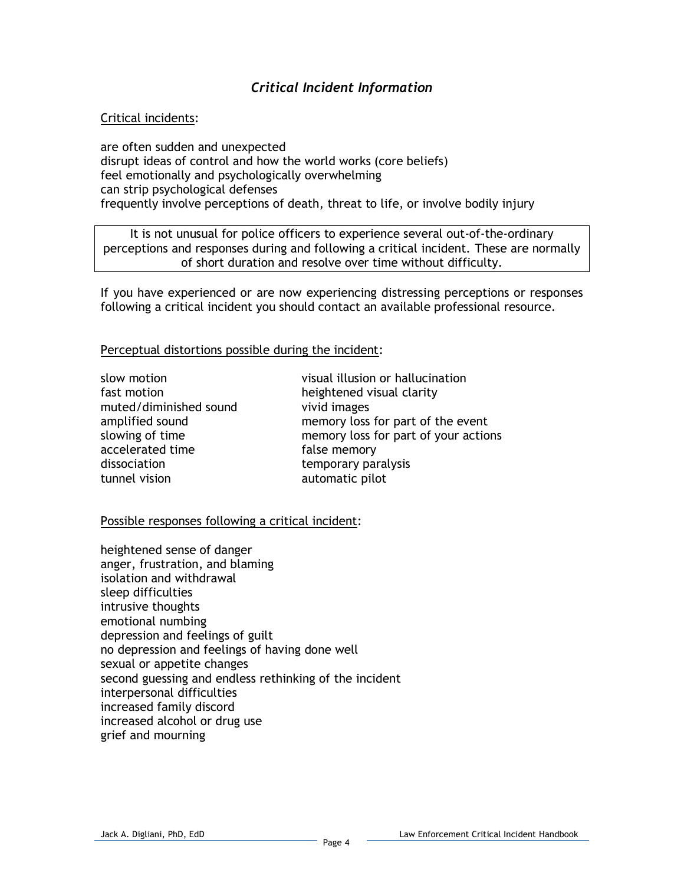## *Critical Incident Information*

Critical incidents:

are often sudden and unexpected
disrupt ideas of control and how the world works (core beliefs)
feel emotionally and psychologically overwhelming
can strip psychological defenses
frequently involve perceptions of death, threat to life, or involve bodily injury

> It is not unusual for police officers to experience several out-of-the-ordinary perceptions and responses during and following a critical incident. These are normally of short duration and resolve over time without difficulty.

If you have experienced or are now experiencing distressing perceptions or responses following a critical incident you should contact an available professional resource.

Perceptual distortions possible during the incident:

slow motion
fast motion
muted/diminished sound
amplified sound
slowing of time
accelerated time
dissociation
tunnel vision
visual illusion or hallucination
heightened visual clarity
vivid images
memory loss for part of the event
memory loss for part of your actions
false memory
temporary paralysis
automatic pilot

Possible responses following a critical incident:

heightened sense of danger
anger, frustration, and blaming
isolation and withdrawal
sleep difficulties
intrusive thoughts
emotional numbing
depression and feelings of guilt
no depression and feelings of having done well
sexual or appetite changes
second guessing and endless rethinking of the incident
interpersonal difficulties
increased family discord
increased alcohol or drug use
grief and mourning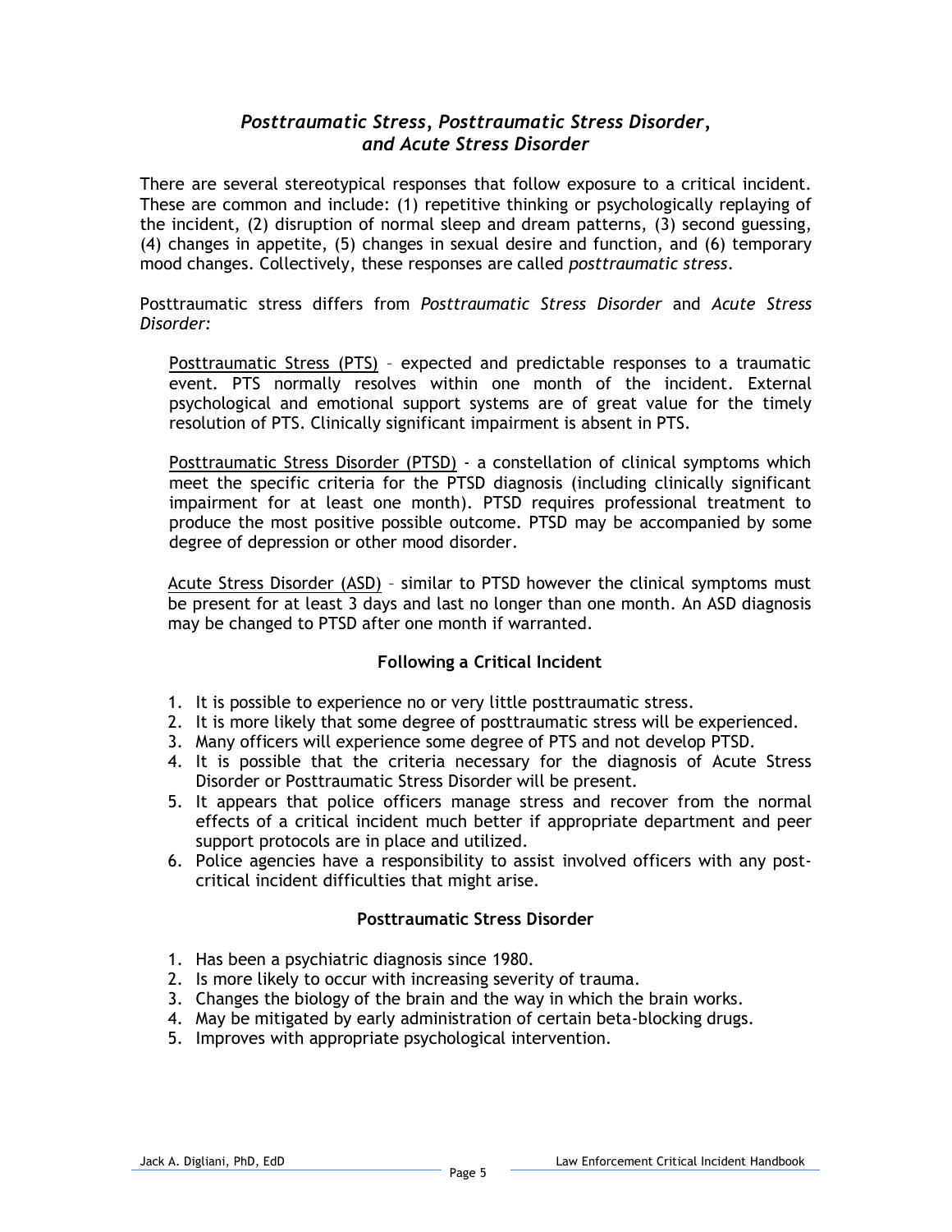## *Posttraumatic Stress, Posttraumatic Stress Disorder, and Acute Stress Disorder*

There are several stereotypical responses that follow exposure to a critical incident. These are common and include: (1) repetitive thinking or psychologically replaying of the incident, (2) disruption of normal sleep and dream patterns, (3) second guessing, (4) changes in appetite, (5) changes in sexual desire and function, and (6) temporary mood changes. Collectively, these responses are called *posttraumatic stress*.

Posttraumatic stress differs from *Posttraumatic Stress Disorder* and *Acute Stress Disorder:*

> <u>Posttraumatic Stress (PTS)</u> – expected and predictable responses to a traumatic event. PTS normally resolves within one month of the incident. External psychological and emotional support systems are of great value for the timely resolution of PTS. Clinically significant impairment is absent in PTS.
>
> <u>Posttraumatic Stress Disorder (PTSD)</u> - a constellation of clinical symptoms which meet the specific criteria for the PTSD diagnosis (including clinically significant impairment for at least one month). PTSD requires professional treatment to produce the most positive possible outcome. PTSD may be accompanied by some degree of depression or other mood disorder.
>
> <u>Acute Stress Disorder (ASD)</u> – similar to PTSD however the clinical symptoms must be present for at least 3 days and last no longer than one month. An ASD diagnosis may be changed to PTSD after one month if warranted.

### Following a Critical Incident

1. It is possible to experience no or very little posttraumatic stress.
2. It is more likely that some degree of posttraumatic stress will be experienced.
3. Many officers will experience some degree of PTS and not develop PTSD.
4. It is possible that the criteria necessary for the diagnosis of Acute Stress Disorder or Posttraumatic Stress Disorder will be present.
5. It appears that police officers manage stress and recover from the normal effects of a critical incident much better if appropriate department and peer support protocols are in place and utilized.
6. Police agencies have a responsibility to assist involved officers with any post-critical incident difficulties that might arise.

### Posttraumatic Stress Disorder

1. Has been a psychiatric diagnosis since 1980.
2. Is more likely to occur with increasing severity of trauma.
3. Changes the biology of the brain and the way in which the brain works.
4. May be mitigated by early administration of certain beta-blocking drugs.
5. Improves with appropriate psychological intervention.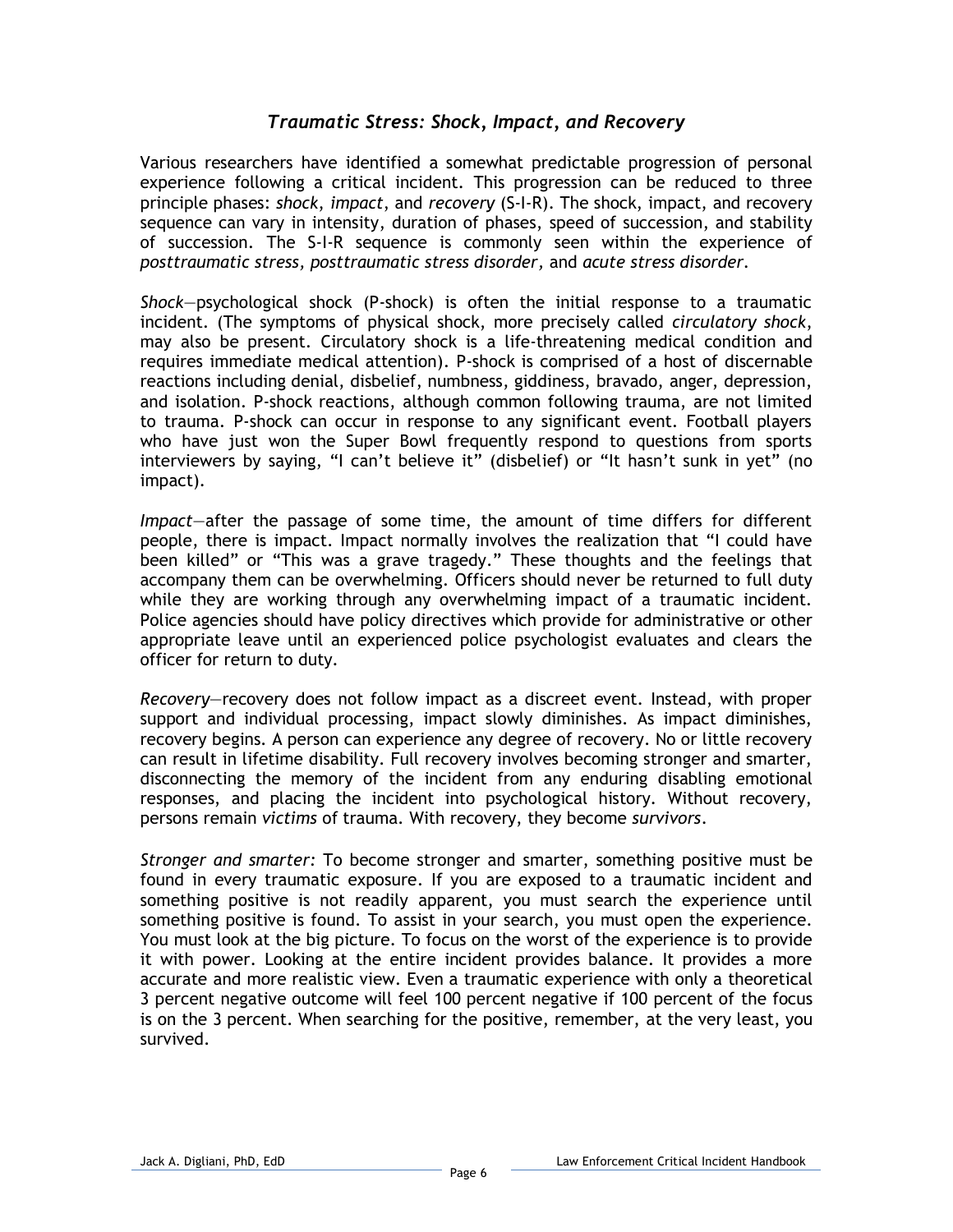### *Traumatic Stress: Shock, Impact, and Recovery*

Various researchers have identified a somewhat predictable progression of personal experience following a critical incident. This progression can be reduced to three principle phases: *shock*, *impact*, and *recovery* (S-I-R). The shock, impact, and recovery sequence can vary in intensity, duration of phases, speed of succession, and stability of succession. The S-I-R sequence is commonly seen within the experience of *posttraumatic stress, posttraumatic stress disorder,* and *acute stress disorder*.

*Shock*—psychological shock (P-shock) is often the initial response to a traumatic incident. (The symptoms of physical shock, more precisely called *circulatory shock*, may also be present. Circulatory shock is a life-threatening medical condition and requires immediate medical attention). P-shock is comprised of a host of discernable reactions including denial, disbelief, numbness, giddiness, bravado, anger, depression, and isolation. P-shock reactions, although common following trauma, are not limited to trauma. P-shock can occur in response to any significant event. Football players who have just won the Super Bowl frequently respond to questions from sports interviewers by saying, "I can't believe it" (disbelief) or "It hasn't sunk in yet" (no impact).

*Impact*—after the passage of some time, the amount of time differs for different people, there is impact. Impact normally involves the realization that "I could have been killed" or "This was a grave tragedy." These thoughts and the feelings that accompany them can be overwhelming. Officers should never be returned to full duty while they are working through any overwhelming impact of a traumatic incident. Police agencies should have policy directives which provide for administrative or other appropriate leave until an experienced police psychologist evaluates and clears the officer for return to duty.

*Recovery*—recovery does not follow impact as a discreet event. Instead, with proper support and individual processing, impact slowly diminishes. As impact diminishes, recovery begins. A person can experience any degree of recovery. No or little recovery can result in lifetime disability. Full recovery involves becoming stronger and smarter, disconnecting the memory of the incident from any enduring disabling emotional responses, and placing the incident into psychological history. Without recovery, persons remain *victims* of trauma. With recovery, they become *survivors*.

*Stronger and smarter:* To become stronger and smarter, something positive must be found in every traumatic exposure. If you are exposed to a traumatic incident and something positive is not readily apparent, you must search the experience until something positive is found. To assist in your search, you must open the experience. You must look at the big picture. To focus on the worst of the experience is to provide it with power. Looking at the entire incident provides balance. It provides a more accurate and more realistic view. Even a traumatic experience with only a theoretical 3 percent negative outcome will feel 100 percent negative if 100 percent of the focus is on the 3 percent. When searching for the positive, remember, at the very least, you survived.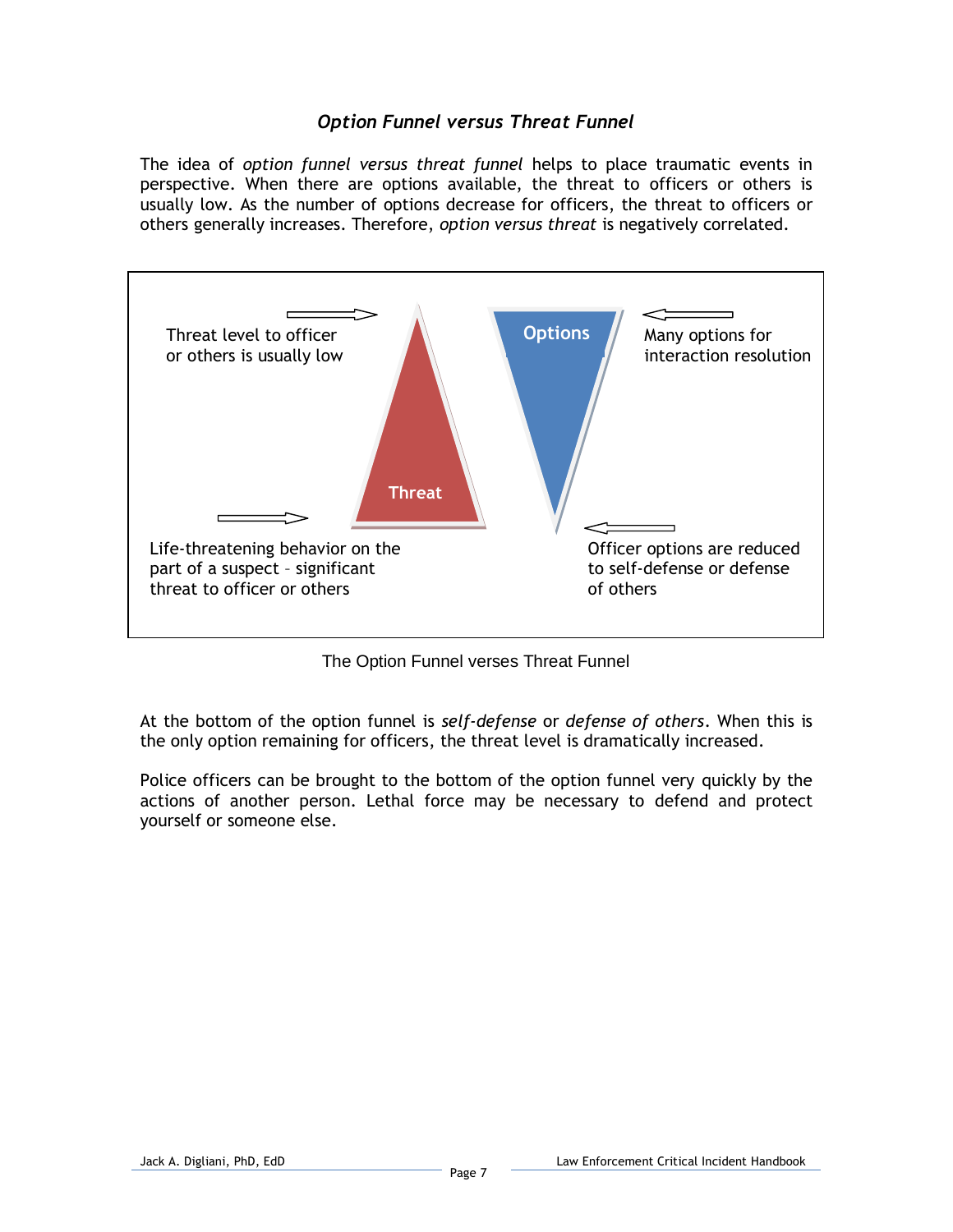### *Option Funnel versus Threat Funnel*

The idea of *option funnel versus threat funnel* helps to place traumatic events in perspective. When there are options available, the threat to officers or others is usually low. As the number of options decrease for officers, the threat to officers or others generally increases. Therefore, *option versus threat* is negatively correlated.

Threat level to officer or others is usually low

Threat

Options

Many options for interaction resolution

Life-threatening behavior on the part of a suspect – significant threat to officer or others

Officer options are reduced to self-defense or defense of others

The Option Funnel verses Threat Funnel

At the bottom of the option funnel is *self-defense* or *defense of others*. When this is the only option remaining for officers, the threat level is dramatically increased.

Police officers can be brought to the bottom of the option funnel very quickly by the actions of another person. Lethal force may be necessary to defend and protect yourself or someone else.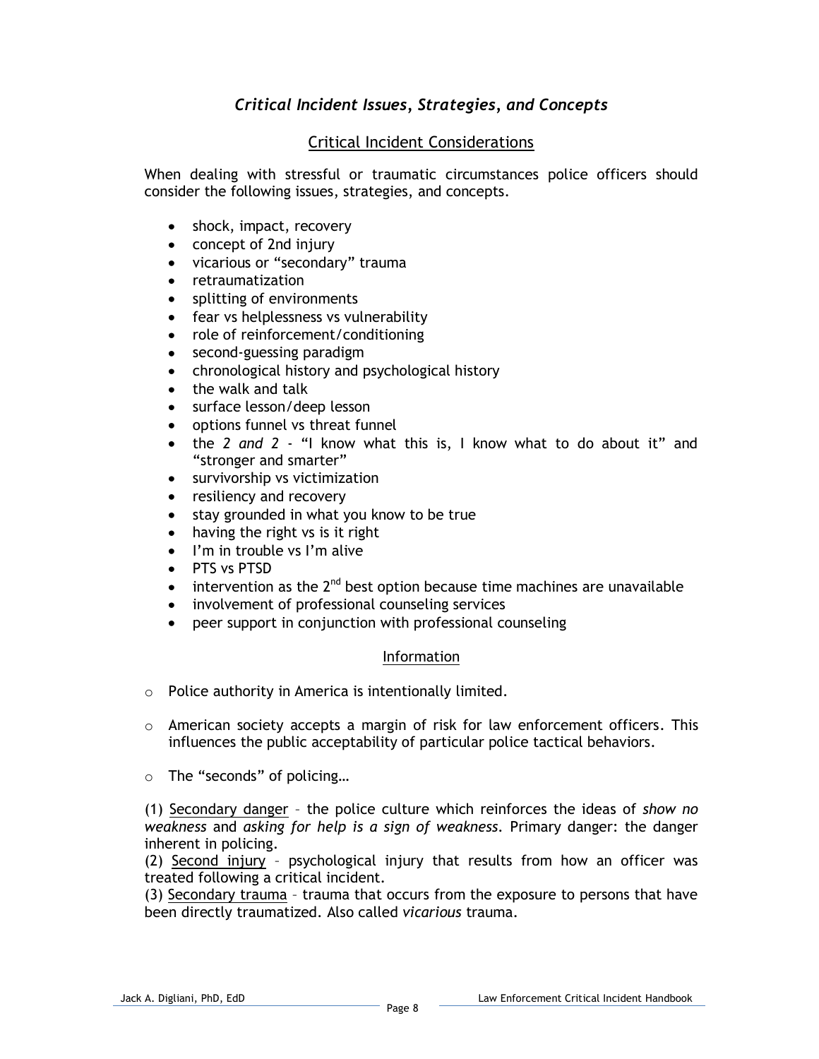## *Critical Incident Issues, Strategies, and Concepts*

### Critical Incident Considerations

When dealing with stressful or traumatic circumstances police officers should consider the following issues, strategies, and concepts.

- shock, impact, recovery
- concept of 2nd injury
- vicarious or “secondary” trauma
- retraumatization
- splitting of environments
- fear vs helplessness vs vulnerability
- role of reinforcement/conditioning
- second-guessing paradigm
- chronological history and psychological history
- the walk and talk
- surface lesson/deep lesson
- options funnel vs threat funnel
- the *2 and 2* - “I know what this is, I know what to do about it” and “stronger and smarter”
- survivorship vs victimization
- resiliency and recovery
- stay grounded in what you know to be true
- having the right vs is it right
- I’m in trouble vs I’m alive
- PTS vs PTSD
- intervention as the 2nd best option because time machines are unavailable
- involvement of professional counseling services
- peer support in conjunction with professional counseling

### Information

- Police authority in America is intentionally limited.
- American society accepts a margin of risk for law enforcement officers. This influences the public acceptability of particular police tactical behaviors.
- The “seconds” of policing…

(1) Secondary danger – the police culture which reinforces the ideas of *show no weakness* and *asking for help is a sign of weakness*. Primary danger: the danger inherent in policing.
(2) Second injury – psychological injury that results from how an officer was treated following a critical incident.
(3) Secondary trauma – trauma that occurs from the exposure to persons that have been directly traumatized. Also called *vicarious* trauma.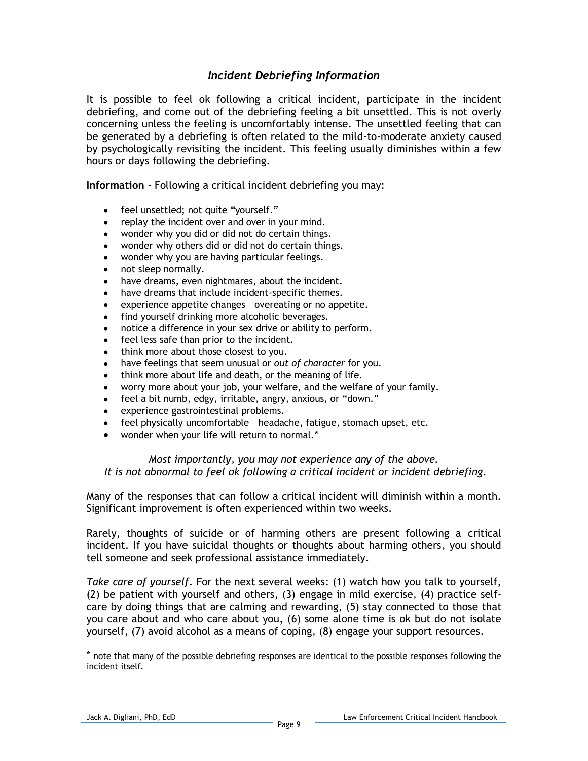## *Incident Debriefing Information*

It is possible to feel ok following a critical incident, participate in the incident debriefing, and come out of the debriefing feeling a bit unsettled. This is not overly concerning unless the feeling is uncomfortably intense. The unsettled feeling that can be generated by a debriefing is often related to the mild-to-moderate anxiety caused by psychologically revisiting the incident. This feeling usually diminishes within a few hours or days following the debriefing.

**Information** - Following a critical incident debriefing you may:

- feel unsettled; not quite "yourself."
- replay the incident over and over in your mind.
- wonder why you did or did not do certain things.
- wonder why others did or did not do certain things.
- wonder why you are having particular feelings.
- not sleep normally.
- have dreams, even nightmares, about the incident.
- have dreams that include incident-specific themes.
- experience appetite changes – overeating or no appetite.
- find yourself drinking more alcoholic beverages.
- notice a difference in your sex drive or ability to perform.
- feel less safe than prior to the incident.
- think more about those closest to you.
- have feelings that seem unusual or *out of character* for you.
- think more about life and death, or the meaning of life.
- worry more about your job, your welfare, and the welfare of your family.
- feel a bit numb, edgy, irritable, angry, anxious, or "down."
- experience gastrointestinal problems.
- feel physically uncomfortable – headache, fatigue, stomach upset, etc.
- wonder when your life will return to normal.*

*Most importantly, you may not experience any of the above.*
*It is not abnormal to feel ok following a critical incident or incident debriefing.*

Many of the responses that can follow a critical incident will diminish within a month. Significant improvement is often experienced within two weeks.

Rarely, thoughts of suicide or of harming others are present following a critical incident. If you have suicidal thoughts or thoughts about harming others, you should tell someone and seek professional assistance immediately.

*Take care of yourself*. For the next several weeks: (1) watch how you talk to yourself, (2) be patient with yourself and others, (3) engage in mild exercise, (4) practice self-care by doing things that are calming and rewarding, (5) stay connected to those that you care about and who care about you, (6) some alone time is ok but do not isolate yourself, (7) avoid alcohol as a means of coping, (8) engage your support resources.

* note that many of the possible debriefing responses are identical to the possible responses following the incident itself.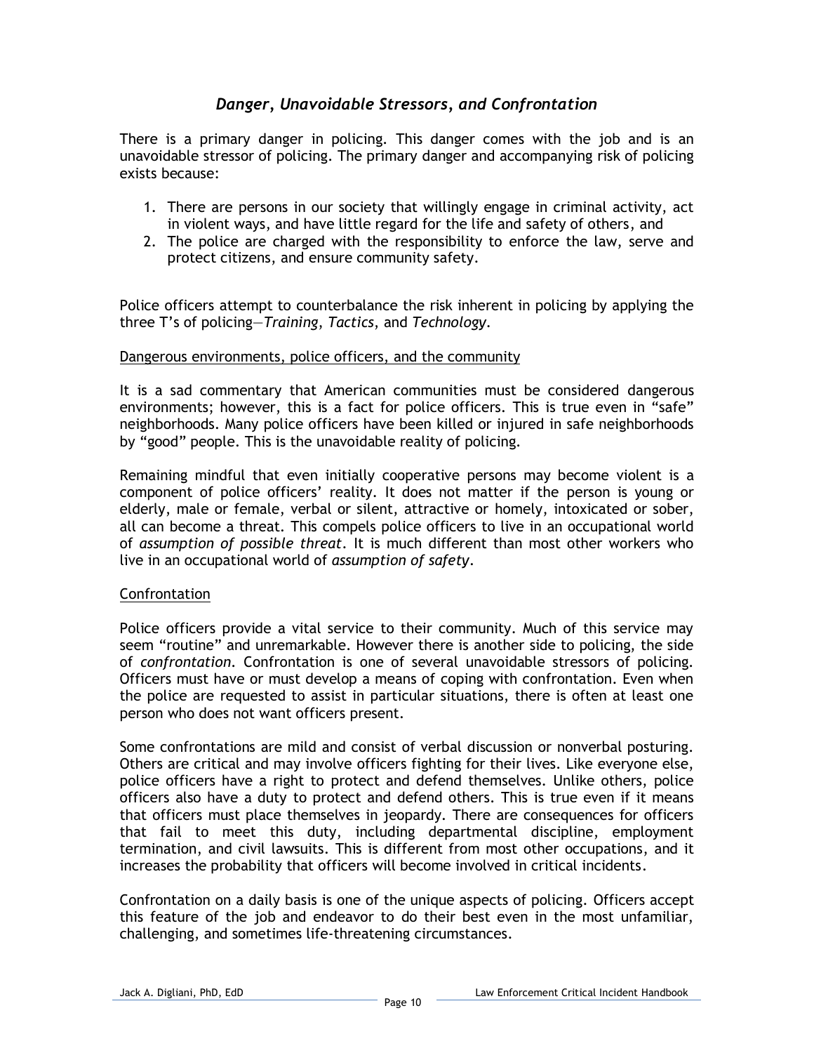## *Danger, Unavoidable Stressors, and Confrontation*

There is a primary danger in policing. This danger comes with the job and is an unavoidable stressor of policing. The primary danger and accompanying risk of policing exists because:

1. There are persons in our society that willingly engage in criminal activity, act in violent ways, and have little regard for the life and safety of others, and
2. The police are charged with the responsibility to enforce the law, serve and protect citizens, and ensure community safety.

Police officers attempt to counterbalance the risk inherent in policing by applying the three T's of policing—*Training*, *Tactics*, and *Technology*.

<u>Dangerous environments, police officers, and the community</u>

It is a sad commentary that American communities must be considered dangerous environments; however, this is a fact for police officers. This is true even in "safe" neighborhoods. Many police officers have been killed or injured in safe neighborhoods by "good" people. This is the unavoidable reality of policing.

Remaining mindful that even initially cooperative persons may become violent is a component of police officers' reality. It does not matter if the person is young or elderly, male or female, verbal or silent, attractive or homely, intoxicated or sober, all can become a threat. This compels police officers to live in an occupational world of *assumption of possible threat*. It is much different than most other workers who live in an occupational world of *assumption of safety*.

<u>Confrontation</u>

Police officers provide a vital service to their community. Much of this service may seem "routine" and unremarkable. However there is another side to policing, the side of *confrontation*. Confrontation is one of several unavoidable stressors of policing. Officers must have or must develop a means of coping with confrontation. Even when the police are requested to assist in particular situations, there is often at least one person who does not want officers present.

Some confrontations are mild and consist of verbal discussion or nonverbal posturing. Others are critical and may involve officers fighting for their lives. Like everyone else, police officers have a right to protect and defend themselves. Unlike others, police officers also have a duty to protect and defend others. This is true even if it means that officers must place themselves in jeopardy. There are consequences for officers that fail to meet this duty, including departmental discipline, employment termination, and civil lawsuits. This is different from most other occupations, and it increases the probability that officers will become involved in critical incidents.

Confrontation on a daily basis is one of the unique aspects of policing. Officers accept this feature of the job and endeavor to do their best even in the most unfamiliar, challenging, and sometimes life-threatening circumstances.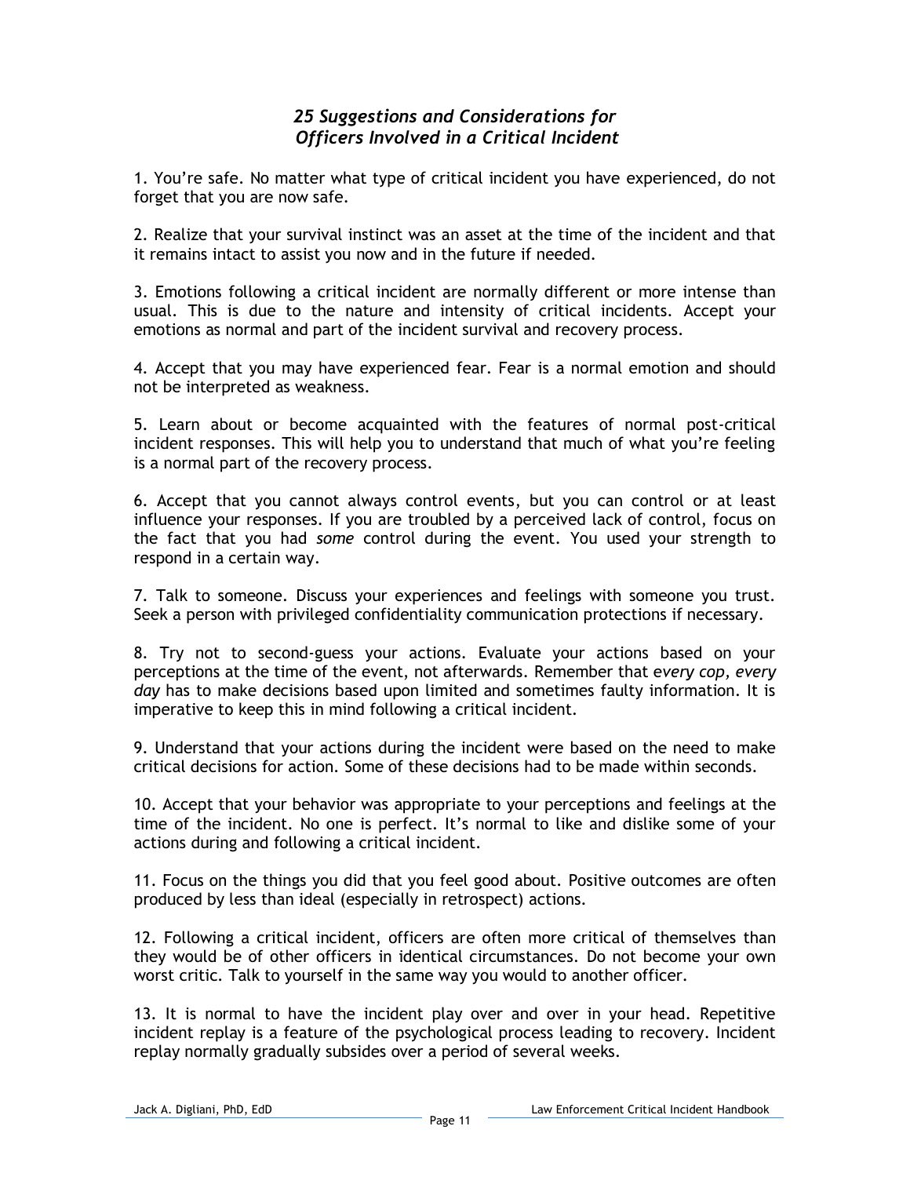## *25 Suggestions and Considerations for Officers Involved in a Critical Incident*

1. You're safe. No matter what type of critical incident you have experienced, do not forget that you are now safe.

2. Realize that your survival instinct was an asset at the time of the incident and that it remains intact to assist you now and in the future if needed.

3. Emotions following a critical incident are normally different or more intense than usual. This is due to the nature and intensity of critical incidents. Accept your emotions as normal and part of the incident survival and recovery process.

4. Accept that you may have experienced fear. Fear is a normal emotion and should not be interpreted as weakness.

5. Learn about or become acquainted with the features of normal post-critical incident responses. This will help you to understand that much of what you're feeling is a normal part of the recovery process.

6. Accept that you cannot always control events, but you can control or at least influence your responses. If you are troubled by a perceived lack of control, focus on the fact that you had *some* control during the event. You used your strength to respond in a certain way.

7. Talk to someone. Discuss your experiences and feelings with someone you trust. Seek a person with privileged confidentiality communication protections if necessary.

8. Try not to second-guess your actions. Evaluate your actions based on your perceptions at the time of the event, not afterwards. Remember that e*very cop, every day* has to make decisions based upon limited and sometimes faulty information. It is imperative to keep this in mind following a critical incident.

9. Understand that your actions during the incident were based on the need to make critical decisions for action. Some of these decisions had to be made within seconds.

10. Accept that your behavior was appropriate to your perceptions and feelings at the time of the incident. No one is perfect. It's normal to like and dislike some of your actions during and following a critical incident.

11. Focus on the things you did that you feel good about. Positive outcomes are often produced by less than ideal (especially in retrospect) actions.

12. Following a critical incident, officers are often more critical of themselves than they would be of other officers in identical circumstances. Do not become your own worst critic. Talk to yourself in the same way you would to another officer.

13. It is normal to have the incident play over and over in your head. Repetitive incident replay is a feature of the psychological process leading to recovery. Incident replay normally gradually subsides over a period of several weeks.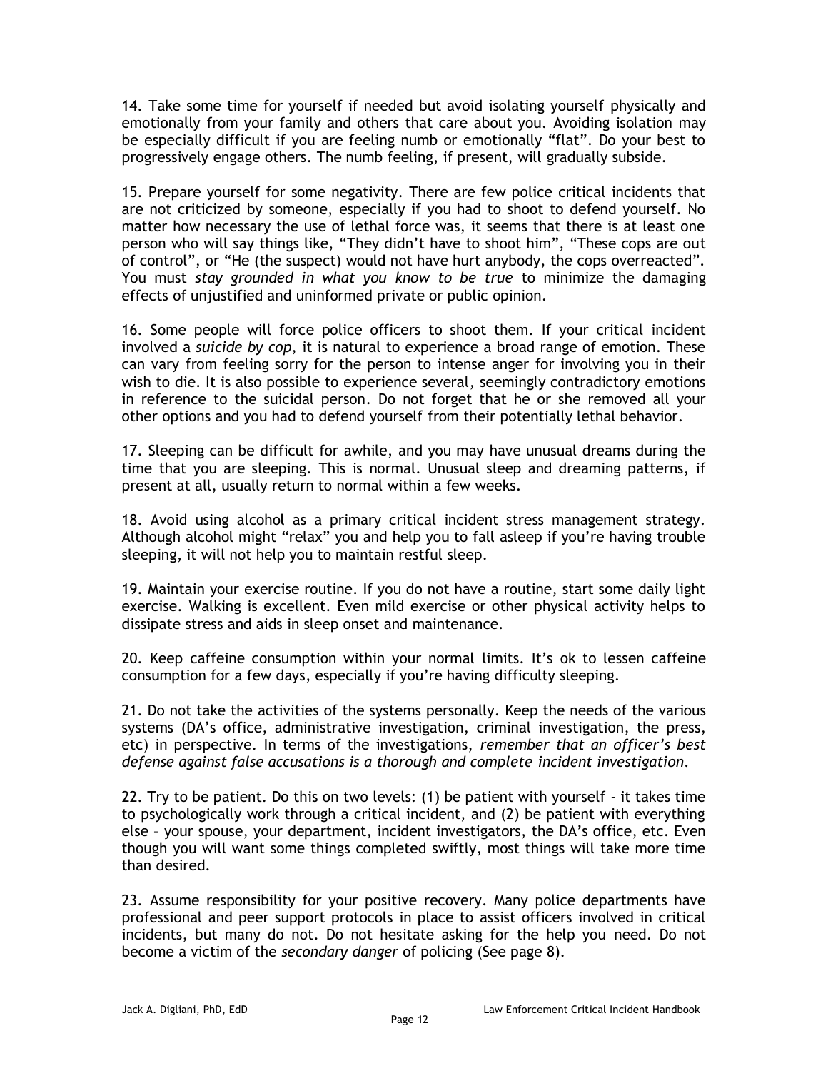14. Take some time for yourself if needed but avoid isolating yourself physically and emotionally from your family and others that care about you. Avoiding isolation may be especially difficult if you are feeling numb or emotionally "flat". Do your best to progressively engage others. The numb feeling, if present, will gradually subside.

15. Prepare yourself for some negativity. There are few police critical incidents that are not criticized by someone, especially if you had to shoot to defend yourself. No matter how necessary the use of lethal force was, it seems that there is at least one person who will say things like, "They didn't have to shoot him", "These cops are out of control", or "He (the suspect) would not have hurt anybody, the cops overreacted". You must *stay grounded in what you know to be true* to minimize the damaging effects of unjustified and uninformed private or public opinion.

16. Some people will force police officers to shoot them. If your critical incident involved a *suicide by cop*, it is natural to experience a broad range of emotion. These can vary from feeling sorry for the person to intense anger for involving you in their wish to die. It is also possible to experience several, seemingly contradictory emotions in reference to the suicidal person. Do not forget that he or she removed all your other options and you had to defend yourself from their potentially lethal behavior.

17. Sleeping can be difficult for awhile, and you may have unusual dreams during the time that you are sleeping. This is normal. Unusual sleep and dreaming patterns, if present at all, usually return to normal within a few weeks.

18. Avoid using alcohol as a primary critical incident stress management strategy. Although alcohol might "relax" you and help you to fall asleep if you're having trouble sleeping, it will not help you to maintain restful sleep.

19. Maintain your exercise routine. If you do not have a routine, start some daily light exercise. Walking is excellent. Even mild exercise or other physical activity helps to dissipate stress and aids in sleep onset and maintenance.

20. Keep caffeine consumption within your normal limits. It's ok to lessen caffeine consumption for a few days, especially if you're having difficulty sleeping.

21. Do not take the activities of the systems personally. Keep the needs of the various systems (DA's office, administrative investigation, criminal investigation, the press, etc) in perspective. In terms of the investigations, *remember that an officer's best defense against false accusations is a thorough and complete incident investigation*.

22. Try to be patient. Do this on two levels: (1) be patient with yourself - it takes time to psychologically work through a critical incident, and (2) be patient with everything else – your spouse, your department, incident investigators, the DA's office, etc. Even though you will want some things completed swiftly, most things will take more time than desired.

23. Assume responsibility for your positive recovery. Many police departments have professional and peer support protocols in place to assist officers involved in critical incidents, but many do not. Do not hesitate asking for the help you need. Do not become a victim of the *secondary danger* of policing (See page 8).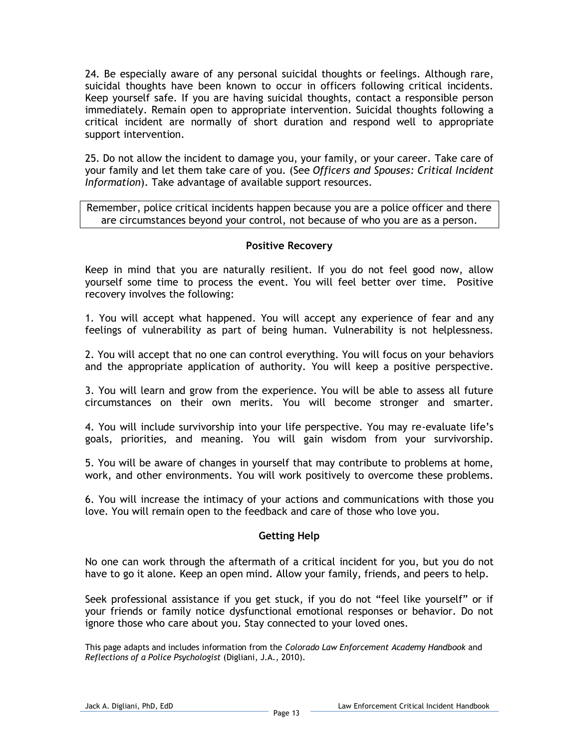24. Be especially aware of any personal suicidal thoughts or feelings. Although rare, suicidal thoughts have been known to occur in officers following critical incidents. Keep yourself safe. If you are having suicidal thoughts, contact a responsible person immediately. Remain open to appropriate intervention. Suicidal thoughts following a critical incident are normally of short duration and respond well to appropriate support intervention.

25. Do not allow the incident to damage you, your family, or your career. Take care of your family and let them take care of you. (See *Officers and Spouses: Critical Incident Information*). Take advantage of available support resources.

> Remember, police critical incidents happen because you are a police officer and there are circumstances beyond your control, not because of who you are as a person.

### Positive Recovery

Keep in mind that you are naturally resilient. If you do not feel good now, allow yourself some time to process the event. You will feel better over time. Positive recovery involves the following:

1. You will accept what happened. You will accept any experience of fear and any feelings of vulnerability as part of being human. Vulnerability is not helplessness.

2. You will accept that no one can control everything. You will focus on your behaviors and the appropriate application of authority. You will keep a positive perspective.

3. You will learn and grow from the experience. You will be able to assess all future circumstances on their own merits. You will become stronger and smarter.

4. You will include survivorship into your life perspective. You may re-evaluate life's goals, priorities, and meaning. You will gain wisdom from your survivorship.

5. You will be aware of changes in yourself that may contribute to problems at home, work, and other environments. You will work positively to overcome these problems.

6. You will increase the intimacy of your actions and communications with those you love. You will remain open to the feedback and care of those who love you.

### Getting Help

No one can work through the aftermath of a critical incident for you, but you do not have to go it alone. Keep an open mind. Allow your family, friends, and peers to help.

Seek professional assistance if you get stuck, if you do not "feel like yourself" or if your friends or family notice dysfunctional emotional responses or behavior. Do not ignore those who care about you. Stay connected to your loved ones.

This page adapts and includes information from the *Colorado Law Enforcement Academy Handbook* and *Reflections of a Police Psychologist* (Digliani, J.A., 2010).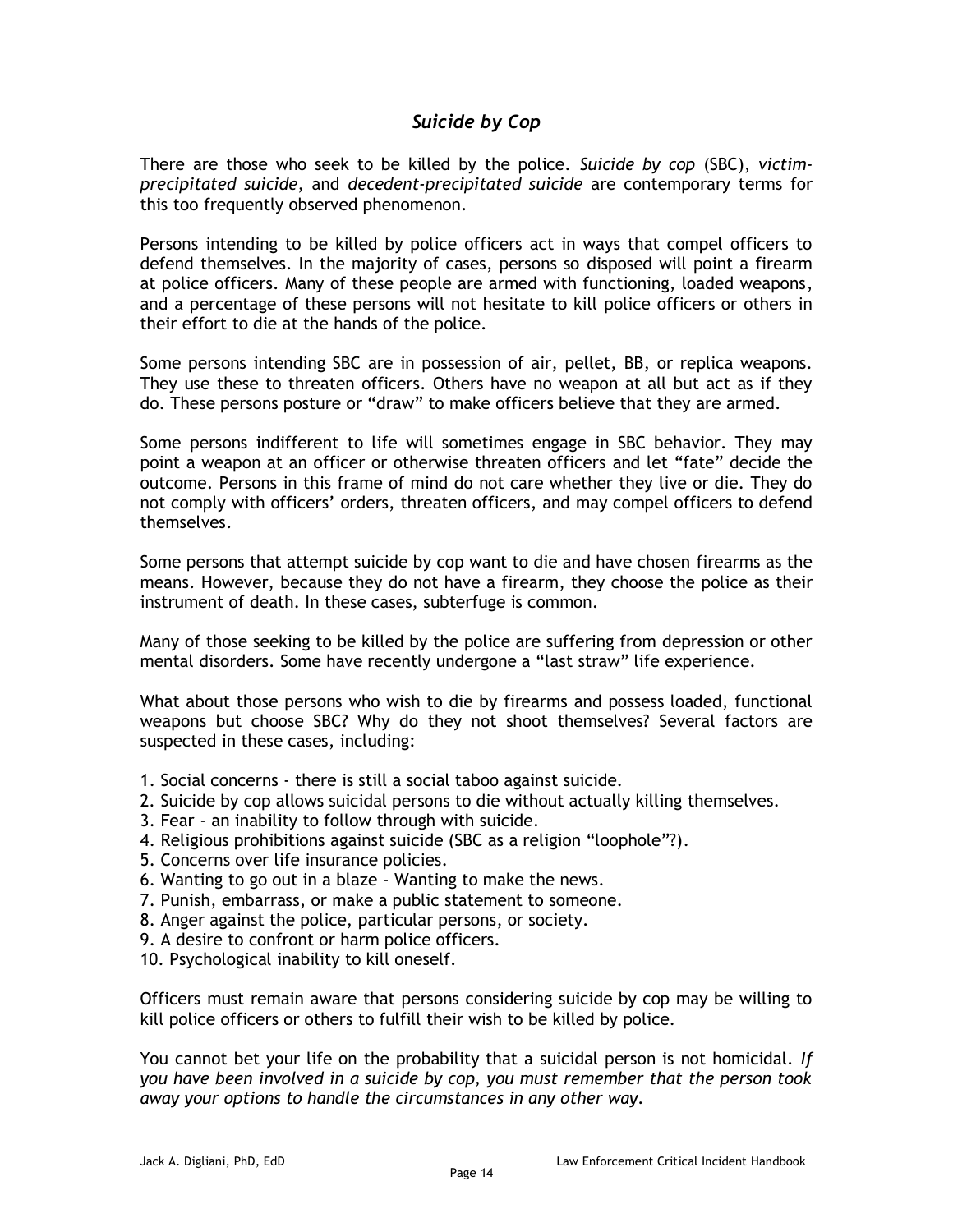## *Suicide by Cop*

There are those who seek to be killed by the police. *Suicide by cop* (SBC), *victim-precipitated suicide*, and *decedent-precipitated suicide* are contemporary terms for this too frequently observed phenomenon.

Persons intending to be killed by police officers act in ways that compel officers to defend themselves. In the majority of cases, persons so disposed will point a firearm at police officers. Many of these people are armed with functioning, loaded weapons, and a percentage of these persons will not hesitate to kill police officers or others in their effort to die at the hands of the police.

Some persons intending SBC are in possession of air, pellet, BB, or replica weapons. They use these to threaten officers. Others have no weapon at all but act as if they do. These persons posture or “draw” to make officers believe that they are armed.

Some persons indifferent to life will sometimes engage in SBC behavior. They may point a weapon at an officer or otherwise threaten officers and let “fate” decide the outcome. Persons in this frame of mind do not care whether they live or die. They do not comply with officers’ orders, threaten officers, and may compel officers to defend themselves.

Some persons that attempt suicide by cop want to die and have chosen firearms as the means. However, because they do not have a firearm, they choose the police as their instrument of death. In these cases, subterfuge is common.

Many of those seeking to be killed by the police are suffering from depression or other mental disorders. Some have recently undergone a “last straw” life experience.

What about those persons who wish to die by firearms and possess loaded, functional weapons but choose SBC? Why do they not shoot themselves? Several factors are suspected in these cases, including:

1. Social concerns - there is still a social taboo against suicide.
2. Suicide by cop allows suicidal persons to die without actually killing themselves.
3. Fear - an inability to follow through with suicide.
4. Religious prohibitions against suicide (SBC as a religion “loophole”?).
5. Concerns over life insurance policies.
6. Wanting to go out in a blaze - Wanting to make the news.
7. Punish, embarrass, or make a public statement to someone.
8. Anger against the police, particular persons, or society.
9. A desire to confront or harm police officers.
10. Psychological inability to kill oneself.

Officers must remain aware that persons considering suicide by cop may be willing to kill police officers or others to fulfill their wish to be killed by police.

You cannot bet your life on the probability that a suicidal person is not homicidal. *If you have been involved in a suicide by cop, you must remember that the person took away your options to handle the circumstances in any other way.*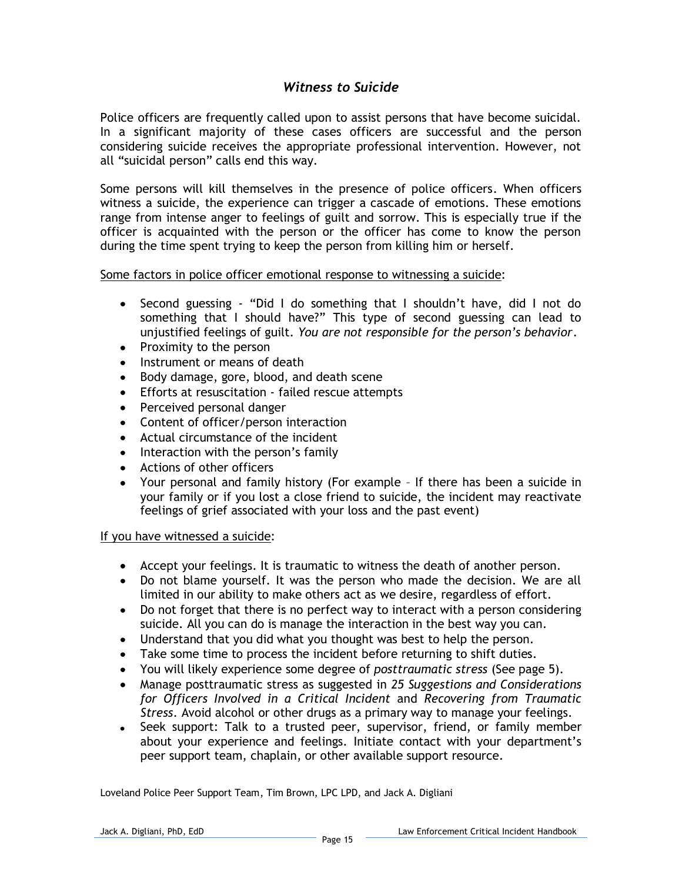## *Witness to Suicide*

Police officers are frequently called upon to assist persons that have become suicidal. In a significant majority of these cases officers are successful and the person considering suicide receives the appropriate professional intervention. However, not all "suicidal person" calls end this way.

Some persons will kill themselves in the presence of police officers. When officers witness a suicide, the experience can trigger a cascade of emotions. These emotions range from intense anger to feelings of guilt and sorrow. This is especially true if the officer is acquainted with the person or the officer has come to know the person during the time spent trying to keep the person from killing him or herself.

<u>Some factors in police officer emotional response to witnessing a suicide</u>:

- Second guessing - "Did I do something that I shouldn't have, did I not do something that I should have?" This type of second guessing can lead to unjustified feelings of guilt. *You are not responsible for the person's behavior*.
- Proximity to the person
- Instrument or means of death
- Body damage, gore, blood, and death scene
- Efforts at resuscitation - failed rescue attempts
- Perceived personal danger
- Content of officer/person interaction
- Actual circumstance of the incident
- Interaction with the person's family
- Actions of other officers
- Your personal and family history (For example – If there has been a suicide in your family or if you lost a close friend to suicide, the incident may reactivate feelings of grief associated with your loss and the past event)

<u>If you have witnessed a suicide</u>:

- Accept your feelings. It is traumatic to witness the death of another person.
- Do not blame yourself. It was the person who made the decision. We are all limited in our ability to make others act as we desire, regardless of effort.
- Do not forget that there is no perfect way to interact with a person considering suicide. All you can do is manage the interaction in the best way you can.
- Understand that you did what you thought was best to help the person.
- Take some time to process the incident before returning to shift duties.
- You will likely experience some degree of *posttraumatic stress* (See page 5).
- Manage posttraumatic stress as suggested in *25 Suggestions and Considerations for Officers Involved in a Critical Incident* and *Recovering from Traumatic Stress*. Avoid alcohol or other drugs as a primary way to manage your feelings.
- Seek support: Talk to a trusted peer, supervisor, friend, or family member about your experience and feelings. Initiate contact with your department's peer support team, chaplain, or other available support resource.

Loveland Police Peer Support Team, Tim Brown, LPC LPD, and Jack A. Digliani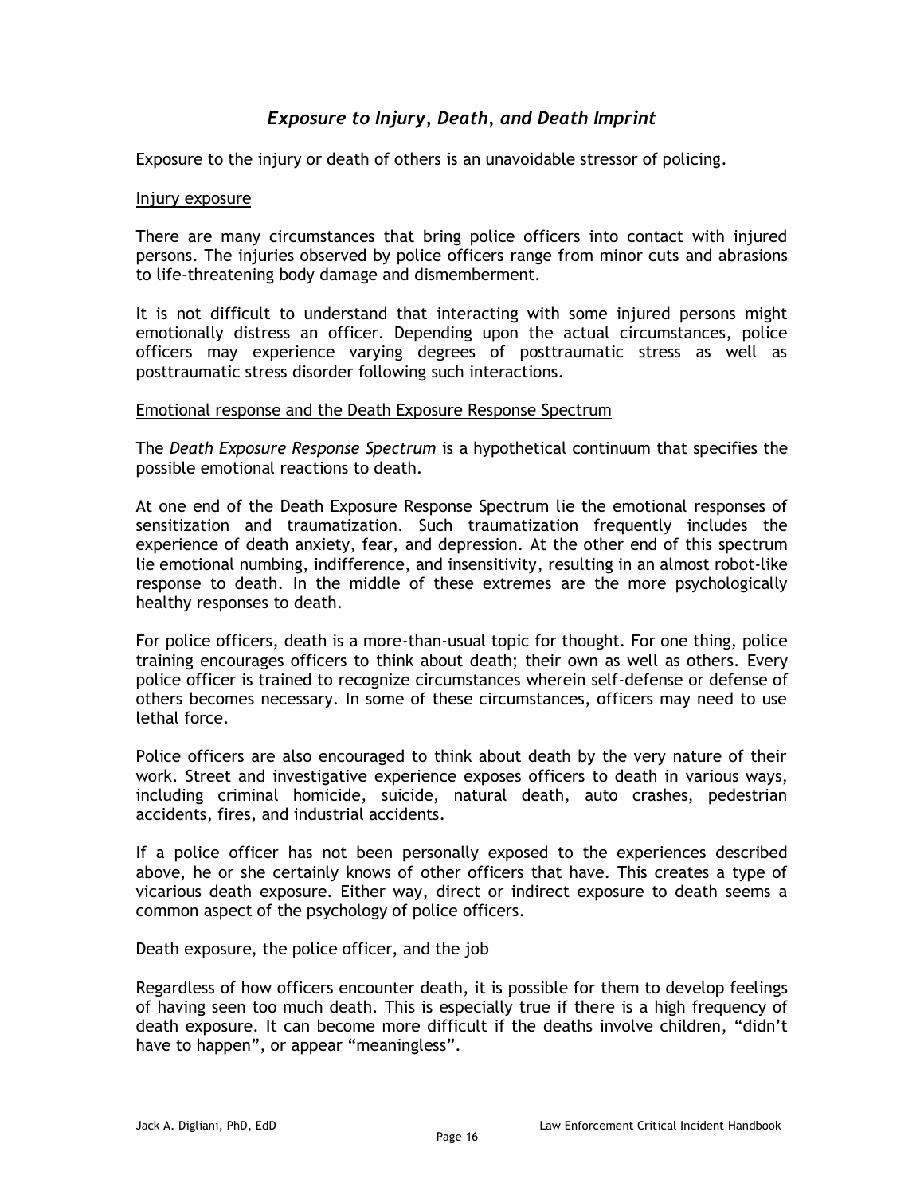## *Exposure to Injury, Death, and Death Imprint*

Exposure to the injury or death of others is an unavoidable stressor of policing.

### Injury exposure

There are many circumstances that bring police officers into contact with injured persons. The injuries observed by police officers range from minor cuts and abrasions to life-threatening body damage and dismemberment.

It is not difficult to understand that interacting with some injured persons might emotionally distress an officer. Depending upon the actual circumstances, police officers may experience varying degrees of posttraumatic stress as well as posttraumatic stress disorder following such interactions.

### Emotional response and the Death Exposure Response Spectrum

The *Death Exposure Response Spectrum* is a hypothetical continuum that specifies the possible emotional reactions to death.

At one end of the Death Exposure Response Spectrum lie the emotional responses of sensitization and traumatization. Such traumatization frequently includes the experience of death anxiety, fear, and depression. At the other end of this spectrum lie emotional numbing, indifference, and insensitivity, resulting in an almost robot-like response to death. In the middle of these extremes are the more psychologically healthy responses to death.

For police officers, death is a more-than-usual topic for thought. For one thing, police training encourages officers to think about death; their own as well as others. Every police officer is trained to recognize circumstances wherein self-defense or defense of others becomes necessary. In some of these circumstances, officers may need to use lethal force.

Police officers are also encouraged to think about death by the very nature of their work. Street and investigative experience exposes officers to death in various ways, including criminal homicide, suicide, natural death, auto crashes, pedestrian accidents, fires, and industrial accidents.

If a police officer has not been personally exposed to the experiences described above, he or she certainly knows of other officers that have. This creates a type of vicarious death exposure. Either way, direct or indirect exposure to death seems a common aspect of the psychology of police officers.

### Death exposure, the police officer, and the job

Regardless of how officers encounter death, it is possible for them to develop feelings of having seen too much death. This is especially true if there is a high frequency of death exposure. It can become more difficult if the deaths involve children, "didn't have to happen", or appear "meaningless".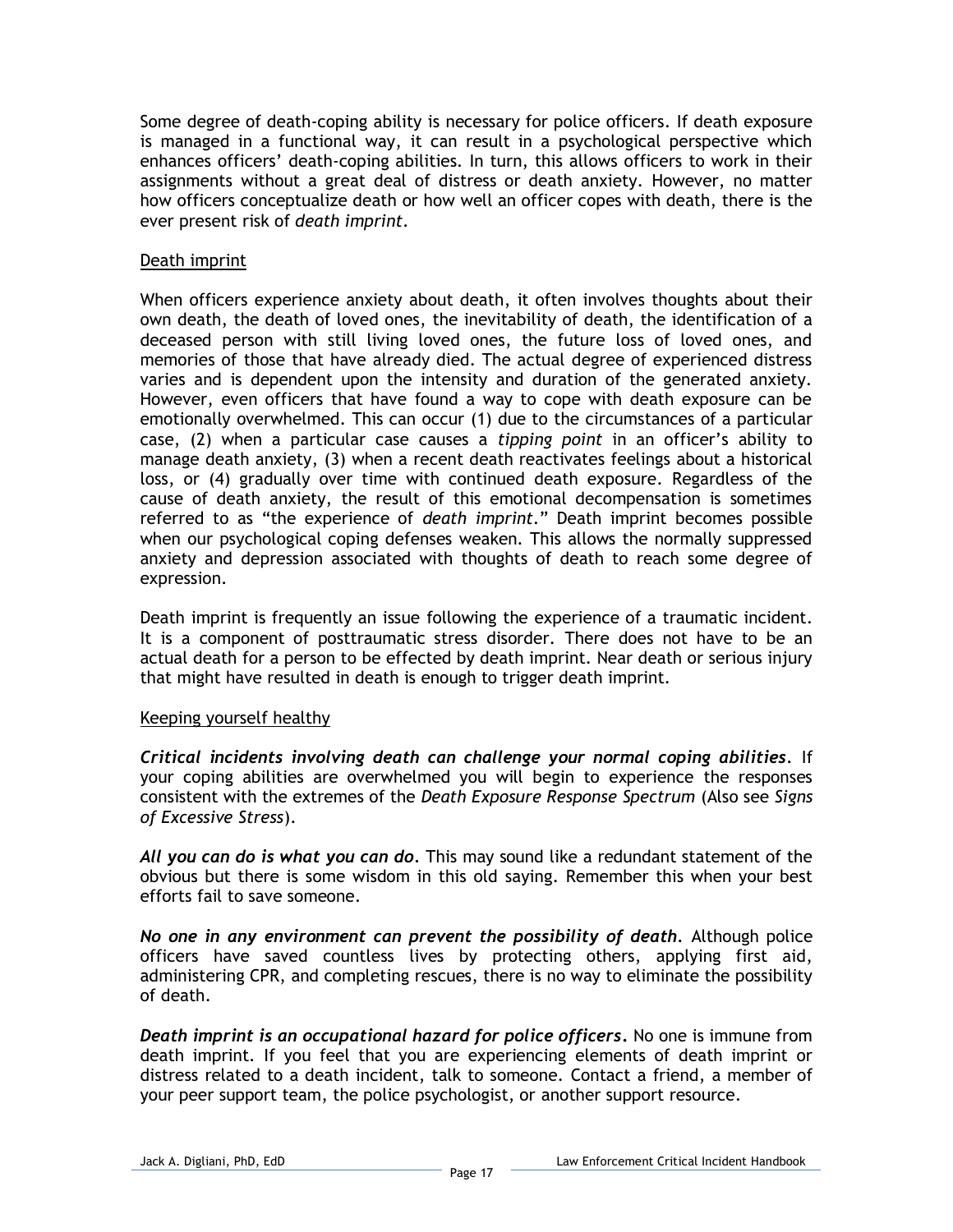Some degree of death-coping ability is necessary for police officers. If death exposure is managed in a functional way, it can result in a psychological perspective which enhances officers' death-coping abilities. In turn, this allows officers to work in their assignments without a great deal of distress or death anxiety. However, no matter how officers conceptualize death or how well an officer copes with death, there is the ever present risk of *death imprint*.

### Death imprint

When officers experience anxiety about death, it often involves thoughts about their own death, the death of loved ones, the inevitability of death, the identification of a deceased person with still living loved ones, the future loss of loved ones, and memories of those that have already died. The actual degree of experienced distress varies and is dependent upon the intensity and duration of the generated anxiety. However, even officers that have found a way to cope with death exposure can be emotionally overwhelmed. This can occur (1) due to the circumstances of a particular case, (2) when a particular case causes a *tipping point* in an officer's ability to manage death anxiety, (3) when a recent death reactivates feelings about a historical loss, or (4) gradually over time with continued death exposure. Regardless of the cause of death anxiety, the result of this emotional decompensation is sometimes referred to as "the experience of *death imprint*." Death imprint becomes possible when our psychological coping defenses weaken. This allows the normally suppressed anxiety and depression associated with thoughts of death to reach some degree of expression.

Death imprint is frequently an issue following the experience of a traumatic incident. It is a component of posttraumatic stress disorder. There does not have to be an actual death for a person to be effected by death imprint. Near death or serious injury that might have resulted in death is enough to trigger death imprint.

### Keeping yourself healthy

***Critical incidents involving death can challenge your normal coping abilities***. If your coping abilities are overwhelmed you will begin to experience the responses consistent with the extremes of the *Death Exposure Response Spectrum* (Also see *Signs of Excessive Stress*).

***All you can do is what you can do***. This may sound like a redundant statement of the obvious but there is some wisdom in this old saying. Remember this when your best efforts fail to save someone.

***No one in any environment can prevent the possibility of death***. Although police officers have saved countless lives by protecting others, applying first aid, administering CPR, and completing rescues, there is no way to eliminate the possibility of death.

***Death imprint is an occupational hazard for police officers.*** No one is immune from death imprint. If you feel that you are experiencing elements of death imprint or distress related to a death incident, talk to someone. Contact a friend, a member of your peer support team, the police psychologist, or another support resource.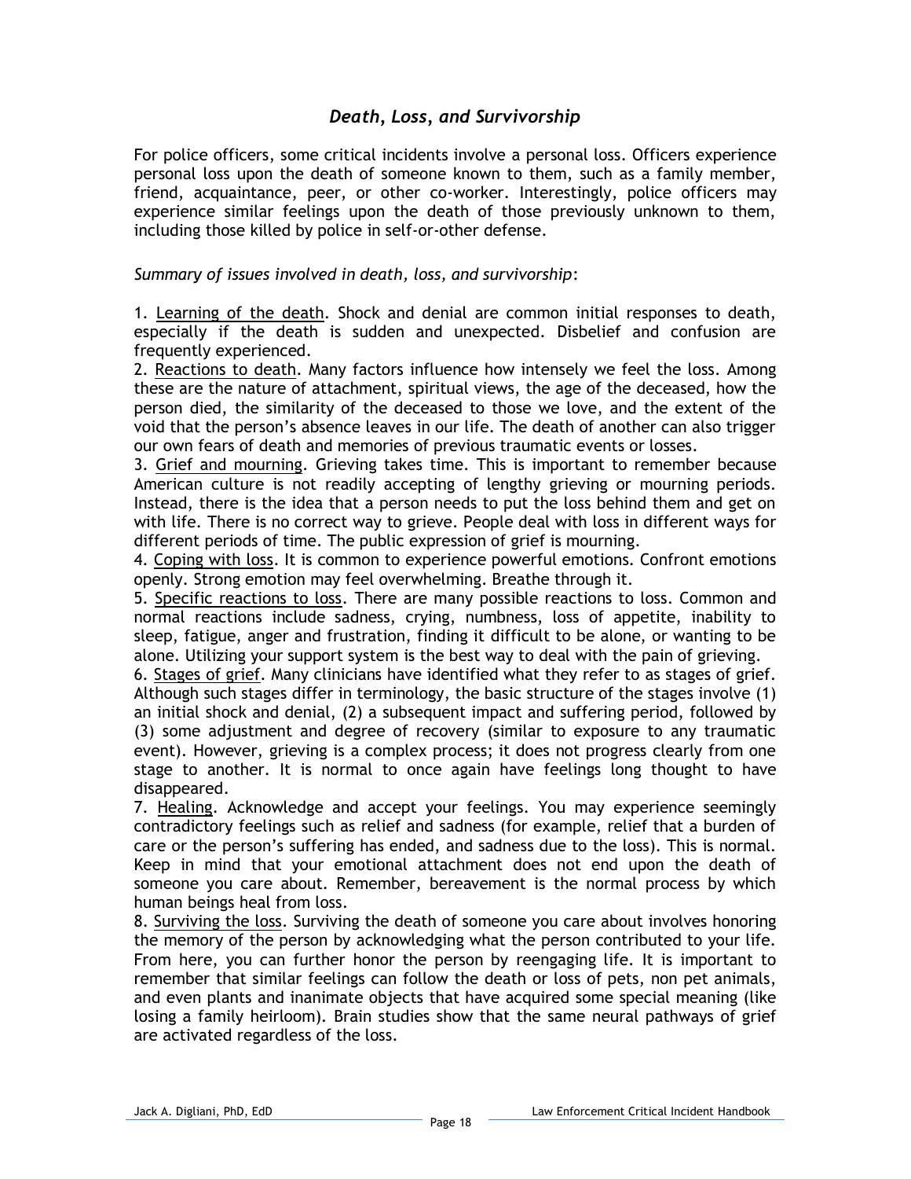## *Death, Loss, and Survivorship*

For police officers, some critical incidents involve a personal loss. Officers experience personal loss upon the death of someone known to them, such as a family member, friend, acquaintance, peer, or other co-worker. Interestingly, police officers may experience similar feelings upon the death of those previously unknown to them, including those killed by police in self-or-other defense.

*Summary of issues involved in death, loss, and survivorship*:

1. <u>Learning of the death</u>. Shock and denial are common initial responses to death, especially if the death is sudden and unexpected. Disbelief and confusion are frequently experienced.
2. <u>Reactions to death</u>. Many factors influence how intensely we feel the loss. Among these are the nature of attachment, spiritual views, the age of the deceased, how the person died, the similarity of the deceased to those we love, and the extent of the void that the person's absence leaves in our life. The death of another can also trigger our own fears of death and memories of previous traumatic events or losses.
3. <u>Grief and mourning</u>. Grieving takes time. This is important to remember because American culture is not readily accepting of lengthy grieving or mourning periods. Instead, there is the idea that a person needs to put the loss behind them and get on with life. There is no correct way to grieve. People deal with loss in different ways for different periods of time. The public expression of grief is mourning.
4. <u>Coping with loss</u>. It is common to experience powerful emotions. Confront emotions openly. Strong emotion may feel overwhelming. Breathe through it.
5. <u>Specific reactions to loss</u>. There are many possible reactions to loss. Common and normal reactions include sadness, crying, numbness, loss of appetite, inability to sleep, fatigue, anger and frustration, finding it difficult to be alone, or wanting to be alone. Utilizing your support system is the best way to deal with the pain of grieving.
6. <u>Stages of grief</u>. Many clinicians have identified what they refer to as stages of grief. Although such stages differ in terminology, the basic structure of the stages involve (1) an initial shock and denial, (2) a subsequent impact and suffering period, followed by (3) some adjustment and degree of recovery (similar to exposure to any traumatic event). However, grieving is a complex process; it does not progress clearly from one stage to another. It is normal to once again have feelings long thought to have disappeared.
7. <u>Healing</u>. Acknowledge and accept your feelings. You may experience seemingly contradictory feelings such as relief and sadness (for example, relief that a burden of care or the person's suffering has ended, and sadness due to the loss). This is normal. Keep in mind that your emotional attachment does not end upon the death of someone you care about. Remember, bereavement is the normal process by which human beings heal from loss.
8. <u>Surviving the loss</u>. Surviving the death of someone you care about involves honoring the memory of the person by acknowledging what the person contributed to your life. From here, you can further honor the person by reengaging life. It is important to remember that similar feelings can follow the death or loss of pets, non pet animals, and even plants and inanimate objects that have acquired some special meaning (like losing a family heirloom). Brain studies show that the same neural pathways of grief are activated regardless of the loss.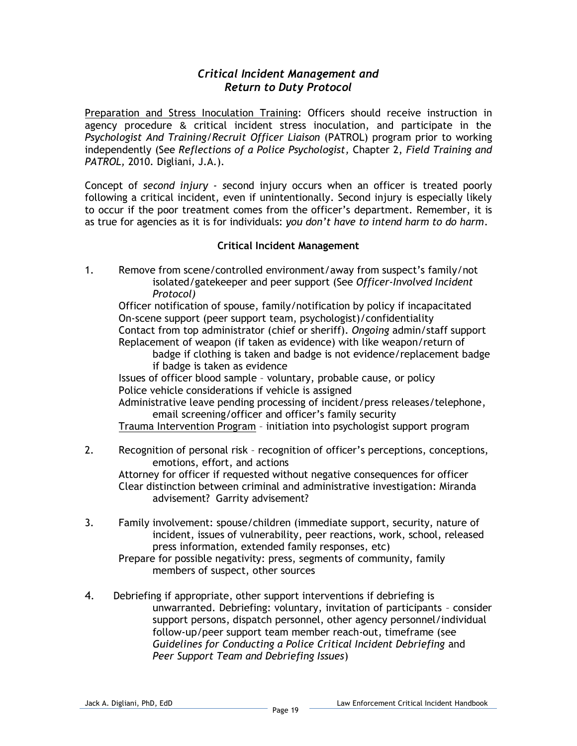## *Critical Incident Management and Return to Duty Protocol*

Preparation and Stress Inoculation Training: Officers should receive instruction in agency procedure & critical incident stress inoculation, and participate in the *Psychologist And Training/Recruit Officer Liaison* (PATROL) program prior to working independently (See *Reflections of a Police Psychologist*, Chapter 2, *Field Training and PATROL*, 2010. Digliani, J.A.).

Concept of *second injury* - *s*econd injury occurs when an officer is treated poorly following a critical incident, even if unintentionally. Second injury is especially likely to occur if the poor treatment comes from the officer's department. Remember, it is as true for agencies as it is for individuals: *you don't have to intend harm to do harm*.

### Critical Incident Management

1. Remove from scene/controlled environment/away from suspect's family/not isolated/gatekeeper and peer support (See *Officer-Involved Incident Protocol)*
   Officer notification of spouse, family/notification by policy if incapacitated
   On-scene support (peer support team, psychologist)/confidentiality
   Contact from top administrator (chief or sheriff). *Ongoing* admin/staff support
   Replacement of weapon (if taken as evidence) with like weapon/return of badge if clothing is taken and badge is not evidence/replacement badge if badge is taken as evidence
   Issues of officer blood sample – voluntary, probable cause, or policy
   Police vehicle considerations if vehicle is assigned
   Administrative leave pending processing of incident/press releases/telephone, email screening/officer and officer's family security
   Trauma Intervention Program – initiation into psychologist support program

2. Recognition of personal risk – recognition of officer's perceptions, conceptions, emotions, effort, and actions
   Attorney for officer if requested without negative consequences for officer
   Clear distinction between criminal and administrative investigation: Miranda advisement? Garrity advisement?

3. Family involvement: spouse/children (immediate support, security, nature of incident, issues of vulnerability, peer reactions, work, school, released press information, extended family responses, etc)
   Prepare for possible negativity: press, segments of community, family members of suspect, other sources

4. Debriefing if appropriate, other support interventions if debriefing is unwarranted. Debriefing: voluntary, invitation of participants – consider support persons, dispatch personnel, other agency personnel/individual follow-up/peer support team member reach-out, timeframe (see *Guidelines for Conducting a Police Critical Incident Debriefing* and *Peer Support Team and Debriefing Issues*)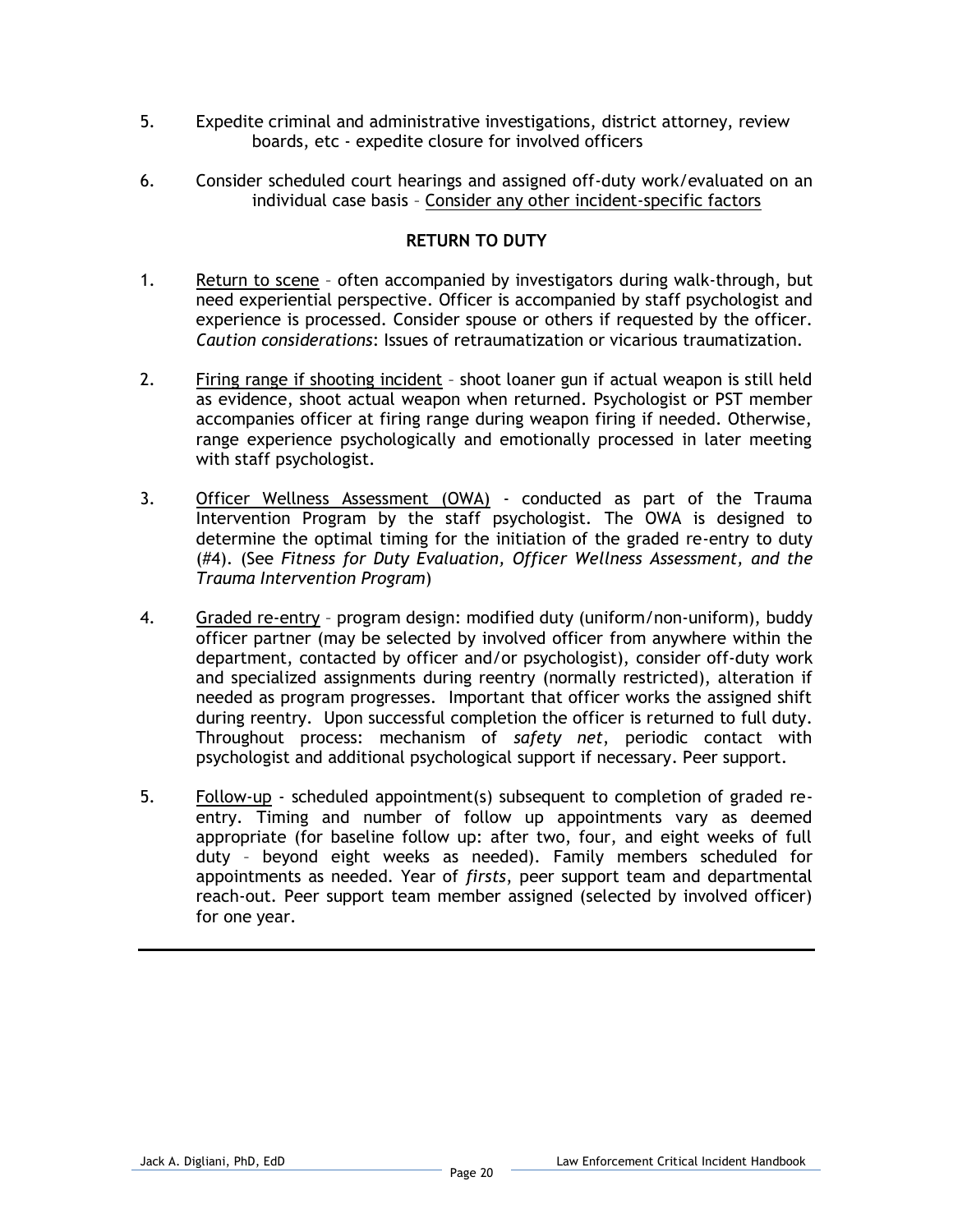5. Expedite criminal and administrative investigations, district attorney, review boards, etc - expedite closure for involved officers

6. Consider scheduled court hearings and assigned off-duty work/evaluated on an individual case basis – Consider any other incident-specific factors

## RETURN TO DUTY

1. Return to scene – often accompanied by investigators during walk-through, but need experiential perspective. Officer is accompanied by staff psychologist and experience is processed. Consider spouse or others if requested by the officer. *Caution considerations*: Issues of retraumatization or vicarious traumatization.

2. Firing range if shooting incident – shoot loaner gun if actual weapon is still held as evidence, shoot actual weapon when returned. Psychologist or PST member accompanies officer at firing range during weapon firing if needed. Otherwise, range experience psychologically and emotionally processed in later meeting with staff psychologist.

3. Officer Wellness Assessment (OWA) - conducted as part of the Trauma Intervention Program by the staff psychologist. The OWA is designed to determine the optimal timing for the initiation of the graded re-entry to duty (#4). (See *Fitness for Duty Evaluation, Officer Wellness Assessment, and the Trauma Intervention Program*)

4. Graded re-entry – program design: modified duty (uniform/non-uniform), buddy officer partner (may be selected by involved officer from anywhere within the department, contacted by officer and/or psychologist), consider off-duty work and specialized assignments during reentry (normally restricted), alteration if needed as program progresses. Important that officer works the assigned shift during reentry. Upon successful completion the officer is returned to full duty. Throughout process: mechanism of *safety net*, periodic contact with psychologist and additional psychological support if necessary. Peer support.

5. Follow-up - scheduled appointment(s) subsequent to completion of graded re-entry. Timing and number of follow up appointments vary as deemed appropriate (for baseline follow up: after two, four, and eight weeks of full duty – beyond eight weeks as needed). Family members scheduled for appointments as needed. Year of *firsts*, peer support team and departmental reach-out. Peer support team member assigned (selected by involved officer) for one year.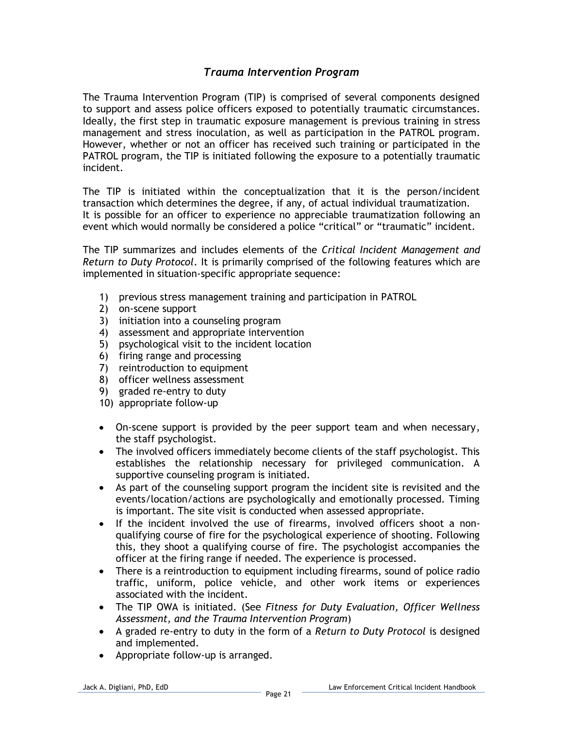## *Trauma Intervention Program*

The Trauma Intervention Program (TIP) is comprised of several components designed to support and assess police officers exposed to potentially traumatic circumstances. Ideally, the first step in traumatic exposure management is previous training in stress management and stress inoculation, as well as participation in the PATROL program. However, whether or not an officer has received such training or participated in the PATROL program, the TIP is initiated following the exposure to a potentially traumatic incident.

The TIP is initiated within the conceptualization that it is the person/incident transaction which determines the degree, if any, of actual individual traumatization. It is possible for an officer to experience no appreciable traumatization following an event which would normally be considered a police "critical" or "traumatic" incident.

The TIP summarizes and includes elements of the *Critical Incident Management and Return to Duty Protocol*. It is primarily comprised of the following features which are implemented in situation-specific appropriate sequence:

1) previous stress management training and participation in PATROL
2) on-scene support
3) initiation into a counseling program
4) assessment and appropriate intervention
5) psychological visit to the incident location
6) firing range and processing
7) reintroduction to equipment
8) officer wellness assessment
9) graded re-entry to duty
10) appropriate follow-up

- On-scene support is provided by the peer support team and when necessary, the staff psychologist.
- The involved officers immediately become clients of the staff psychologist. This establishes the relationship necessary for privileged communication. A supportive counseling program is initiated.
- As part of the counseling support program the incident site is revisited and the events/location/actions are psychologically and emotionally processed. Timing is important. The site visit is conducted when assessed appropriate.
- If the incident involved the use of firearms, involved officers shoot a non-qualifying course of fire for the psychological experience of shooting. Following this, they shoot a qualifying course of fire. The psychologist accompanies the officer at the firing range if needed. The experience is processed.
- There is a reintroduction to equipment including firearms, sound of police radio traffic, uniform, police vehicle, and other work items or experiences associated with the incident.
- The TIP OWA is initiated. (See *Fitness for Duty Evaluation, Officer Wellness Assessment, and the Trauma Intervention Program*)
- A graded re-entry to duty in the form of a *Return to Duty Protocol* is designed and implemented.
- Appropriate follow-up is arranged.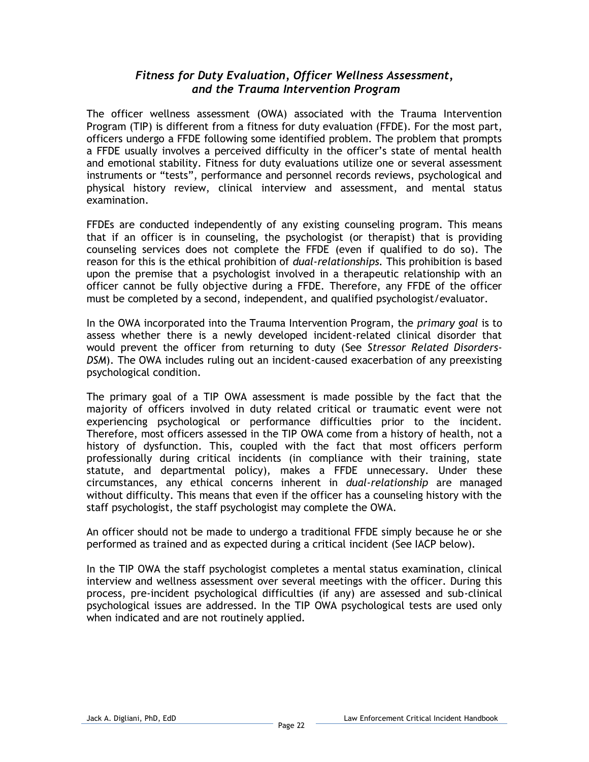## *Fitness for Duty Evaluation, Officer Wellness Assessment, and the Trauma Intervention Program*

The officer wellness assessment (OWA) associated with the Trauma Intervention Program (TIP) is different from a fitness for duty evaluation (FFDE). For the most part, officers undergo a FFDE following some identified problem. The problem that prompts a FFDE usually involves a perceived difficulty in the officer's state of mental health and emotional stability. Fitness for duty evaluations utilize one or several assessment instruments or "tests", performance and personnel records reviews, psychological and physical history review, clinical interview and assessment, and mental status examination.

FFDEs are conducted independently of any existing counseling program. This means that if an officer is in counseling, the psychologist (or therapist) that is providing counseling services does not complete the FFDE (even if qualified to do so). The reason for this is the ethical prohibition of *dual-relationships*. This prohibition is based upon the premise that a psychologist involved in a therapeutic relationship with an officer cannot be fully objective during a FFDE. Therefore, any FFDE of the officer must be completed by a second, independent, and qualified psychologist/evaluator.

In the OWA incorporated into the Trauma Intervention Program, the *primary goal* is to assess whether there is a newly developed incident-related clinical disorder that would prevent the officer from returning to duty (See *Stressor Related Disorders-DSM*). The OWA includes ruling out an incident-caused exacerbation of any preexisting psychological condition.

The primary goal of a TIP OWA assessment is made possible by the fact that the majority of officers involved in duty related critical or traumatic event were not experiencing psychological or performance difficulties prior to the incident. Therefore, most officers assessed in the TIP OWA come from a history of health, not a history of dysfunction. This, coupled with the fact that most officers perform professionally during critical incidents (in compliance with their training, state statute, and departmental policy), makes a FFDE unnecessary. Under these circumstances, any ethical concerns inherent in *dual-relationship* are managed without difficulty. This means that even if the officer has a counseling history with the staff psychologist, the staff psychologist may complete the OWA.

An officer should not be made to undergo a traditional FFDE simply because he or she performed as trained and as expected during a critical incident (See IACP below).

In the TIP OWA the staff psychologist completes a mental status examination, clinical interview and wellness assessment over several meetings with the officer. During this process, pre-incident psychological difficulties (if any) are assessed and sub-clinical psychological issues are addressed. In the TIP OWA psychological tests are used only when indicated and are not routinely applied.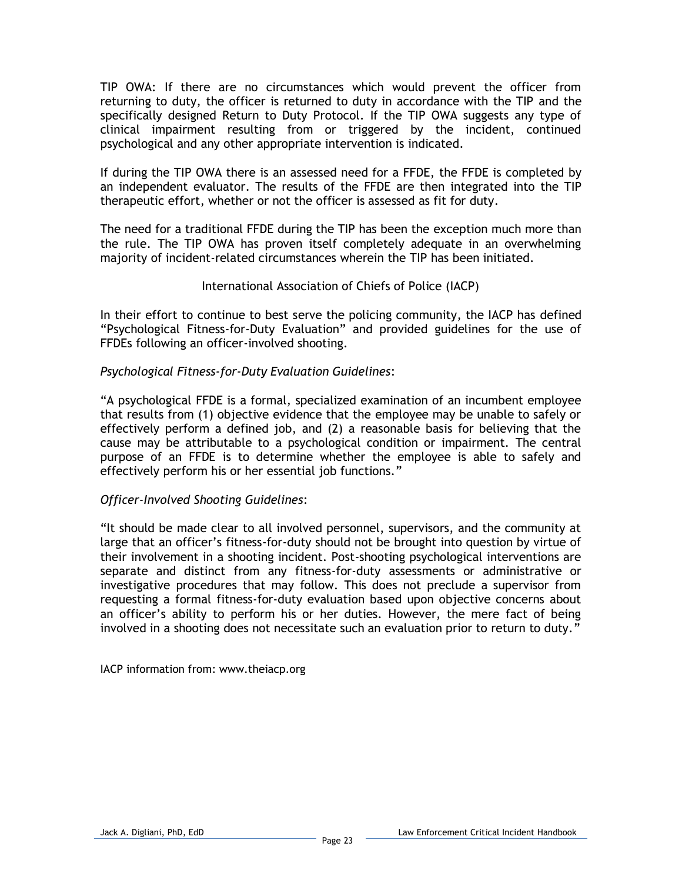TIP OWA: If there are no circumstances which would prevent the officer from returning to duty, the officer is returned to duty in accordance with the TIP and the specifically designed Return to Duty Protocol. If the TIP OWA suggests any type of clinical impairment resulting from or triggered by the incident, continued psychological and any other appropriate intervention is indicated.

If during the TIP OWA there is an assessed need for a FFDE, the FFDE is completed by an independent evaluator. The results of the FFDE are then integrated into the TIP therapeutic effort, whether or not the officer is assessed as fit for duty.

The need for a traditional FFDE during the TIP has been the exception much more than the rule. The TIP OWA has proven itself completely adequate in an overwhelming majority of incident-related circumstances wherein the TIP has been initiated.

## International Association of Chiefs of Police (IACP)

In their effort to continue to best serve the policing community, the IACP has defined "Psychological Fitness-for-Duty Evaluation" and provided guidelines for the use of FFDEs following an officer-involved shooting.

*Psychological Fitness-for-Duty Evaluation Guidelines*:

"A psychological FFDE is a formal, specialized examination of an incumbent employee that results from (1) objective evidence that the employee may be unable to safely or effectively perform a defined job, and (2) a reasonable basis for believing that the cause may be attributable to a psychological condition or impairment. The central purpose of an FFDE is to determine whether the employee is able to safely and effectively perform his or her essential job functions."

*Officer-Involved Shooting Guidelines*:

"It should be made clear to all involved personnel, supervisors, and the community at large that an officer's fitness-for-duty should not be brought into question by virtue of their involvement in a shooting incident. Post-shooting psychological interventions are separate and distinct from any fitness-for-duty assessments or administrative or investigative procedures that may follow. This does not preclude a supervisor from requesting a formal fitness-for-duty evaluation based upon objective concerns about an officer's ability to perform his or her duties. However, the mere fact of being involved in a shooting does not necessitate such an evaluation prior to return to duty."

IACP information from: www.theiacp.org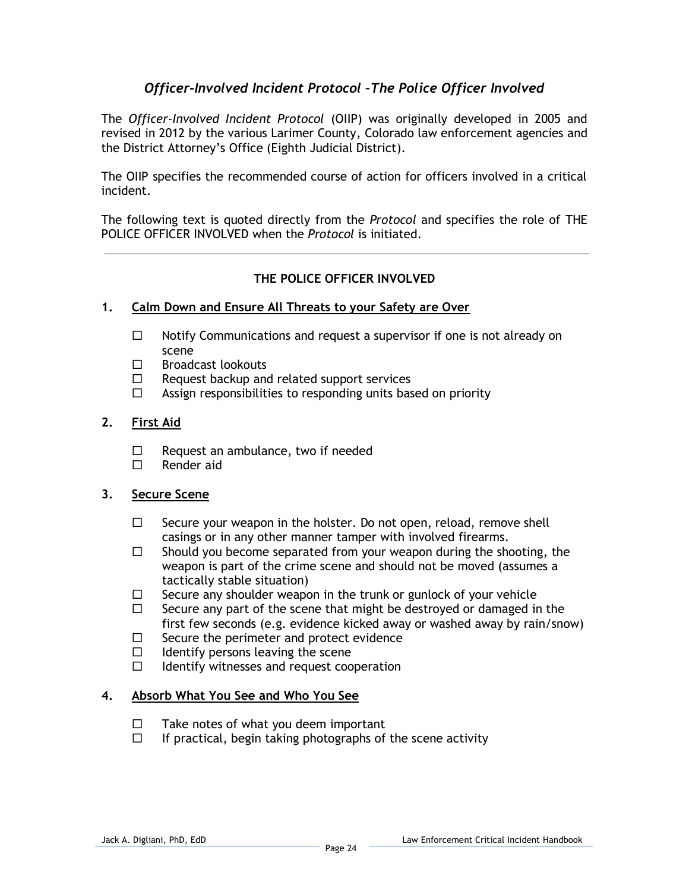## *Officer-Involved Incident Protocol –The Police Officer Involved*

The *Officer-Involved Incident Protocol* (OIIP) was originally developed in 2005 and revised in 2012 by the various Larimer County, Colorado law enforcement agencies and the District Attorney's Office (Eighth Judicial District).

The OIIP specifies the recommended course of action for officers involved in a critical incident.

The following text is quoted directly from the *Protocol* and specifies the role of THE POLICE OFFICER INVOLVED when the *Protocol* is initiated.

---

### THE POLICE OFFICER INVOLVED

**1. Calm Down and Ensure All Threats to your Safety are Over**

- ☐ Notify Communications and request a supervisor if one is not already on scene
- ☐ Broadcast lookouts
- ☐ Request backup and related support services
- ☐ Assign responsibilities to responding units based on priority

**2. First Aid**

- ☐ Request an ambulance, two if needed
- ☐ Render aid

**3. Secure Scene**

- ☐ Secure your weapon in the holster. Do not open, reload, remove shell casings or in any other manner tamper with involved firearms.
- ☐ Should you become separated from your weapon during the shooting, the weapon is part of the crime scene and should not be moved (assumes a tactically stable situation)
- ☐ Secure any shoulder weapon in the trunk or gunlock of your vehicle
- ☐ Secure any part of the scene that might be destroyed or damaged in the first few seconds (e.g. evidence kicked away or washed away by rain/snow)
- ☐ Secure the perimeter and protect evidence
- ☐ Identify persons leaving the scene
- ☐ Identify witnesses and request cooperation

**4. Absorb What You See and Who You See**

- ☐ Take notes of what you deem important
- ☐ If practical, begin taking photographs of the scene activity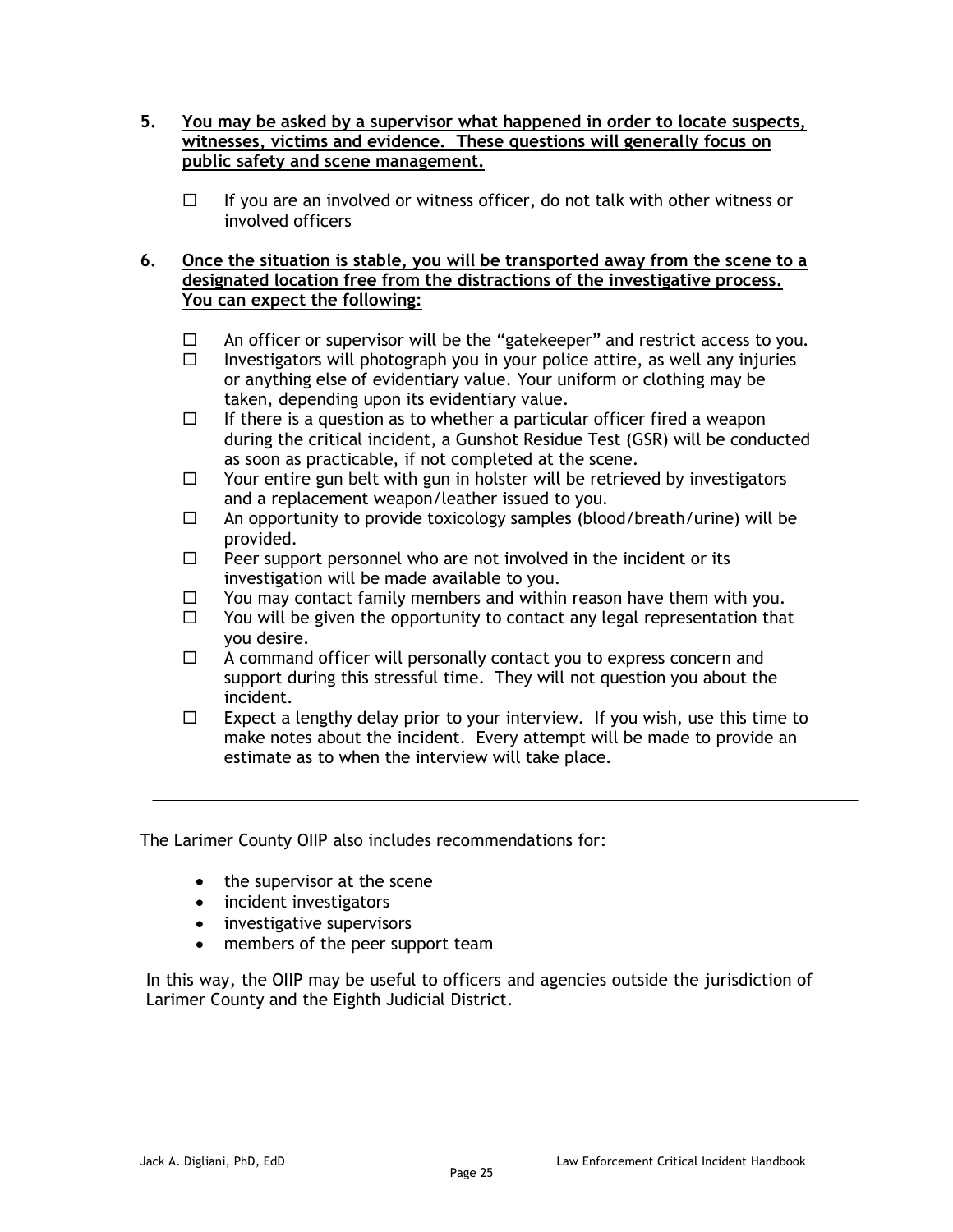5. **<u>You may be asked by a supervisor what happened in order to locate suspects, witnesses, victims and evidence. These questions will generally focus on public safety and scene management.</u>**

   - ☐ If you are an involved or witness officer, do not talk with other witness or involved officers

6. **<u>Once the situation is stable, you will be transported away from the scene to a designated location free from the distractions of the investigative process. You can expect the following:</u>**

   - ☐ An officer or supervisor will be the "gatekeeper" and restrict access to you.
   - ☐ Investigators will photograph you in your police attire, as well any injuries or anything else of evidentiary value. Your uniform or clothing may be taken, depending upon its evidentiary value.
   - ☐ If there is a question as to whether a particular officer fired a weapon during the critical incident, a Gunshot Residue Test (GSR) will be conducted as soon as practicable, if not completed at the scene.
   - ☐ Your entire gun belt with gun in holster will be retrieved by investigators and a replacement weapon/leather issued to you.
   - ☐ An opportunity to provide toxicology samples (blood/breath/urine) will be provided.
   - ☐ Peer support personnel who are not involved in the incident or its investigation will be made available to you.
   - ☐ You may contact family members and within reason have them with you.
   - ☐ You will be given the opportunity to contact any legal representation that you desire.
   - ☐ A command officer will personally contact you to express concern and support during this stressful time. They will not question you about the incident.
   - ☐ Expect a lengthy delay prior to your interview. If you wish, use this time to make notes about the incident. Every attempt will be made to provide an estimate as to when the interview will take place.

---

The Larimer County OIIP also includes recommendations for:

- the supervisor at the scene
- incident investigators
- investigative supervisors
- members of the peer support team

In this way, the OIIP may be useful to officers and agencies outside the jurisdiction of Larimer County and the Eighth Judicial District.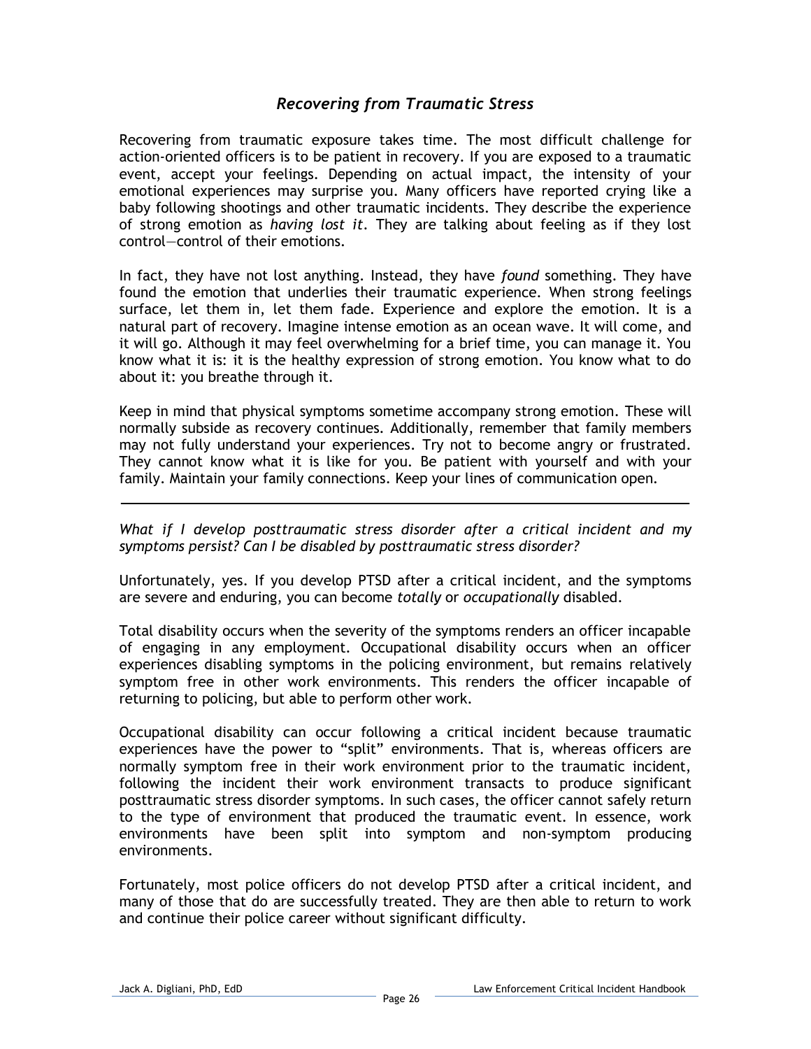## *Recovering from Traumatic Stress*

Recovering from traumatic exposure takes time. The most difficult challenge for action-oriented officers is to be patient in recovery. If you are exposed to a traumatic event, accept your feelings. Depending on actual impact, the intensity of your emotional experiences may surprise you. Many officers have reported crying like a baby following shootings and other traumatic incidents. They describe the experience of strong emotion as *having lost it*. They are talking about feeling as if they lost control—control of their emotions.

In fact, they have not lost anything. Instead, they have *found* something. They have found the emotion that underlies their traumatic experience. When strong feelings surface, let them in, let them fade. Experience and explore the emotion. It is a natural part of recovery. Imagine intense emotion as an ocean wave. It will come, and it will go. Although it may feel overwhelming for a brief time, you can manage it. You know what it is: it is the healthy expression of strong emotion. You know what to do about it: you breathe through it.

Keep in mind that physical symptoms sometime accompany strong emotion. These will normally subside as recovery continues. Additionally, remember that family members may not fully understand your experiences. Try not to become angry or frustrated. They cannot know what it is like for you. Be patient with yourself and with your family. Maintain your family connections. Keep your lines of communication open.

---

*What if I develop posttraumatic stress disorder after a critical incident and my symptoms persist? Can I be disabled by posttraumatic stress disorder?*

Unfortunately, yes. If you develop PTSD after a critical incident, and the symptoms are severe and enduring, you can become *totally* or *occupationally* disabled.

Total disability occurs when the severity of the symptoms renders an officer incapable of engaging in any employment. Occupational disability occurs when an officer experiences disabling symptoms in the policing environment, but remains relatively symptom free in other work environments. This renders the officer incapable of returning to policing, but able to perform other work.

Occupational disability can occur following a critical incident because traumatic experiences have the power to "split" environments. That is, whereas officers are normally symptom free in their work environment prior to the traumatic incident, following the incident their work environment transacts to produce significant posttraumatic stress disorder symptoms. In such cases, the officer cannot safely return to the type of environment that produced the traumatic event. In essence, work environments have been split into symptom and non-symptom producing environments.

Fortunately, most police officers do not develop PTSD after a critical incident, and many of those that do are successfully treated. They are then able to return to work and continue their police career without significant difficulty.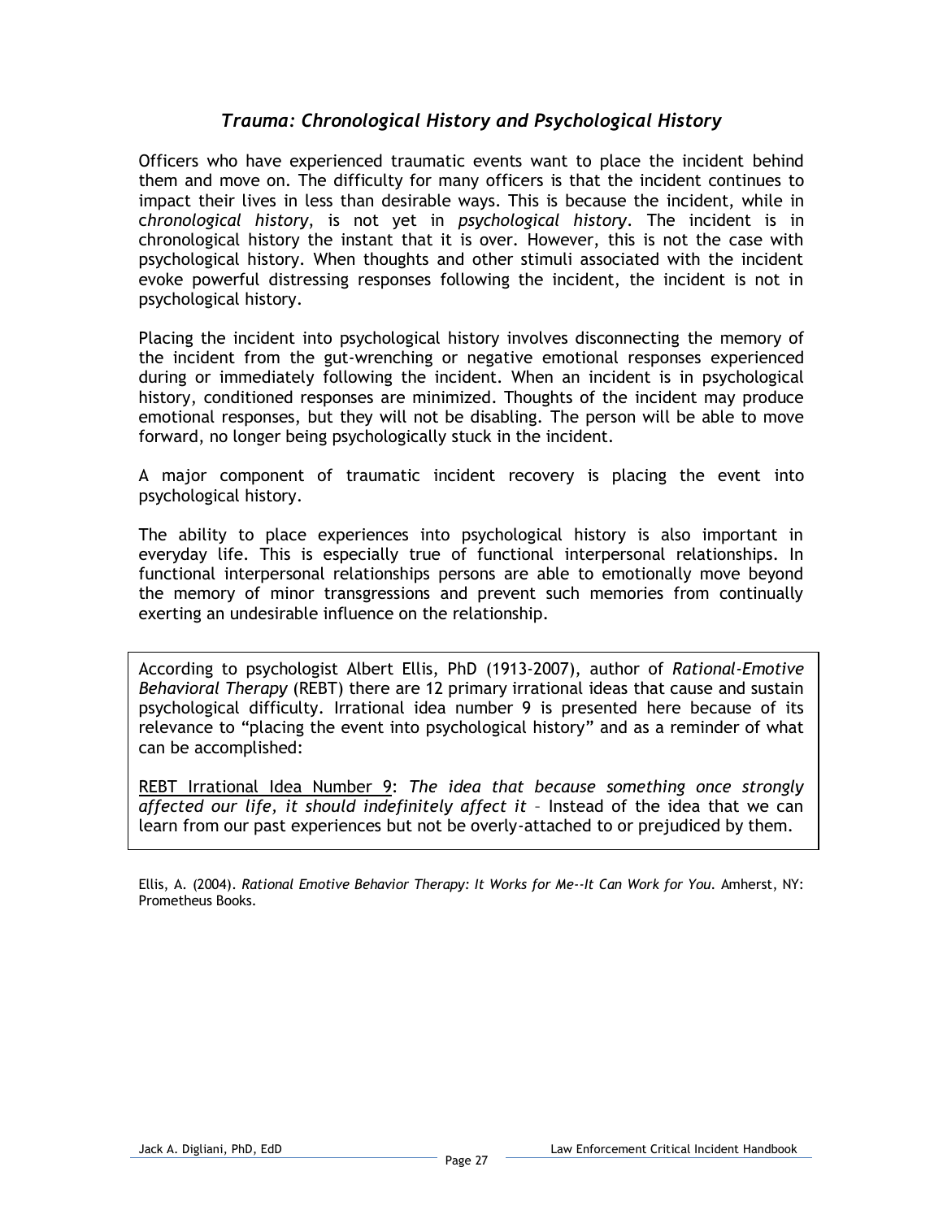## *Trauma: Chronological History and Psychological History*

Officers who have experienced traumatic events want to place the incident behind them and move on. The difficulty for many officers is that the incident continues to impact their lives in less than desirable ways. This is because the incident, while in c*hronological history*, is not yet in *psychological history*. The incident is in chronological history the instant that it is over. However, this is not the case with psychological history. When thoughts and other stimuli associated with the incident evoke powerful distressing responses following the incident, the incident is not in psychological history.

Placing the incident into psychological history involves disconnecting the memory of the incident from the gut-wrenching or negative emotional responses experienced during or immediately following the incident. When an incident is in psychological history, conditioned responses are minimized. Thoughts of the incident may produce emotional responses, but they will not be disabling. The person will be able to move forward, no longer being psychologically stuck in the incident.

A major component of traumatic incident recovery is placing the event into psychological history.

The ability to place experiences into psychological history is also important in everyday life. This is especially true of functional interpersonal relationships. In functional interpersonal relationships persons are able to emotionally move beyond the memory of minor transgressions and prevent such memories from continually exerting an undesirable influence on the relationship.

> According to psychologist Albert Ellis, PhD (1913-2007), author of *Rational-Emotive Behavioral Therapy* (REBT) there are 12 primary irrational ideas that cause and sustain psychological difficulty. Irrational idea number 9 is presented here because of its relevance to "placing the event into psychological history" and as a reminder of what can be accomplished:
>
> <u>REBT Irrational Idea Number 9</u>: *The idea that because something once strongly affected our life, it should indefinitely affect it* – Instead of the idea that we can learn from our past experiences but not be overly-attached to or prejudiced by them.

Ellis, A. (2004). *Rational Emotive Behavior Therapy: It Works for Me--It Can Work for You.* Amherst, NY: Prometheus Books.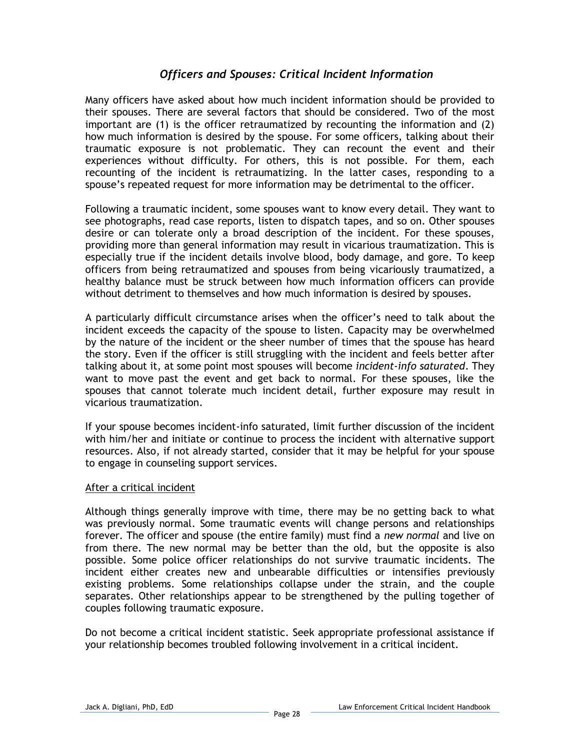## *Officers and Spouses: Critical Incident Information*

Many officers have asked about how much incident information should be provided to their spouses. There are several factors that should be considered. Two of the most important are (1) is the officer retraumatized by recounting the information and (2) how much information is desired by the spouse. For some officers, talking about their traumatic exposure is not problematic. They can recount the event and their experiences without difficulty. For others, this is not possible. For them, each recounting of the incident is retraumatizing. In the latter cases, responding to a spouse's repeated request for more information may be detrimental to the officer.

Following a traumatic incident, some spouses want to know every detail. They want to see photographs, read case reports, listen to dispatch tapes, and so on. Other spouses desire or can tolerate only a broad description of the incident. For these spouses, providing more than general information may result in vicarious traumatization. This is especially true if the incident details involve blood, body damage, and gore. To keep officers from being retraumatized and spouses from being vicariously traumatized, a healthy balance must be struck between how much information officers can provide without detriment to themselves and how much information is desired by spouses.

A particularly difficult circumstance arises when the officer's need to talk about the incident exceeds the capacity of the spouse to listen. Capacity may be overwhelmed by the nature of the incident or the sheer number of times that the spouse has heard the story. Even if the officer is still struggling with the incident and feels better after talking about it, at some point most spouses will become *incident-info saturated*. They want to move past the event and get back to normal. For these spouses, like the spouses that cannot tolerate much incident detail, further exposure may result in vicarious traumatization.

If your spouse becomes incident-info saturated, limit further discussion of the incident with him/her and initiate or continue to process the incident with alternative support resources. Also, if not already started, consider that it may be helpful for your spouse to engage in counseling support services.

### After a critical incident

Although things generally improve with time, there may be no getting back to what was previously normal. Some traumatic events will change persons and relationships forever. The officer and spouse (the entire family) must find a *new normal* and live on from there. The new normal may be better than the old, but the opposite is also possible. Some police officer relationships do not survive traumatic incidents. The incident either creates new and unbearable difficulties or intensifies previously existing problems. Some relationships collapse under the strain, and the couple separates. Other relationships appear to be strengthened by the pulling together of couples following traumatic exposure.

Do not become a critical incident statistic. Seek appropriate professional assistance if your relationship becomes troubled following involvement in a critical incident.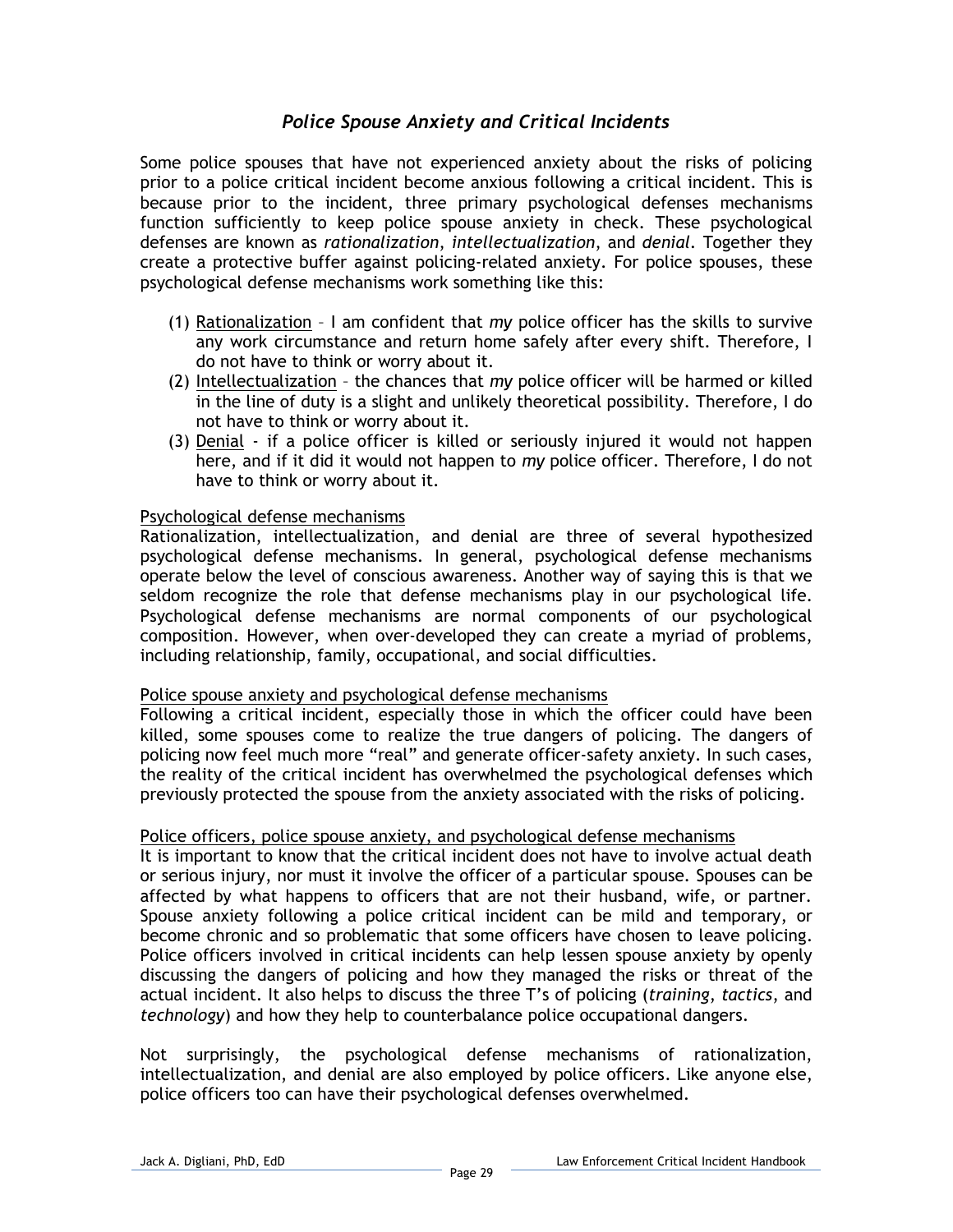## *Police Spouse Anxiety and Critical Incidents*

Some police spouses that have not experienced anxiety about the risks of policing prior to a police critical incident become anxious following a critical incident. This is because prior to the incident, three primary psychological defenses mechanisms function sufficiently to keep police spouse anxiety in check. These psychological defenses are known as *rationalization*, *intellectualization*, and *denial*. Together they create a protective buffer against policing-related anxiety. For police spouses, these psychological defense mechanisms work something like this:

(1) Rationalization – I am confident that *my* police officer has the skills to survive any work circumstance and return home safely after every shift. Therefore, I do not have to think or worry about it.
(2) Intellectualization – the chances that *my* police officer will be harmed or killed in the line of duty is a slight and unlikely theoretical possibility. Therefore, I do not have to think or worry about it.
(3) Denial - if a police officer is killed or seriously injured it would not happen here, and if it did it would not happen to *my* police officer. Therefore, I do not have to think or worry about it.

Psychological defense mechanisms

Rationalization, intellectualization, and denial are three of several hypothesized psychological defense mechanisms. In general, psychological defense mechanisms operate below the level of conscious awareness. Another way of saying this is that we seldom recognize the role that defense mechanisms play in our psychological life. Psychological defense mechanisms are normal components of our psychological composition. However, when over-developed they can create a myriad of problems, including relationship, family, occupational, and social difficulties.

Police spouse anxiety and psychological defense mechanisms

Following a critical incident, especially those in which the officer could have been killed, some spouses come to realize the true dangers of policing. The dangers of policing now feel much more "real" and generate officer-safety anxiety. In such cases, the reality of the critical incident has overwhelmed the psychological defenses which previously protected the spouse from the anxiety associated with the risks of policing.

Police officers, police spouse anxiety, and psychological defense mechanisms

It is important to know that the critical incident does not have to involve actual death or serious injury, nor must it involve the officer of a particular spouse. Spouses can be affected by what happens to officers that are not their husband, wife, or partner. Spouse anxiety following a police critical incident can be mild and temporary, or become chronic and so problematic that some officers have chosen to leave policing. Police officers involved in critical incidents can help lessen spouse anxiety by openly discussing the dangers of policing and how they managed the risks or threat of the actual incident. It also helps to discuss the three T's of policing (*training*, *tactics*, and *technology*) and how they help to counterbalance police occupational dangers.

Not surprisingly, the psychological defense mechanisms of rationalization, intellectualization, and denial are also employed by police officers. Like anyone else, police officers too can have their psychological defenses overwhelmed.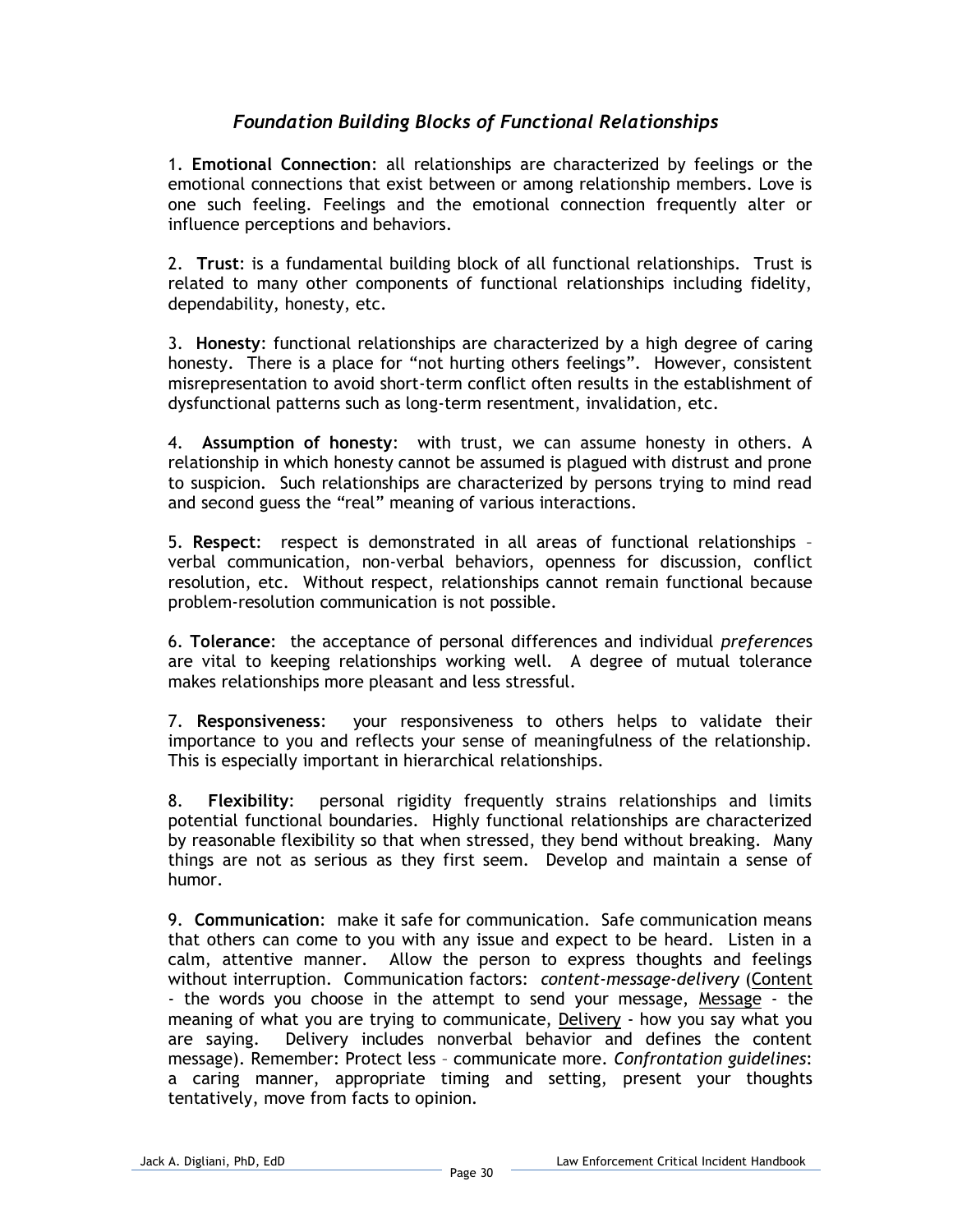## *Foundation Building Blocks of Functional Relationships*

1. **Emotional Connection**: all relationships are characterized by feelings or the emotional connections that exist between or among relationship members. Love is one such feeling. Feelings and the emotional connection frequently alter or influence perceptions and behaviors.

2. **Trust**: is a fundamental building block of all functional relationships. Trust is related to many other components of functional relationships including fidelity, dependability, honesty, etc.

3. **Honesty**: functional relationships are characterized by a high degree of caring honesty. There is a place for "not hurting others feelings". However, consistent misrepresentation to avoid short-term conflict often results in the establishment of dysfunctional patterns such as long-term resentment, invalidation, etc.

4. **Assumption of honesty**: with trust, we can assume honesty in others. A relationship in which honesty cannot be assumed is plagued with distrust and prone to suspicion. Such relationships are characterized by persons trying to mind read and second guess the "real" meaning of various interactions.

5. **Respect**: respect is demonstrated in all areas of functional relationships – verbal communication, non-verbal behaviors, openness for discussion, conflict resolution, etc. Without respect, relationships cannot remain functional because problem-resolution communication is not possible.

6. **Tolerance**: the acceptance of personal differences and individual *preference*s are vital to keeping relationships working well. A degree of mutual tolerance makes relationships more pleasant and less stressful.

7. **Responsiveness**: your responsiveness to others helps to validate their importance to you and reflects your sense of meaningfulness of the relationship. This is especially important in hierarchical relationships.

8. **Flexibility**: personal rigidity frequently strains relationships and limits potential functional boundaries. Highly functional relationships are characterized by reasonable flexibility so that when stressed, they bend without breaking. Many things are not as serious as they first seem. Develop and maintain a sense of humor.

9. **Communication**: make it safe for communication. Safe communication means that others can come to you with any issue and expect to be heard. Listen in a calm, attentive manner. Allow the person to express thoughts and feelings without interruption. Communication factors: *content-message-delivery* (Content - the words you choose in the attempt to send your message, Message - the meaning of what you are trying to communicate, Delivery - how you say what you are saying. Delivery includes nonverbal behavior and defines the content message). Remember: Protect less – communicate more. *Confrontation guidelines*: a caring manner, appropriate timing and setting, present your thoughts tentatively, move from facts to opinion.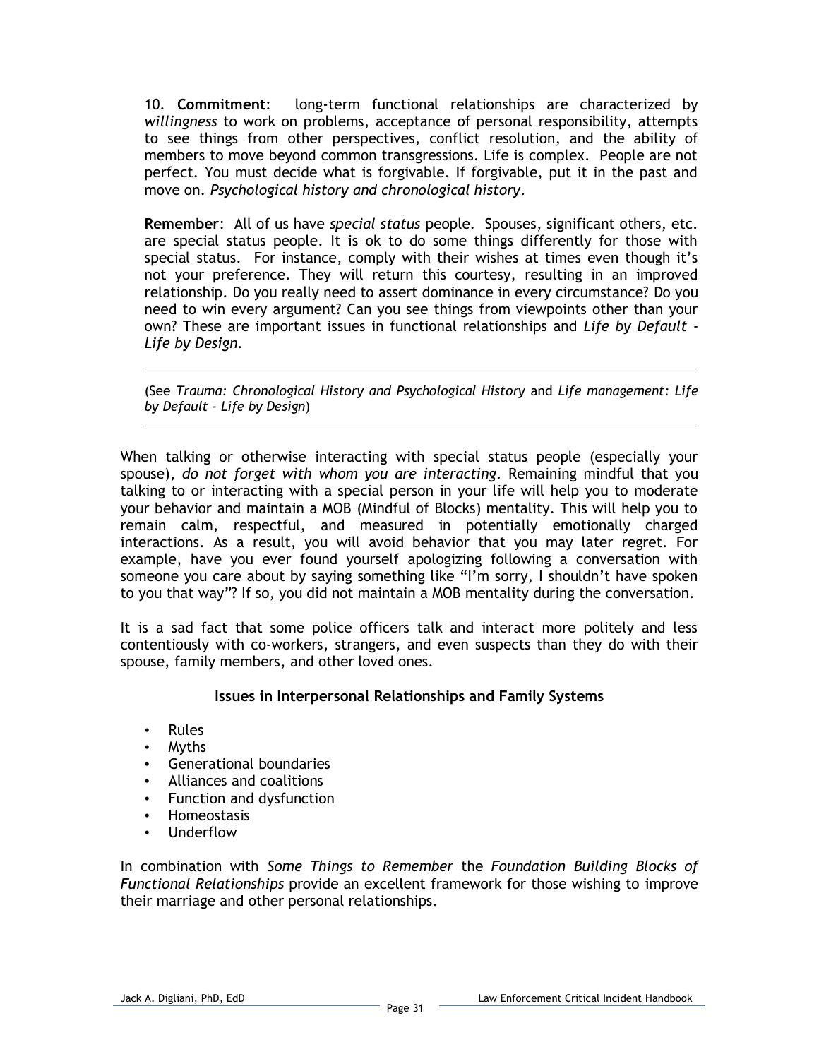10. **Commitment**: long-term functional relationships are characterized by *willingness* to work on problems, acceptance of personal responsibility, attempts to see things from other perspectives, conflict resolution, and the ability of members to move beyond common transgressions. Life is complex. People are not perfect. You must decide what is forgivable. If forgivable, put it in the past and move on. *Psychological history and chronological history*.

**Remember**: All of us have *special status* people. Spouses, significant others, etc. are special status people. It is ok to do some things differently for those with special status. For instance, comply with their wishes at times even though it's not your preference. They will return this courtesy, resulting in an improved relationship. Do you really need to assert dominance in every circumstance? Do you need to win every argument? Can you see things from viewpoints other than your own? These are important issues in functional relationships and *Life by Default - Life by Design*.

---

(See *Trauma: Chronological History and Psychological History* and *Life management: Life by Default - Life by Design*)

---

When talking or otherwise interacting with special status people (especially your spouse), *do not forget with whom you are interacting*. Remaining mindful that you talking to or interacting with a special person in your life will help you to moderate your behavior and maintain a MOB (Mindful of Blocks) mentality. This will help you to remain calm, respectful, and measured in potentially emotionally charged interactions. As a result, you will avoid behavior that you may later regret. For example, have you ever found yourself apologizing following a conversation with someone you care about by saying something like "I'm sorry, I shouldn't have spoken to you that way"? If so, you did not maintain a MOB mentality during the conversation.

It is a sad fact that some police officers talk and interact more politely and less contentiously with co-workers, strangers, and even suspects than they do with their spouse, family members, and other loved ones.

### Issues in Interpersonal Relationships and Family Systems

- Rules
- Myths
- Generational boundaries
- Alliances and coalitions
- Function and dysfunction
- Homeostasis
- Underflow

In combination with *Some Things to Remember* the *Foundation Building Blocks of Functional Relationships* provide an excellent framework for those wishing to improve their marriage and other personal relationships.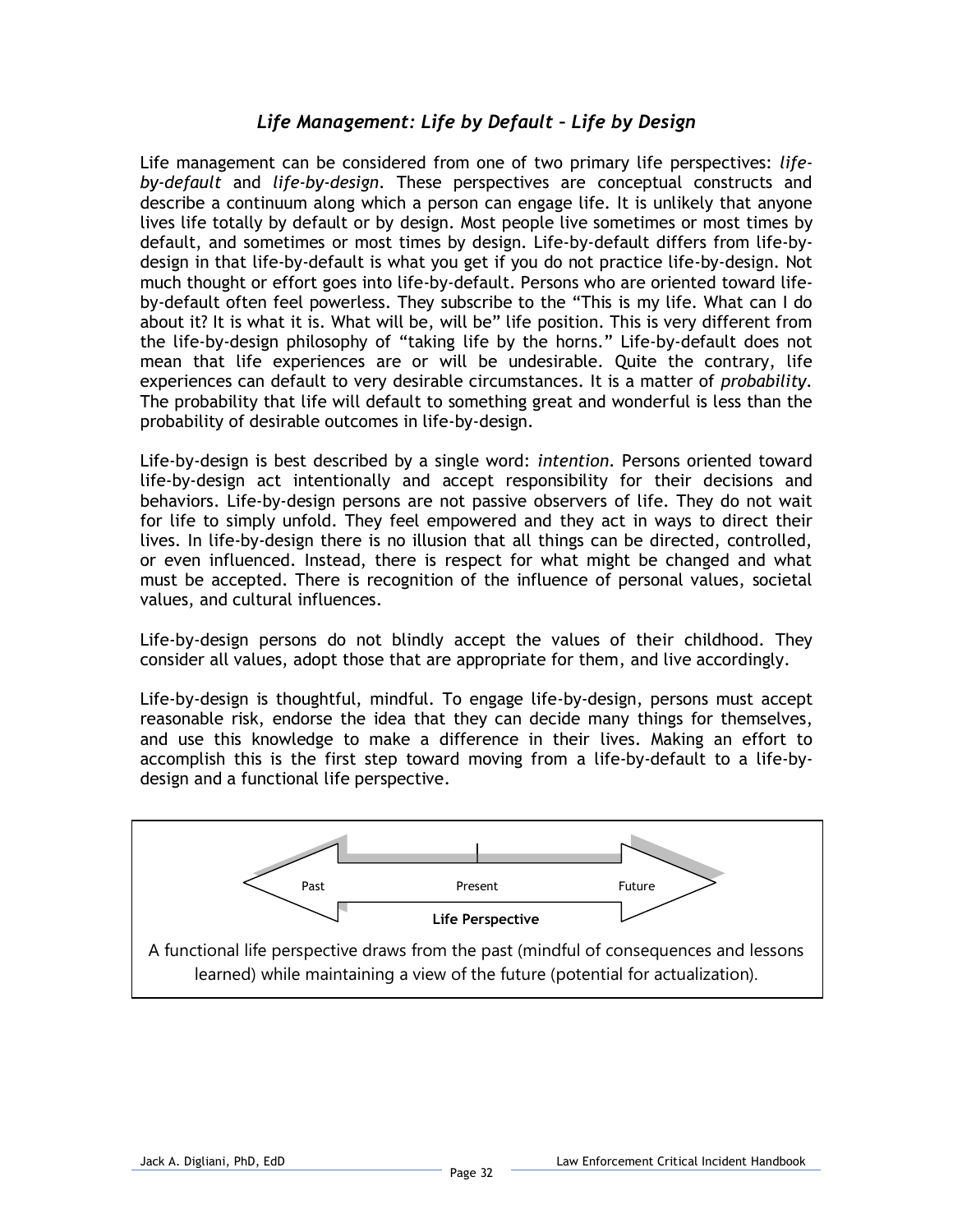## *Life Management: Life by Default – Life by Design*

Life management can be considered from one of two primary life perspectives: *life-by-default* and *life-by-design*. These perspectives are conceptual constructs and describe a continuum along which a person can engage life. It is unlikely that anyone lives life totally by default or by design. Most people live sometimes or most times by default, and sometimes or most times by design. Life-by-default differs from life-by-design in that life-by-default is what you get if you do not practice life-by-design. Not much thought or effort goes into life-by-default. Persons who are oriented toward life-by-default often feel powerless. They subscribe to the "This is my life. What can I do about it? It is what it is. What will be, will be" life position. This is very different from the life-by-design philosophy of "taking life by the horns." Life-by-default does not mean that life experiences are or will be undesirable. Quite the contrary, life experiences can default to very desirable circumstances. It is a matter of *probability*. The probability that life will default to something great and wonderful is less than the probability of desirable outcomes in life-by-design.

Life-by-design is best described by a single word: *intention*. Persons oriented toward life-by-design act intentionally and accept responsibility for their decisions and behaviors. Life-by-design persons are not passive observers of life. They do not wait for life to simply unfold. They feel empowered and they act in ways to direct their lives. In life-by-design there is no illusion that all things can be directed, controlled, or even influenced. Instead, there is respect for what might be changed and what must be accepted. There is recognition of the influence of personal values, societal values, and cultural influences.

Life-by-design persons do not blindly accept the values of their childhood. They consider all values, adopt those that are appropriate for them, and live accordingly.

Life-by-design is thoughtful, mindful. To engage life-by-design, persons must accept reasonable risk, endorse the idea that they can decide many things for themselves, and use this knowledge to make a difference in their lives. Making an effort to accomplish this is the first step toward moving from a life-by-default to a life-by-design and a functional life perspective.

Past — Present — Future

**Life Perspective**

A functional life perspective draws from the past (mindful of consequences and lessons learned) while maintaining a view of the future (potential for actualization).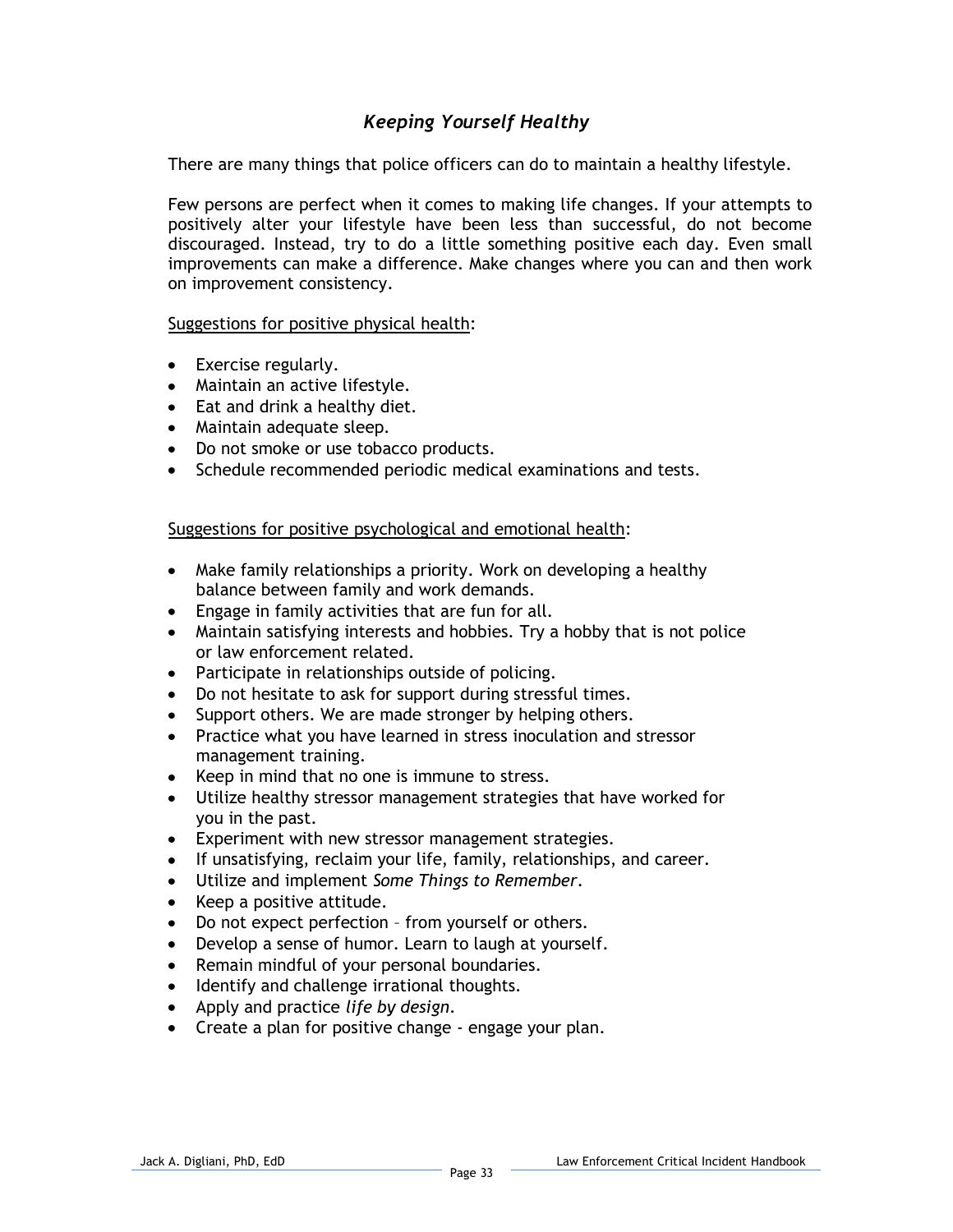## *Keeping Yourself Healthy*

There are many things that police officers can do to maintain a healthy lifestyle.

Few persons are perfect when it comes to making life changes. If your attempts to positively alter your lifestyle have been less than successful, do not become discouraged. Instead, try to do a little something positive each day. Even small improvements can make a difference. Make changes where you can and then work on improvement consistency.

<u>Suggestions for positive physical health</u>:

- Exercise regularly.
- Maintain an active lifestyle.
- Eat and drink a healthy diet.
- Maintain adequate sleep.
- Do not smoke or use tobacco products.
- Schedule recommended periodic medical examinations and tests.

<u>Suggestions for positive psychological and emotional health</u>:

- Make family relationships a priority. Work on developing a healthy balance between family and work demands.
- Engage in family activities that are fun for all.
- Maintain satisfying interests and hobbies. Try a hobby that is not police or law enforcement related.
- Participate in relationships outside of policing.
- Do not hesitate to ask for support during stressful times.
- Support others. We are made stronger by helping others.
- Practice what you have learned in stress inoculation and stressor management training.
- Keep in mind that no one is immune to stress.
- Utilize healthy stressor management strategies that have worked for you in the past.
- Experiment with new stressor management strategies.
- If unsatisfying, reclaim your life, family, relationships, and career.
- Utilize and implement *Some Things to Remember*.
- Keep a positive attitude.
- Do not expect perfection – from yourself or others.
- Develop a sense of humor. Learn to laugh at yourself.
- Remain mindful of your personal boundaries.
- Identify and challenge irrational thoughts.
- Apply and practice *life by design*.
- Create a plan for positive change - engage your plan.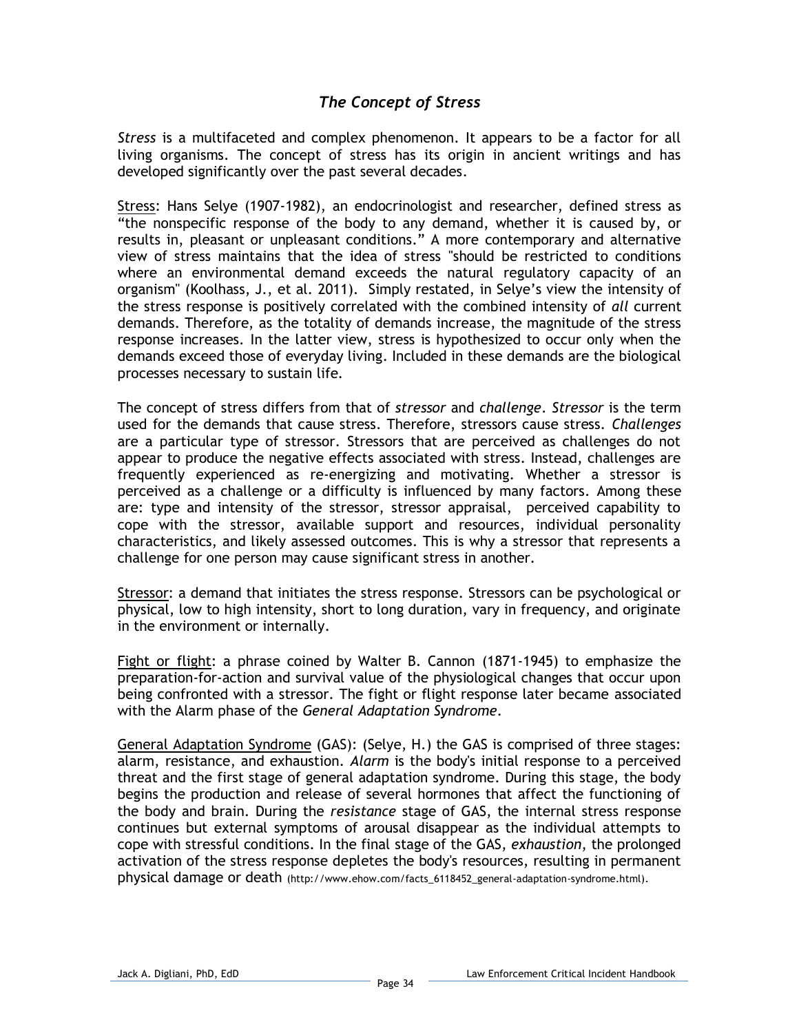## *The Concept of Stress*

*Stress* is a multifaceted and complex phenomenon. It appears to be a factor for all living organisms. The concept of stress has its origin in ancient writings and has developed significantly over the past several decades.

Stress: Hans Selye (1907-1982), an endocrinologist and researcher, defined stress as "the nonspecific response of the body to any demand, whether it is caused by, or results in, pleasant or unpleasant conditions." A more contemporary and alternative view of stress maintains that the idea of stress "should be restricted to conditions where an environmental demand exceeds the natural regulatory capacity of an organism" (Koolhass, J., et al. 2011). Simply restated, in Selye's view the intensity of the stress response is positively correlated with the combined intensity of *all* current demands. Therefore, as the totality of demands increase, the magnitude of the stress response increases. In the latter view, stress is hypothesized to occur only when the demands exceed those of everyday living. Included in these demands are the biological processes necessary to sustain life.

The concept of stress differs from that of *stressor* and *challenge*. *Stressor* is the term used for the demands that cause stress. Therefore, stressors cause stress. *Challenges* are a particular type of stressor. Stressors that are perceived as challenges do not appear to produce the negative effects associated with stress. Instead, challenges are frequently experienced as re-energizing and motivating. Whether a stressor is perceived as a challenge or a difficulty is influenced by many factors. Among these are: type and intensity of the stressor, stressor appraisal, perceived capability to cope with the stressor, available support and resources, individual personality characteristics, and likely assessed outcomes. This is why a stressor that represents a challenge for one person may cause significant stress in another.

Stressor: a demand that initiates the stress response. Stressors can be psychological or physical, low to high intensity, short to long duration, vary in frequency, and originate in the environment or internally.

Fight or flight: a phrase coined by Walter B. Cannon (1871-1945) to emphasize the preparation-for-action and survival value of the physiological changes that occur upon being confronted with a stressor. The fight or flight response later became associated with the Alarm phase of the *General Adaptation Syndrome*.

General Adaptation Syndrome (GAS): (Selye, H.) the GAS is comprised of three stages: alarm, resistance, and exhaustion. *Alarm* is the body's initial response to a perceived threat and the first stage of general adaptation syndrome. During this stage, the body begins the production and release of several hormones that affect the functioning of the body and brain. During the *resistance* stage of GAS, the internal stress response continues but external symptoms of arousal disappear as the individual attempts to cope with stressful conditions. In the final stage of the GAS, *exhaustion*, the prolonged activation of the stress response depletes the body's resources, resulting in permanent physical damage or death (http://www.ehow.com/facts_6118452_general-adaptation-syndrome.html).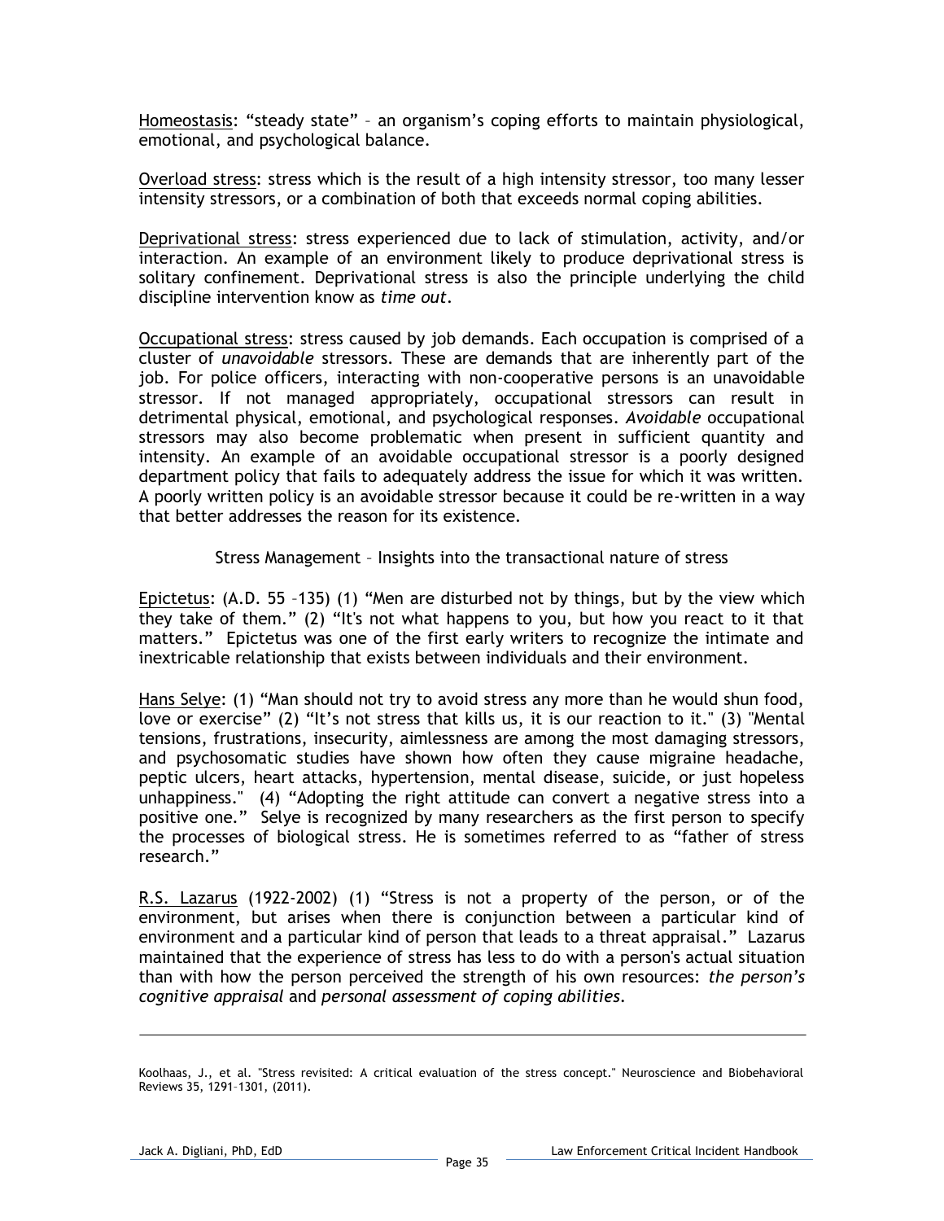Homeostasis: “steady state” – an organism’s coping efforts to maintain physiological, emotional, and psychological balance.

Overload stress: stress which is the result of a high intensity stressor, too many lesser intensity stressors, or a combination of both that exceeds normal coping abilities.

Deprivational stress: stress experienced due to lack of stimulation, activity, and/or interaction. An example of an environment likely to produce deprivational stress is solitary confinement. Deprivational stress is also the principle underlying the child discipline intervention know as *time out*.

Occupational stress: stress caused by job demands. Each occupation is comprised of a cluster of *unavoidable* stressors. These are demands that are inherently part of the job. For police officers, interacting with non-cooperative persons is an unavoidable stressor. If not managed appropriately, occupational stressors can result in detrimental physical, emotional, and psychological responses. *Avoidable* occupational stressors may also become problematic when present in sufficient quantity and intensity. An example of an avoidable occupational stressor is a poorly designed department policy that fails to adequately address the issue for which it was written. A poorly written policy is an avoidable stressor because it could be re-written in a way that better addresses the reason for its existence.

Stress Management – Insights into the transactional nature of stress

Epictetus: (A.D. 55 –135) (1) “Men are disturbed not by things, but by the view which they take of them.” (2) “It's not what happens to you, but how you react to it that matters.” Epictetus was one of the first early writers to recognize the intimate and inextricable relationship that exists between individuals and their environment.

Hans Selye: (1) “Man should not try to avoid stress any more than he would shun food, love or exercise” (2) “It’s not stress that kills us, it is our reaction to it.” (3) "Mental tensions, frustrations, insecurity, aimlessness are among the most damaging stressors, and psychosomatic studies have shown how often they cause migraine headache, peptic ulcers, heart attacks, hypertension, mental disease, suicide, or just hopeless unhappiness." (4) “Adopting the right attitude can convert a negative stress into a positive one.” Selye is recognized by many researchers as the first person to specify the processes of biological stress. He is sometimes referred to as “father of stress research.”

R.S. Lazarus (1922-2002) (1) “Stress is not a property of the person, or of the environment, but arises when there is conjunction between a particular kind of environment and a particular kind of person that leads to a threat appraisal.” Lazarus maintained that the experience of stress has less to do with a person's actual situation than with how the person perceived the strength of his own resources: *the person’s cognitive appraisal* and *personal assessment of coping abilities*.

---

Koolhaas, J., et al. "Stress revisited: A critical evaluation of the stress concept." Neuroscience and Biobehavioral Reviews 35, 1291–1301, (2011).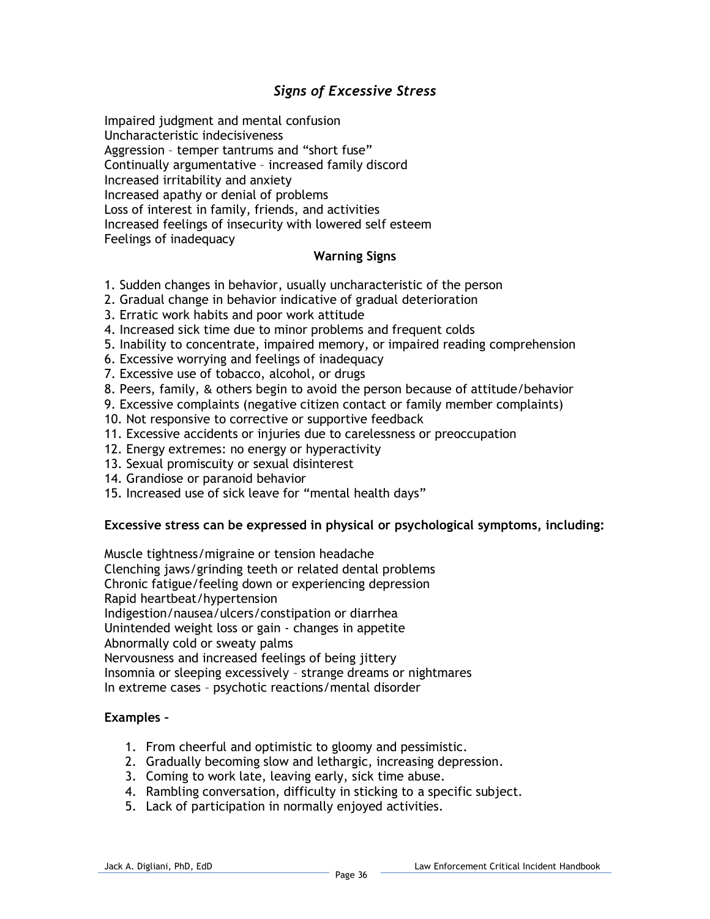## *Signs of Excessive Stress*

Impaired judgment and mental confusion
Uncharacteristic indecisiveness
Aggression – temper tantrums and “short fuse”
Continually argumentative – increased family discord
Increased irritability and anxiety
Increased apathy or denial of problems
Loss of interest in family, friends, and activities
Increased feelings of insecurity with lowered self esteem
Feelings of inadequacy

### Warning Signs

1. Sudden changes in behavior, usually uncharacteristic of the person
2. Gradual change in behavior indicative of gradual deterioration
3. Erratic work habits and poor work attitude
4. Increased sick time due to minor problems and frequent colds
5. Inability to concentrate, impaired memory, or impaired reading comprehension
6. Excessive worrying and feelings of inadequacy
7. Excessive use of tobacco, alcohol, or drugs
8. Peers, family, & others begin to avoid the person because of attitude/behavior
9. Excessive complaints (negative citizen contact or family member complaints)
10. Not responsive to corrective or supportive feedback
11. Excessive accidents or injuries due to carelessness or preoccupation
12. Energy extremes: no energy or hyperactivity
13. Sexual promiscuity or sexual disinterest
14. Grandiose or paranoid behavior
15. Increased use of sick leave for “mental health days”

**Excessive stress can be expressed in physical or psychological symptoms, including:**

Muscle tightness/migraine or tension headache
Clenching jaws/grinding teeth or related dental problems
Chronic fatigue/feeling down or experiencing depression
Rapid heartbeat/hypertension
Indigestion/nausea/ulcers/constipation or diarrhea
Unintended weight loss or gain - changes in appetite
Abnormally cold or sweaty palms
Nervousness and increased feelings of being jittery
Insomnia or sleeping excessively – strange dreams or nightmares
In extreme cases – psychotic reactions/mental disorder

**Examples –**

1. From cheerful and optimistic to gloomy and pessimistic.
2. Gradually becoming slow and lethargic, increasing depression.
3. Coming to work late, leaving early, sick time abuse.
4. Rambling conversation, difficulty in sticking to a specific subject.
5. Lack of participation in normally enjoyed activities.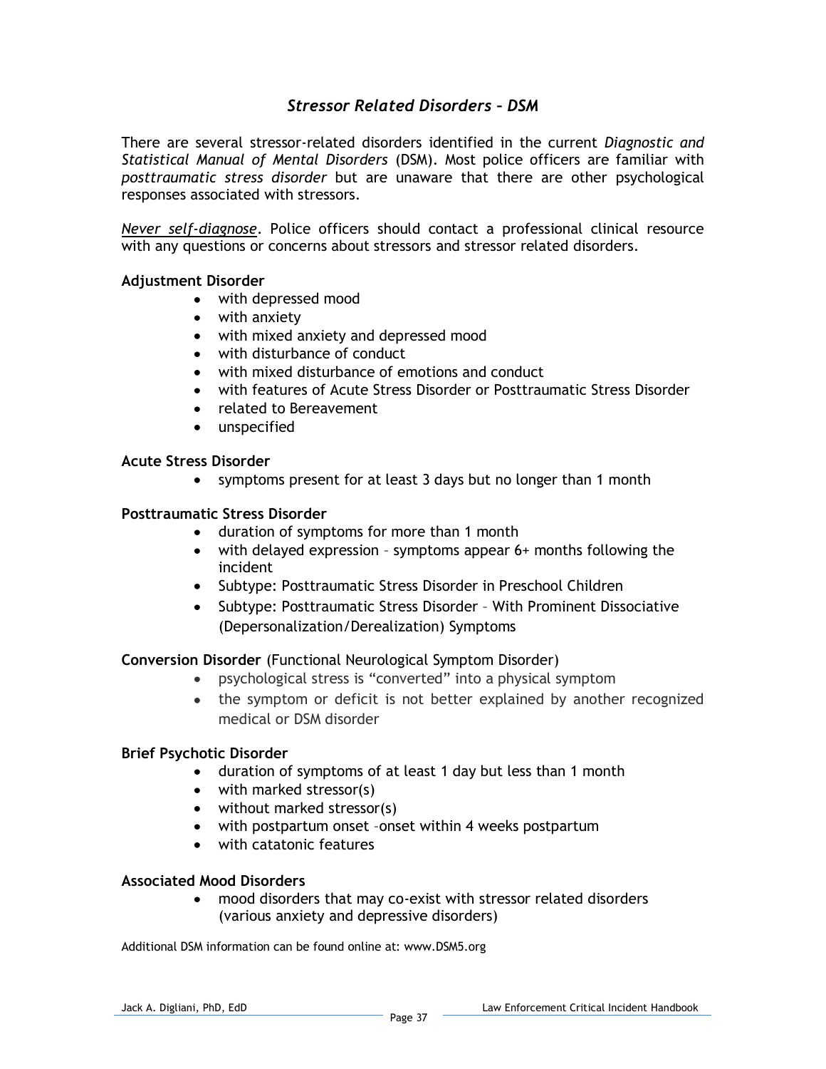## *Stressor Related Disorders – DSM*

There are several stressor-related disorders identified in the current *Diagnostic and Statistical Manual of Mental Disorders* (DSM). Most police officers are familiar with *posttraumatic stress disorder* but are unaware that there are other psychological responses associated with stressors.

*Never self-diagnose*. Police officers should contact a professional clinical resource with any questions or concerns about stressors and stressor related disorders.

**Adjustment Disorder**

- with depressed mood
- with anxiety
- with mixed anxiety and depressed mood
- with disturbance of conduct
- with mixed disturbance of emotions and conduct
- with features of Acute Stress Disorder or Posttraumatic Stress Disorder
- related to Bereavement
- unspecified

**Acute Stress Disorder**

- symptoms present for at least 3 days but no longer than 1 month

**Posttraumatic Stress Disorder**

- duration of symptoms for more than 1 month
- with delayed expression – symptoms appear 6+ months following the incident
- Subtype: Posttraumatic Stress Disorder in Preschool Children
- Subtype: Posttraumatic Stress Disorder – With Prominent Dissociative (Depersonalization/Derealization) Symptoms

**Conversion Disorder** (Functional Neurological Symptom Disorder)

- psychological stress is "converted" into a physical symptom
- the symptom or deficit is not better explained by another recognized medical or DSM disorder

**Brief Psychotic Disorder**

- duration of symptoms of at least 1 day but less than 1 month
- with marked stressor(s)
- without marked stressor(s)
- with postpartum onset –onset within 4 weeks postpartum
- with catatonic features

**Associated Mood Disorders**

- mood disorders that may co-exist with stressor related disorders (various anxiety and depressive disorders)

Additional DSM information can be found online at: www.DSM5.org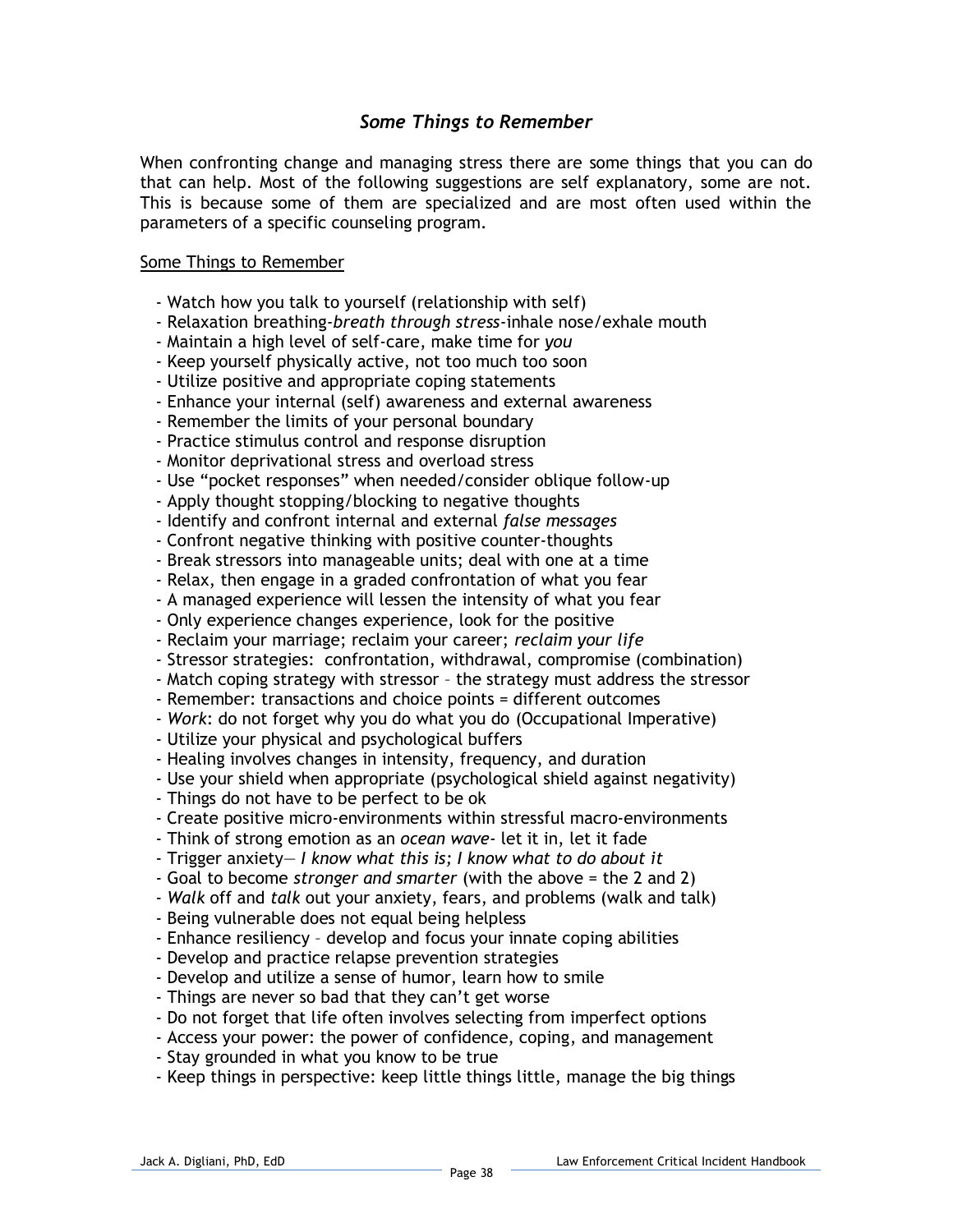## *Some Things to Remember*

When confronting change and managing stress there are some things that you can do that can help. Most of the following suggestions are self explanatory, some are not. This is because some of them are specialized and are most often used within the parameters of a specific counseling program.

Some Things to Remember

- Watch how you talk to yourself (relationship with self)
- Relaxation breathing-*breath through stress*-inhale nose/exhale mouth
- Maintain a high level of self-care, make time for *you*
- Keep yourself physically active, not too much too soon
- Utilize positive and appropriate coping statements
- Enhance your internal (self) awareness and external awareness
- Remember the limits of your personal boundary
- Practice stimulus control and response disruption
- Monitor deprivational stress and overload stress
- Use "pocket responses" when needed/consider oblique follow-up
- Apply thought stopping/blocking to negative thoughts
- Identify and confront internal and external *false messages*
- Confront negative thinking with positive counter-thoughts
- Break stressors into manageable units; deal with one at a time
- Relax, then engage in a graded confrontation of what you fear
- A managed experience will lessen the intensity of what you fear
- Only experience changes experience, look for the positive
- Reclaim your marriage; reclaim your career; *reclaim your life*
- Stressor strategies: confrontation, withdrawal, compromise (combination)
- Match coping strategy with stressor – the strategy must address the stressor
- Remember: transactions and choice points = different outcomes
- *Work*: do not forget why you do what you do (Occupational Imperative)
- Utilize your physical and psychological buffers
- Healing involves changes in intensity, frequency, and duration
- Use your shield when appropriate (psychological shield against negativity)
- Things do not have to be perfect to be ok
- Create positive micro-environments within stressful macro-environments
- Think of strong emotion as an *ocean wave*- let it in, let it fade
- Trigger anxiety— *I know what this is; I know what to do about it*
- Goal to become *stronger and smarter* (with the above = the 2 and 2)
- *Walk* off and *talk* out your anxiety, fears, and problems (walk and talk)
- Being vulnerable does not equal being helpless
- Enhance resiliency – develop and focus your innate coping abilities
- Develop and practice relapse prevention strategies
- Develop and utilize a sense of humor, learn how to smile
- Things are never so bad that they can't get worse
- Do not forget that life often involves selecting from imperfect options
- Access your power: the power of confidence, coping, and management
- Stay grounded in what you know to be true
- Keep things in perspective: keep little things little, manage the big things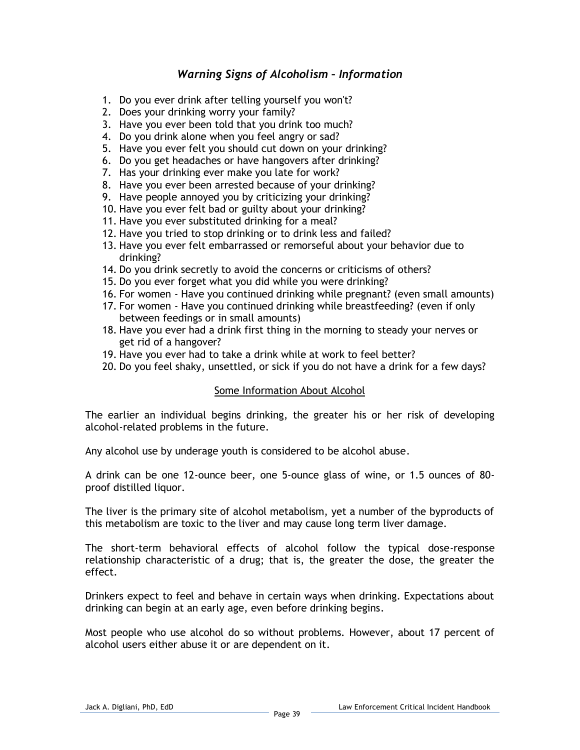## *Warning Signs of Alcoholism – Information*

1. Do you ever drink after telling yourself you won't?
2. Does your drinking worry your family?
3. Have you ever been told that you drink too much?
4. Do you drink alone when you feel angry or sad?
5. Have you ever felt you should cut down on your drinking?
6. Do you get headaches or have hangovers after drinking?
7. Has your drinking ever make you late for work?
8. Have you ever been arrested because of your drinking?
9. Have people annoyed you by criticizing your drinking?
10. Have you ever felt bad or guilty about your drinking?
11. Have you ever substituted drinking for a meal?
12. Have you tried to stop drinking or to drink less and failed?
13. Have you ever felt embarrassed or remorseful about your behavior due to drinking?
14. Do you drink secretly to avoid the concerns or criticisms of others?
15. Do you ever forget what you did while you were drinking?
16. For women - Have you continued drinking while pregnant? (even small amounts)
17. For women - Have you continued drinking while breastfeeding? (even if only between feedings or in small amounts)
18. Have you ever had a drink first thing in the morning to steady your nerves or get rid of a hangover?
19. Have you ever had to take a drink while at work to feel better?
20. Do you feel shaky, unsettled, or sick if you do not have a drink for a few days?

### Some Information About Alcohol

The earlier an individual begins drinking, the greater his or her risk of developing alcohol-related problems in the future.

Any alcohol use by underage youth is considered to be alcohol abuse.

A drink can be one 12-ounce beer, one 5-ounce glass of wine, or 1.5 ounces of 80-proof distilled liquor.

The liver is the primary site of alcohol metabolism, yet a number of the byproducts of this metabolism are toxic to the liver and may cause long term liver damage.

The short-term behavioral effects of alcohol follow the typical dose-response relationship characteristic of a drug; that is, the greater the dose, the greater the effect.

Drinkers expect to feel and behave in certain ways when drinking. Expectations about drinking can begin at an early age, even before drinking begins.

Most people who use alcohol do so without problems. However, about 17 percent of alcohol users either abuse it or are dependent on it.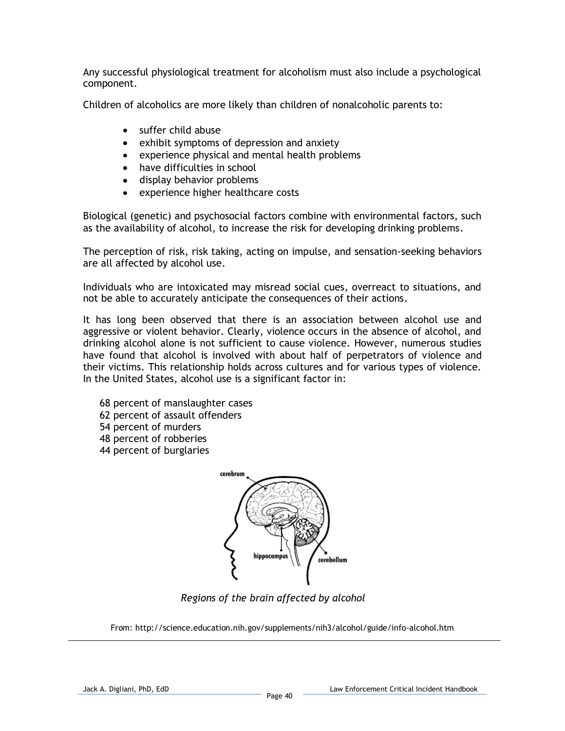Any successful physiological treatment for alcoholism must also include a psychological component.

Children of alcoholics are more likely than children of nonalcoholic parents to:

- suffer child abuse
- exhibit symptoms of depression and anxiety
- experience physical and mental health problems
- have difficulties in school
- display behavior problems
- experience higher healthcare costs

Biological (genetic) and psychosocial factors combine with environmental factors, such as the availability of alcohol, to increase the risk for developing drinking problems.

The perception of risk, risk taking, acting on impulse, and sensation-seeking behaviors are all affected by alcohol use.

Individuals who are intoxicated may misread social cues, overreact to situations, and not be able to accurately anticipate the consequences of their actions.

It has long been observed that there is an association between alcohol use and aggressive or violent behavior. Clearly, violence occurs in the absence of alcohol, and drinking alcohol alone is not sufficient to cause violence. However, numerous studies have found that alcohol is involved with about half of perpetrators of violence and their victims. This relationship holds across cultures and for various types of violence. In the United States, alcohol use is a significant factor in:

68 percent of manslaughter cases
62 percent of assault offenders
54 percent of murders
48 percent of robberies
44 percent of burglaries

*Regions of the brain affected by alcohol*

From: http://science.education.nih.gov/supplements/nih3/alcohol/guide/info-alcohol.htm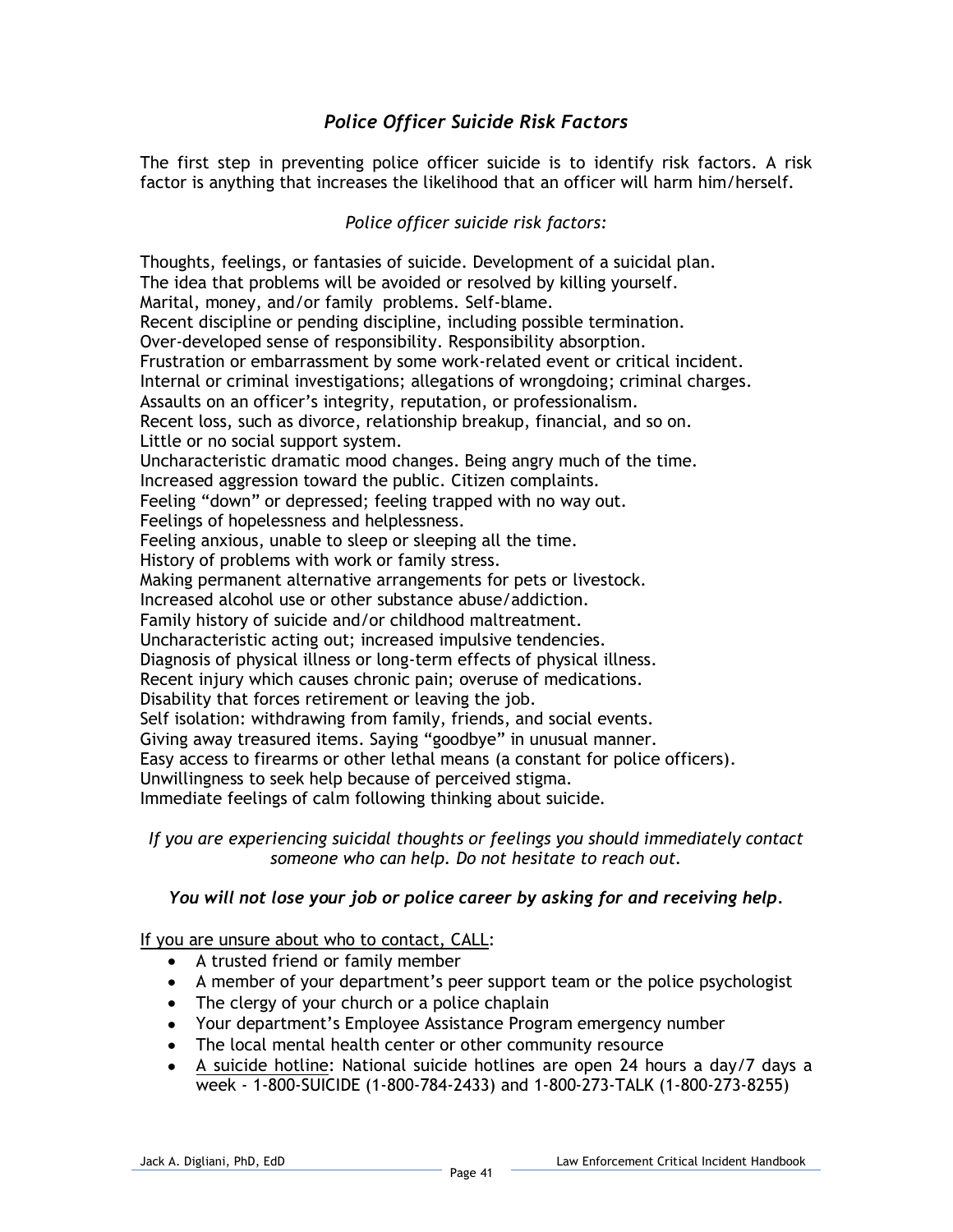## *Police Officer Suicide Risk Factors*

The first step in preventing police officer suicide is to identify risk factors. A risk factor is anything that increases the likelihood that an officer will harm him/herself.

*Police officer suicide risk factors:*

Thoughts, feelings, or fantasies of suicide. Development of a suicidal plan.
The idea that problems will be avoided or resolved by killing yourself.
Marital, money, and/or family problems. Self-blame.
Recent discipline or pending discipline, including possible termination.
Over-developed sense of responsibility. Responsibility absorption.
Frustration or embarrassment by some work-related event or critical incident.
Internal or criminal investigations; allegations of wrongdoing; criminal charges.
Assaults on an officer's integrity, reputation, or professionalism.
Recent loss, such as divorce, relationship breakup, financial, and so on.
Little or no social support system.
Uncharacteristic dramatic mood changes. Being angry much of the time.
Increased aggression toward the public. Citizen complaints.
Feeling "down" or depressed; feeling trapped with no way out.
Feelings of hopelessness and helplessness.
Feeling anxious, unable to sleep or sleeping all the time.
History of problems with work or family stress.
Making permanent alternative arrangements for pets or livestock.
Increased alcohol use or other substance abuse/addiction.
Family history of suicide and/or childhood maltreatment.
Uncharacteristic acting out; increased impulsive tendencies.
Diagnosis of physical illness or long-term effects of physical illness.
Recent injury which causes chronic pain; overuse of medications.
Disability that forces retirement or leaving the job.
Self isolation: withdrawing from family, friends, and social events.
Giving away treasured items. Saying "goodbye" in unusual manner.
Easy access to firearms or other lethal means (a constant for police officers).
Unwillingness to seek help because of perceived stigma.
Immediate feelings of calm following thinking about suicide.

*If you are experiencing suicidal thoughts or feelings you should immediately contact someone who can help. Do not hesitate to reach out.*

***You will not lose your job or police career by asking for and receiving help.***

<u>If you are unsure about who to contact, CALL</u>:

- A trusted friend or family member
- A member of your department's peer support team or the police psychologist
- The clergy of your church or a police chaplain
- Your department's Employee Assistance Program emergency number
- The local mental health center or other community resource
- <u>A suicide hotline</u>: National suicide hotlines are open 24 hours a day/7 days a week - 1-800-SUICIDE (1-800-784-2433) and 1-800-273-TALK (1-800-273-8255)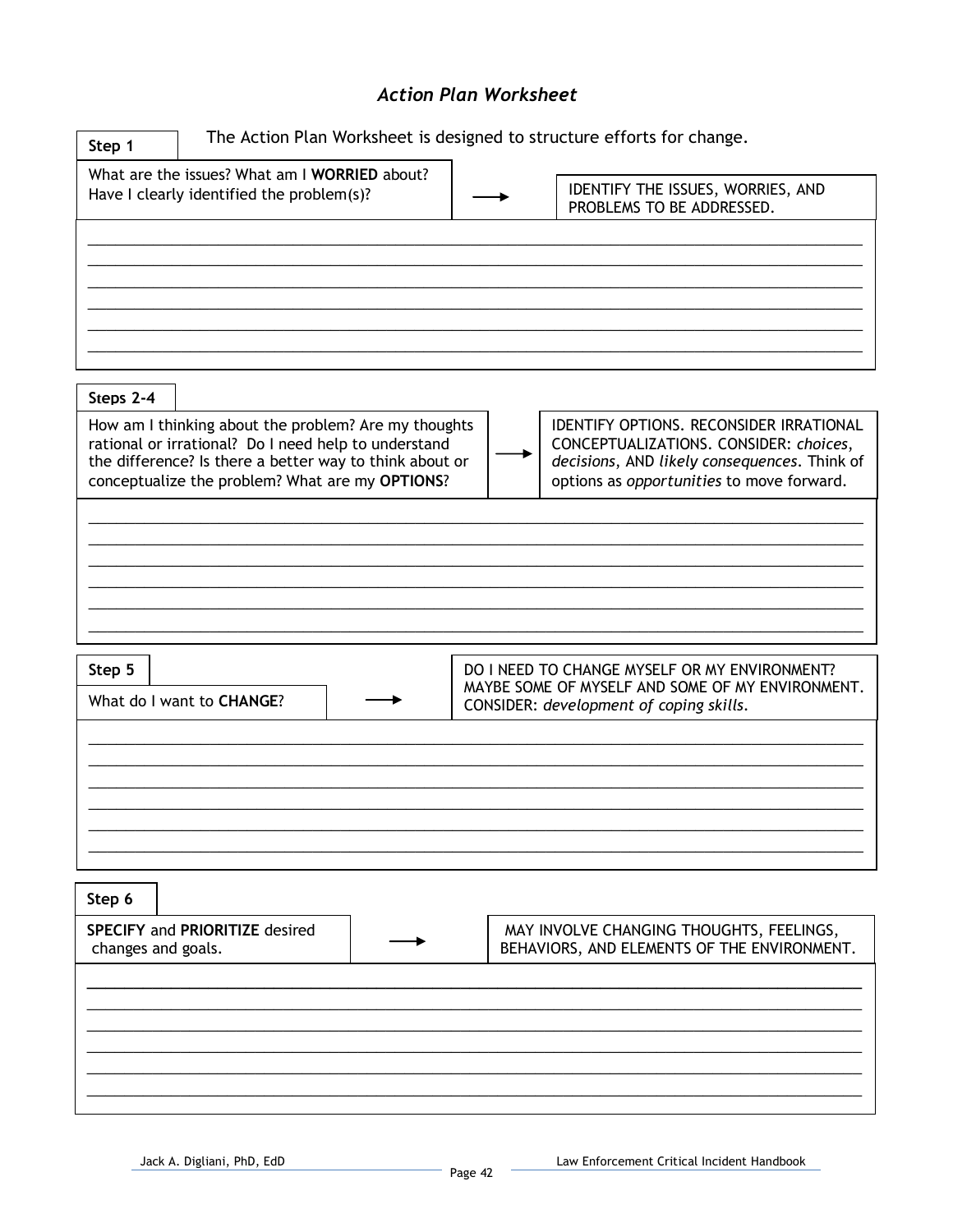# *Action Plan Worksheet*

**Step 1**

The Action Plan Worksheet is designed to structure efforts for change.

What are the issues? What am I **WORRIED** about? Have I clearly identified the problem(s)? → IDENTIFY THE ISSUES, WORRIES, AND PROBLEMS TO BE ADDRESSED.

______________________________________________________________________________
______________________________________________________________________________
______________________________________________________________________________
______________________________________________________________________________
______________________________________________________________________________
______________________________________________________________________________

**Steps 2-4**

How am I thinking about the problem? Are my thoughts rational or irrational? Do I need help to understand the difference? Is there a better way to think about or conceptualize the problem? What are my **OPTIONS**? → IDENTIFY OPTIONS. RECONSIDER IRRATIONAL CONCEPTUALIZATIONS. CONSIDER: *choices*, *decisions*, AND *likely consequences*. Think of options as *opportunities* to move forward.

______________________________________________________________________________
______________________________________________________________________________
______________________________________________________________________________
______________________________________________________________________________
______________________________________________________________________________
______________________________________________________________________________

**Step 5**

What do I want to **CHANGE**? → DO I NEED TO CHANGE MYSELF OR MY ENVIRONMENT? MAYBE SOME OF MYSELF AND SOME OF MY ENVIRONMENT. CONSIDER: *development of coping skills*.

______________________________________________________________________________
______________________________________________________________________________
______________________________________________________________________________
______________________________________________________________________________
______________________________________________________________________________
______________________________________________________________________________

**Step 6**

**SPECIFY** and **PRIORITIZE** desired changes and goals. → MAY INVOLVE CHANGING THOUGHTS, FEELINGS, BEHAVIORS, AND ELEMENTS OF THE ENVIRONMENT.

______________________________________________________________________________
______________________________________________________________________________
______________________________________________________________________________
______________________________________________________________________________
______________________________________________________________________________
______________________________________________________________________________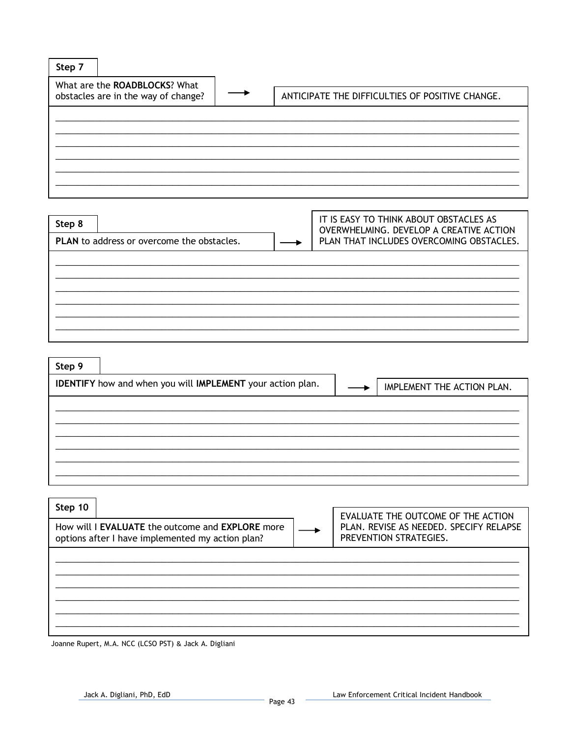**Step 7**

What are the **ROADBLOCKS**? What obstacles are in the way of change? → ANTICIPATE THE DIFFICULTIES OF POSITIVE CHANGE.

______________________________________________________________________________
______________________________________________________________________________
______________________________________________________________________________
______________________________________________________________________________
______________________________________________________________________________
______________________________________________________________________________

**Step 8**

**PLAN** to address or overcome the obstacles. → IT IS EASY TO THINK ABOUT OBSTACLES AS OVERWHELMING. DEVELOP A CREATIVE ACTION PLAN THAT INCLUDES OVERCOMING OBSTACLES.

______________________________________________________________________________
______________________________________________________________________________
______________________________________________________________________________
______________________________________________________________________________
______________________________________________________________________________
______________________________________________________________________________

**Step 9**

**IDENTIFY** how and when you will **IMPLEMENT** your action plan. → IMPLEMENT THE ACTION PLAN.

______________________________________________________________________________
______________________________________________________________________________
______________________________________________________________________________
______________________________________________________________________________
______________________________________________________________________________
______________________________________________________________________________

**Step 10**

How will I **EVALUATE** the outcome and **EXPLORE** more options after I have implemented my action plan? → EVALUATE THE OUTCOME OF THE ACTION PLAN. REVISE AS NEEDED. SPECIFY RELAPSE PREVENTION STRATEGIES.

______________________________________________________________________________
______________________________________________________________________________
______________________________________________________________________________
______________________________________________________________________________
______________________________________________________________________________
______________________________________________________________________________

Joanne Rupert, M.A. NCC (LCSO PST) & Jack A. Digliani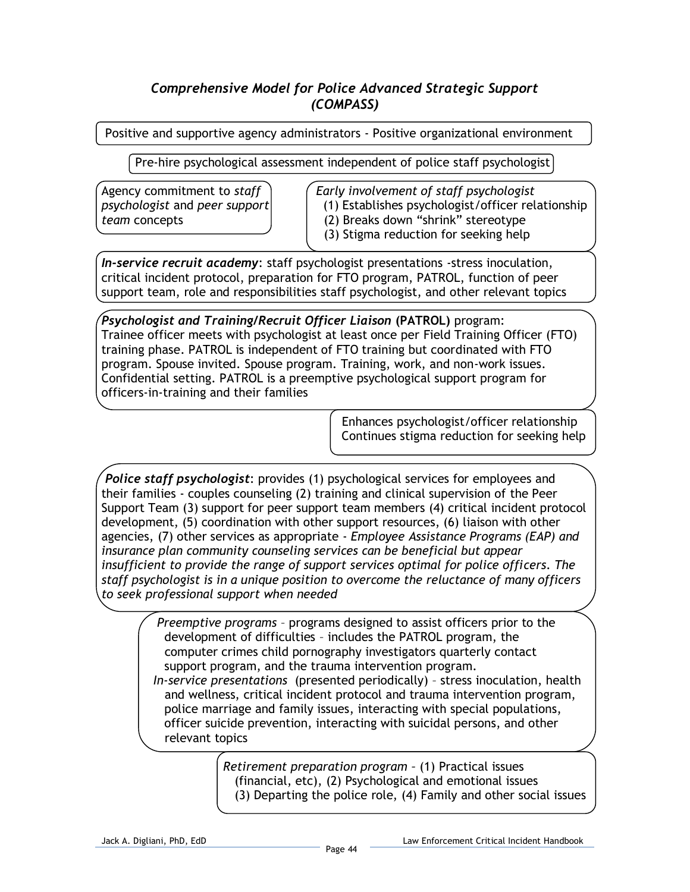## *Comprehensive Model for Police Advanced Strategic Support (COMPASS)*

Positive and supportive agency administrators - Positive organizational environment

Pre-hire psychological assessment independent of police staff psychologist

Agency commitment to *staff psychologist* and *peer support team* concepts

*Early involvement of staff psychologist*
(1) Establishes psychologist/officer relationship
(2) Breaks down "shrink" stereotype
(3) Stigma reduction for seeking help

***In-service recruit academy***: staff psychologist presentations -stress inoculation, critical incident protocol, preparation for FTO program, PATROL, function of peer support team, role and responsibilities staff psychologist, and other relevant topics

***Psychologist and Training/Recruit Officer Liaison* (PATROL)** program: Trainee officer meets with psychologist at least once per Field Training Officer (FTO) training phase. PATROL is independent of FTO training but coordinated with FTO program. Spouse invited. Spouse program. Training, work, and non-work issues. Confidential setting. PATROL is a preemptive psychological support program for officers-in-training and their families

Enhances psychologist/officer relationship
Continues stigma reduction for seeking help

***Police staff psychologist***: provides (1) psychological services for employees and their families - couples counseling (2) training and clinical supervision of the Peer Support Team (3) support for peer support team members (4) critical incident protocol development, (5) coordination with other support resources, (6) liaison with other agencies, (7) other services as appropriate - *Employee Assistance Programs (EAP) and insurance plan community counseling services can be beneficial but appear insufficient to provide the range of support services optimal for police officers. The staff psychologist is in a unique position to overcome the reluctance of many officers to seek professional support when needed*

*Preemptive programs* – programs designed to assist officers prior to the development of difficulties – includes the PATROL program, the computer crimes child pornography investigators quarterly contact support program, and the trauma intervention program.
*In-service presentations* (presented periodically) – stress inoculation, health and wellness, critical incident protocol and trauma intervention program, police marriage and family issues, interacting with special populations, officer suicide prevention, interacting with suicidal persons, and other relevant topics

*Retirement preparation program* – (1) Practical issues (financial, etc), (2) Psychological and emotional issues (3) Departing the police role, (4) Family and other social issues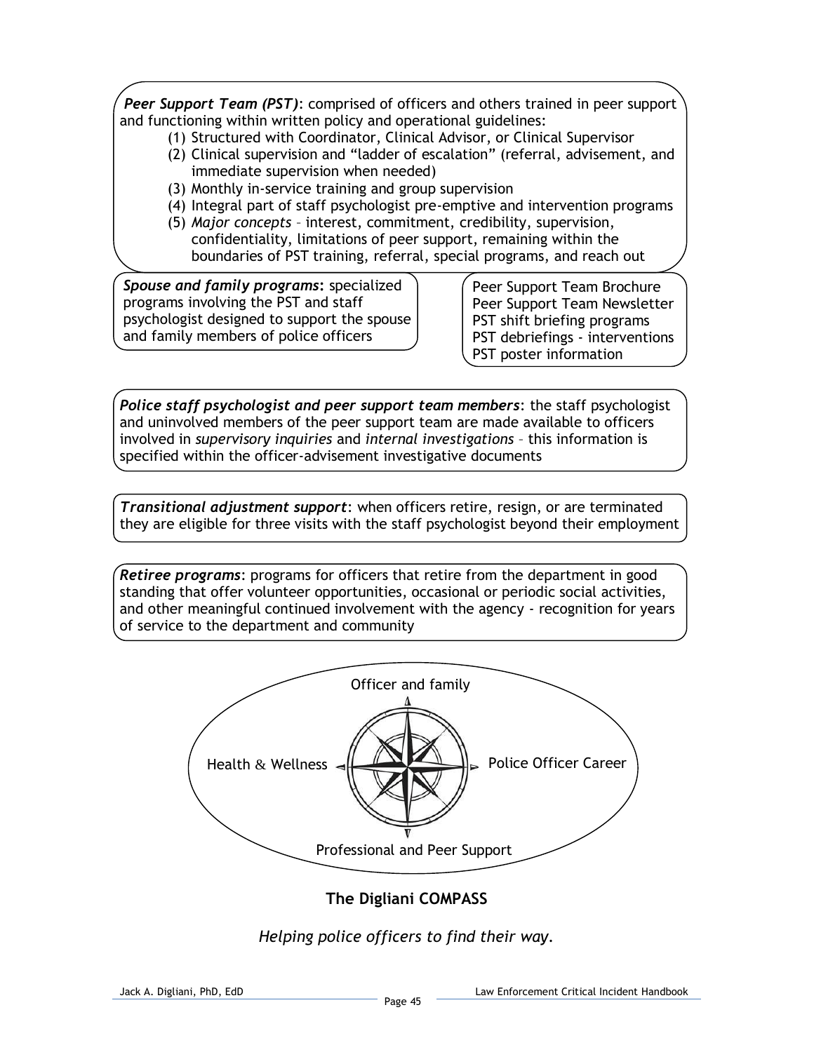***Peer Support Team (PST)***: comprised of officers and others trained in peer support and functioning within written policy and operational guidelines:

1. Structured with Coordinator, Clinical Advisor, or Clinical Supervisor
2. Clinical supervision and "ladder of escalation" (referral, advisement, and immediate supervision when needed)
3. Monthly in-service training and group supervision
4. Integral part of staff psychologist pre-emptive and intervention programs
5. *Major concepts* – interest, commitment, credibility, supervision, confidentiality, limitations of peer support, remaining within the boundaries of PST training, referral, special programs, and reach out

***Spouse and family programs***: specialized programs involving the PST and staff psychologist designed to support the spouse and family members of police officers

Peer Support Team Brochure
Peer Support Team Newsletter
PST shift briefing programs
PST debriefings - interventions
PST poster information

***Police staff psychologist and peer support team members***: the staff psychologist and uninvolved members of the peer support team are made available to officers involved in *supervisory inquiries* and *internal investigations* – this information is specified within the officer-advisement investigative documents

***Transitional adjustment support***: when officers retire, resign, or are terminated they are eligible for three visits with the staff psychologist beyond their employment

***Retiree programs***: programs for officers that retire from the department in good standing that offer volunteer opportunities, occasional or periodic social activities, and other meaningful continued involvement with the agency - recognition for years of service to the department and community

Officer and family

Health & Wellness

Police Officer Career

Professional and Peer Support

**The Digliani COMPASS**

*Helping police officers to find their way.*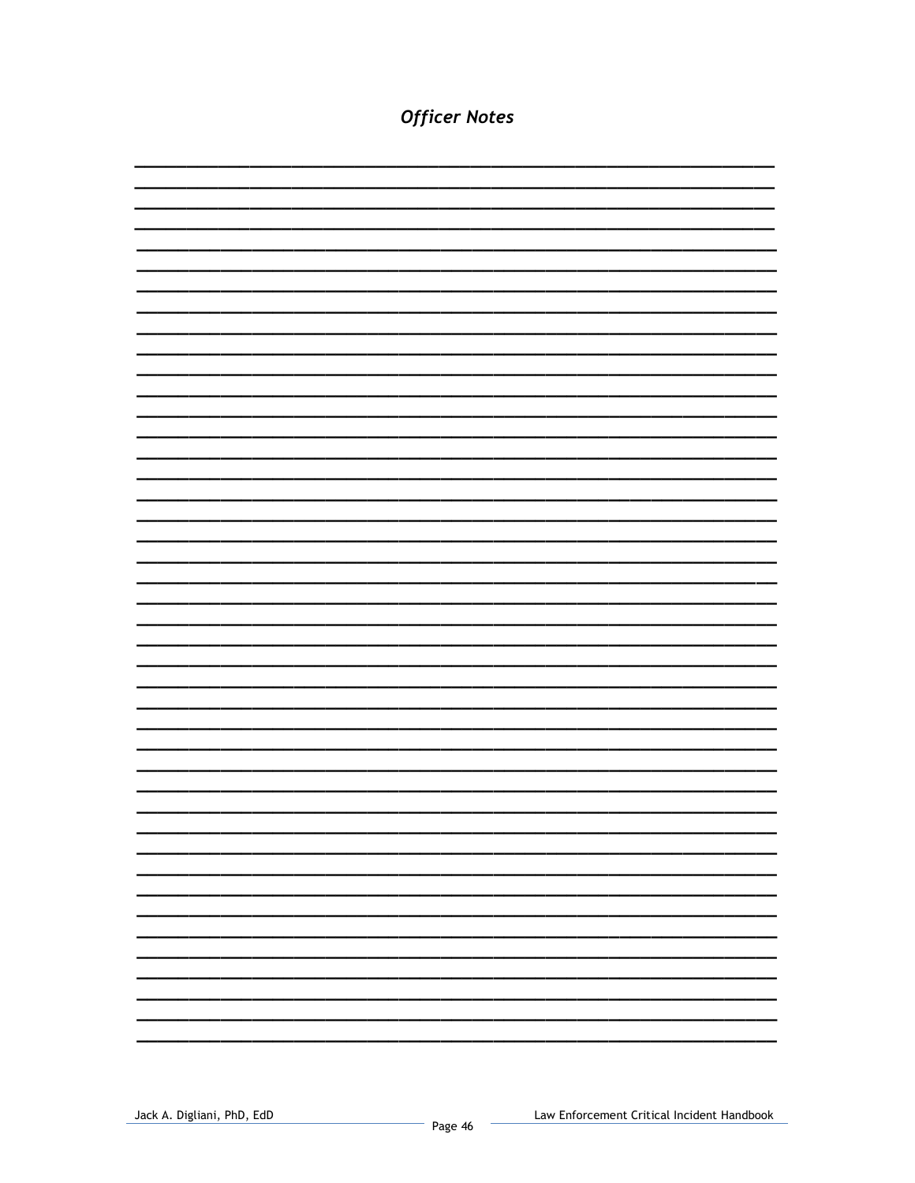## *Officer Notes*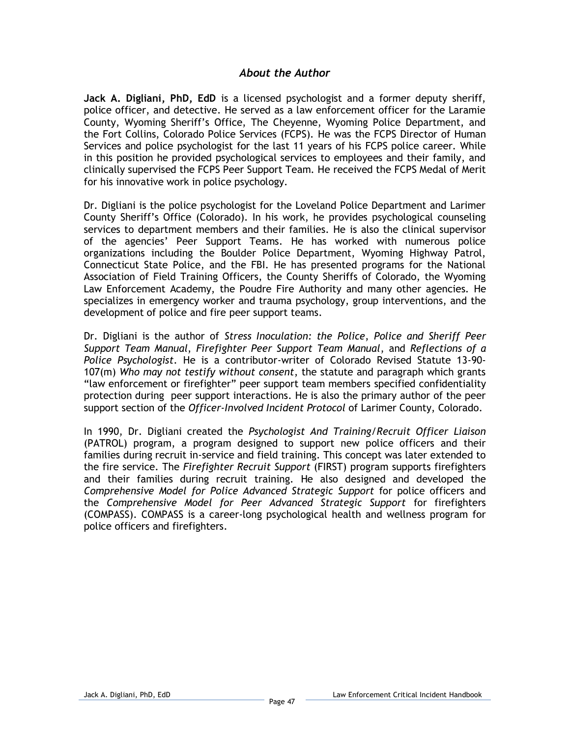## *About the Author*

**Jack A. Digliani, PhD, EdD** is a licensed psychologist and a former deputy sheriff, police officer, and detective. He served as a law enforcement officer for the Laramie County, Wyoming Sheriff's Office, The Cheyenne, Wyoming Police Department, and the Fort Collins, Colorado Police Services (FCPS). He was the FCPS Director of Human Services and police psychologist for the last 11 years of his FCPS police career. While in this position he provided psychological services to employees and their family, and clinically supervised the FCPS Peer Support Team. He received the FCPS Medal of Merit for his innovative work in police psychology.

Dr. Digliani is the police psychologist for the Loveland Police Department and Larimer County Sheriff's Office (Colorado). In his work, he provides psychological counseling services to department members and their families. He is also the clinical supervisor of the agencies' Peer Support Teams. He has worked with numerous police organizations including the Boulder Police Department, Wyoming Highway Patrol, Connecticut State Police, and the FBI. He has presented programs for the National Association of Field Training Officers, the County Sheriffs of Colorado, the Wyoming Law Enforcement Academy, the Poudre Fire Authority and many other agencies. He specializes in emergency worker and trauma psychology, group interventions, and the development of police and fire peer support teams.

Dr. Digliani is the author of *Stress Inoculation: the Police*, *Police and Sheriff Peer Support Team Manual*, *Firefighter Peer Support Team Manual*, and *Reflections of a Police Psychologist*. He is a contributor-writer of Colorado Revised Statute 13-90-107(m) *Who may not testify without consent*, the statute and paragraph which grants "law enforcement or firefighter" peer support team members specified confidentiality protection during peer support interactions. He is also the primary author of the peer support section of the *Officer-Involved Incident Protocol* of Larimer County, Colorado.

In 1990, Dr. Digliani created the *Psychologist And Training/Recruit Officer Liaison* (PATROL) program, a program designed to support new police officers and their families during recruit in-service and field training. This concept was later extended to the fire service. The *Firefighter Recruit Support* (FIRST) program supports firefighters and their families during recruit training. He also designed and developed the *Comprehensive Model for Police Advanced Strategic Support* for police officers and the *Comprehensive Model for Peer Advanced Strategic Support* for firefighters (COMPASS). COMPASS is a career-long psychological health and wellness program for police officers and firefighters.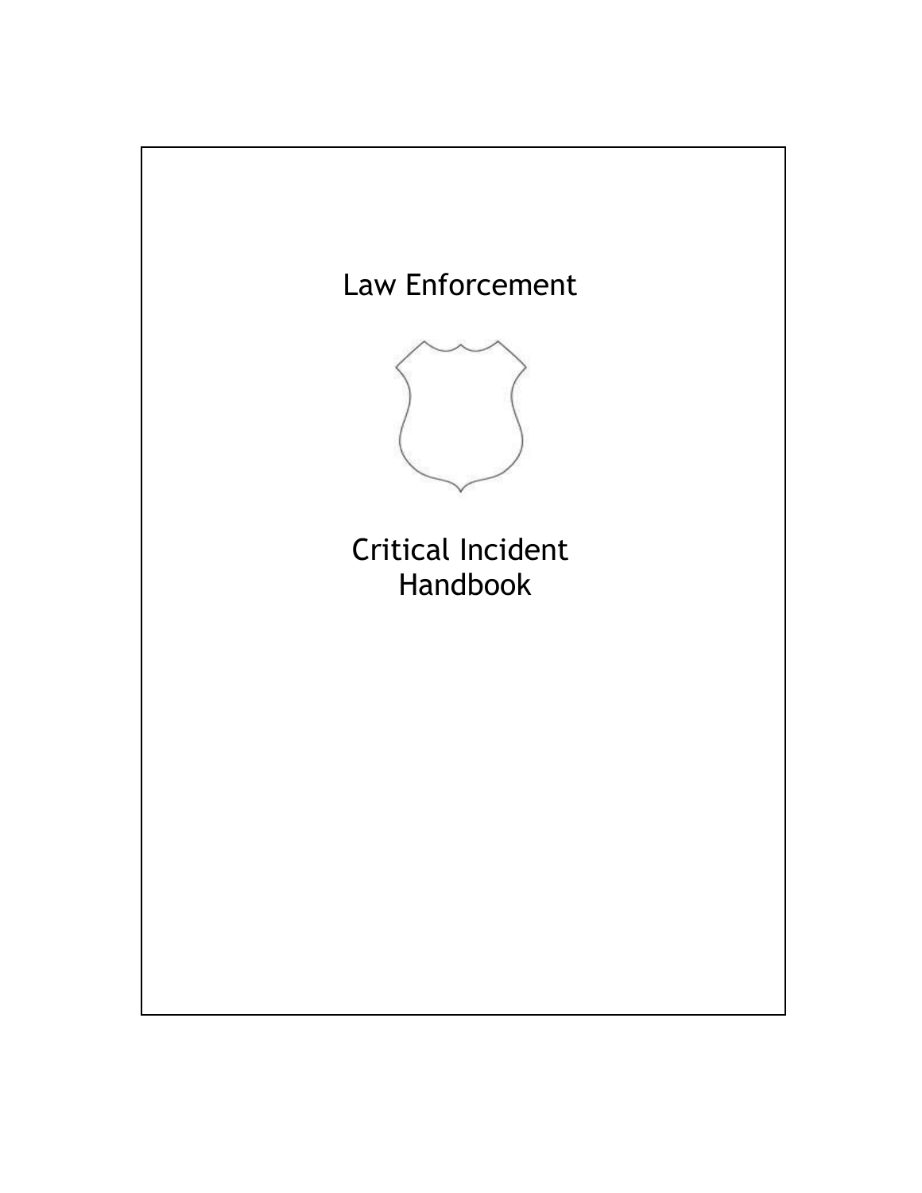Law Enforcement

Critical Incident Handbook